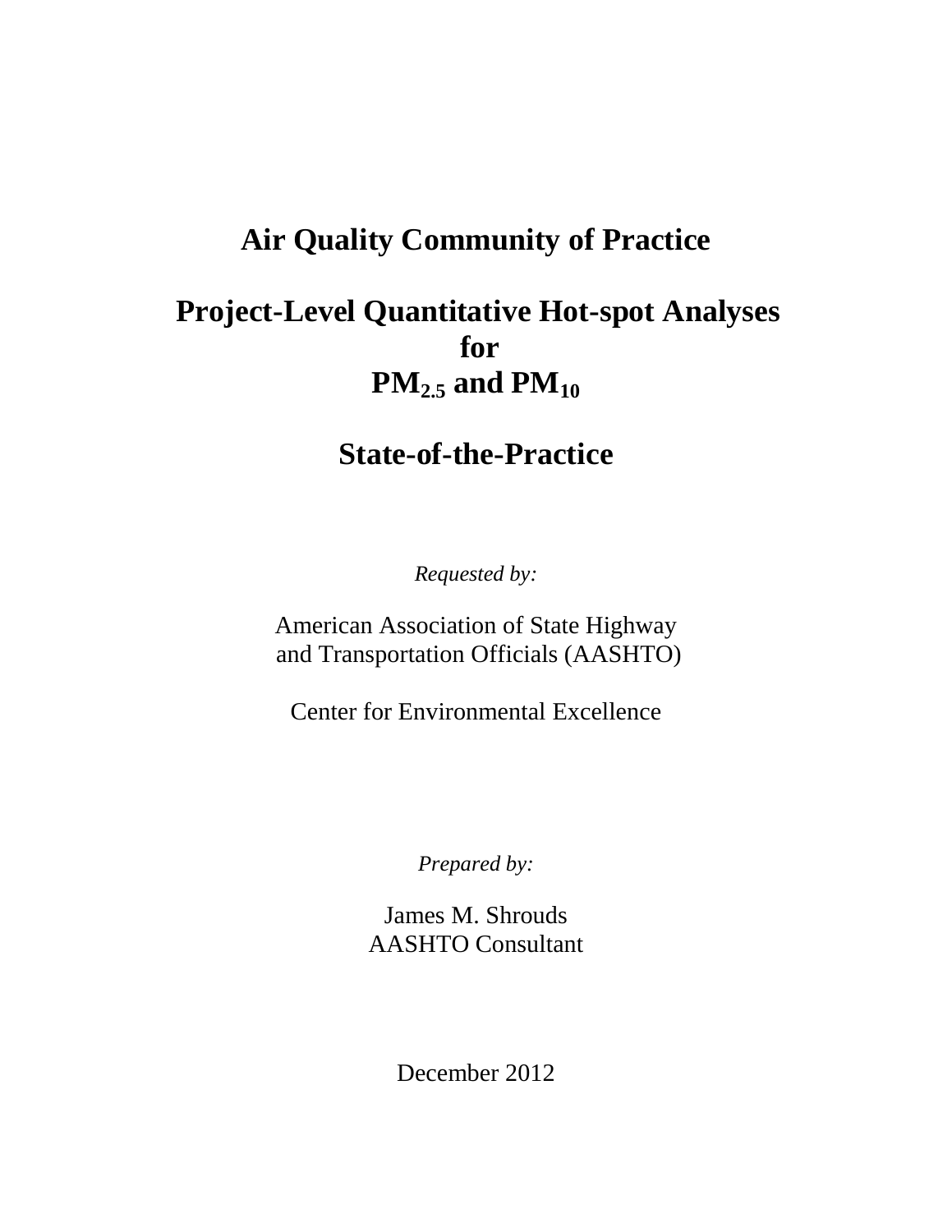# Air Quality Community of Practice

# Project-Level Quantitative Hot-spot Analyses for $PM_{2.5}$ and $PM_{10}$

## State-of-the-Practice

*Requested by:*

American Association of State Highway and Transportation Officials (AASHTO)

Center for Environmental Excellence

*Prepared by:*

James M. Shrouds
AASHTO Consultant

December 2012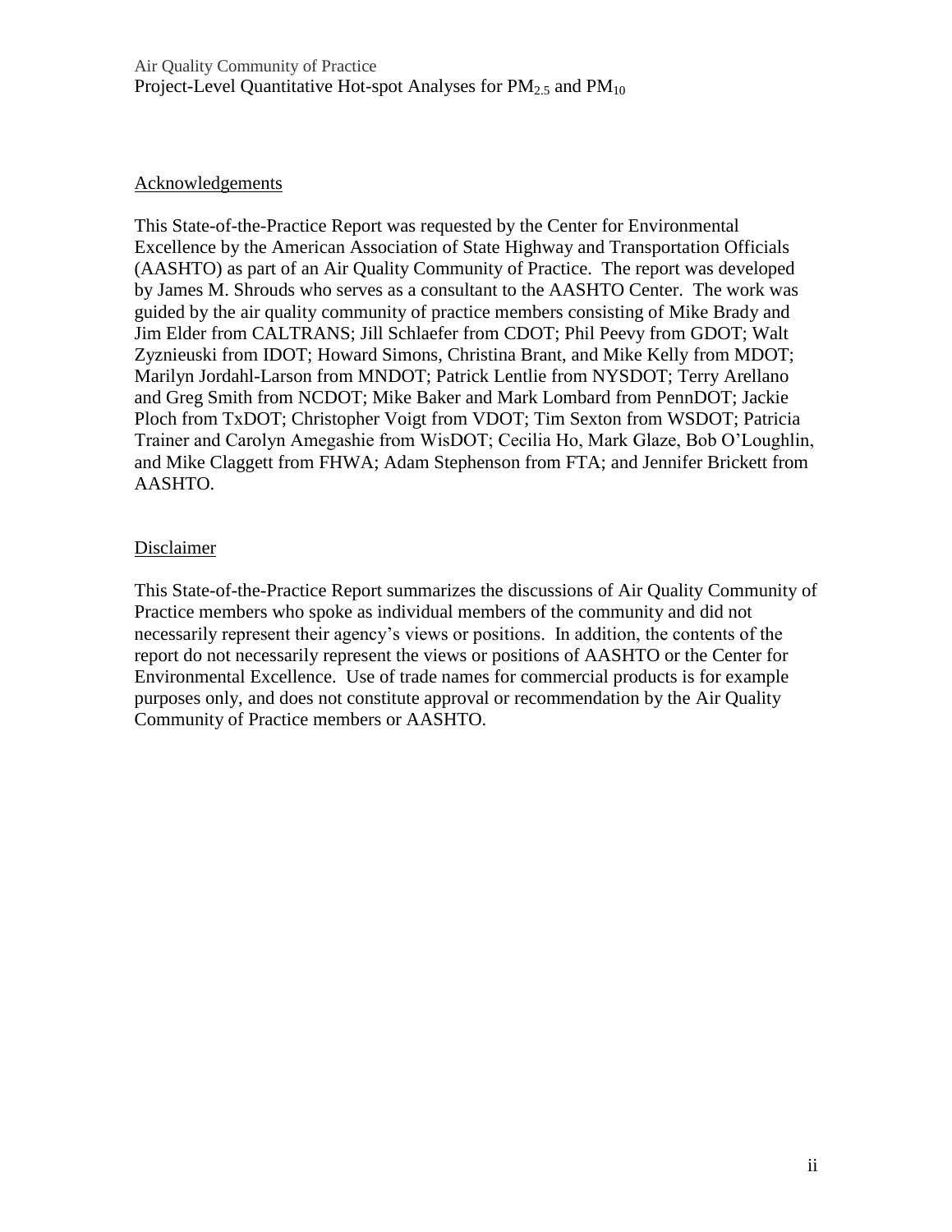## Acknowledgements

This State-of-the-Practice Report was requested by the Center for Environmental Excellence by the American Association of State Highway and Transportation Officials (AASHTO) as part of an Air Quality Community of Practice. The report was developed by James M. Shrouds who serves as a consultant to the AASHTO Center. The work was guided by the air quality community of practice members consisting of Mike Brady and Jim Elder from CALTRANS; Jill Schlaefer from CDOT; Phil Peevy from GDOT; Walt Zyznieuski from IDOT; Howard Simons, Christina Brant, and Mike Kelly from MDOT; Marilyn Jordahl-Larson from MNDOT; Patrick Lentlie from NYSDOT; Terry Arellano and Greg Smith from NCDOT; Mike Baker and Mark Lombard from PennDOT; Jackie Ploch from TxDOT; Christopher Voigt from VDOT; Tim Sexton from WSDOT; Patricia Trainer and Carolyn Amegashie from WisDOT; Cecilia Ho, Mark Glaze, Bob O'Loughlin, and Mike Claggett from FHWA; Adam Stephenson from FTA; and Jennifer Brickett from AASHTO.

## Disclaimer

This State-of-the-Practice Report summarizes the discussions of Air Quality Community of Practice members who spoke as individual members of the community and did not necessarily represent their agency's views or positions. In addition, the contents of the report do not necessarily represent the views or positions of AASHTO or the Center for Environmental Excellence. Use of trade names for commercial products is for example purposes only, and does not constitute approval or recommendation by the Air Quality Community of Practice members or AASHTO.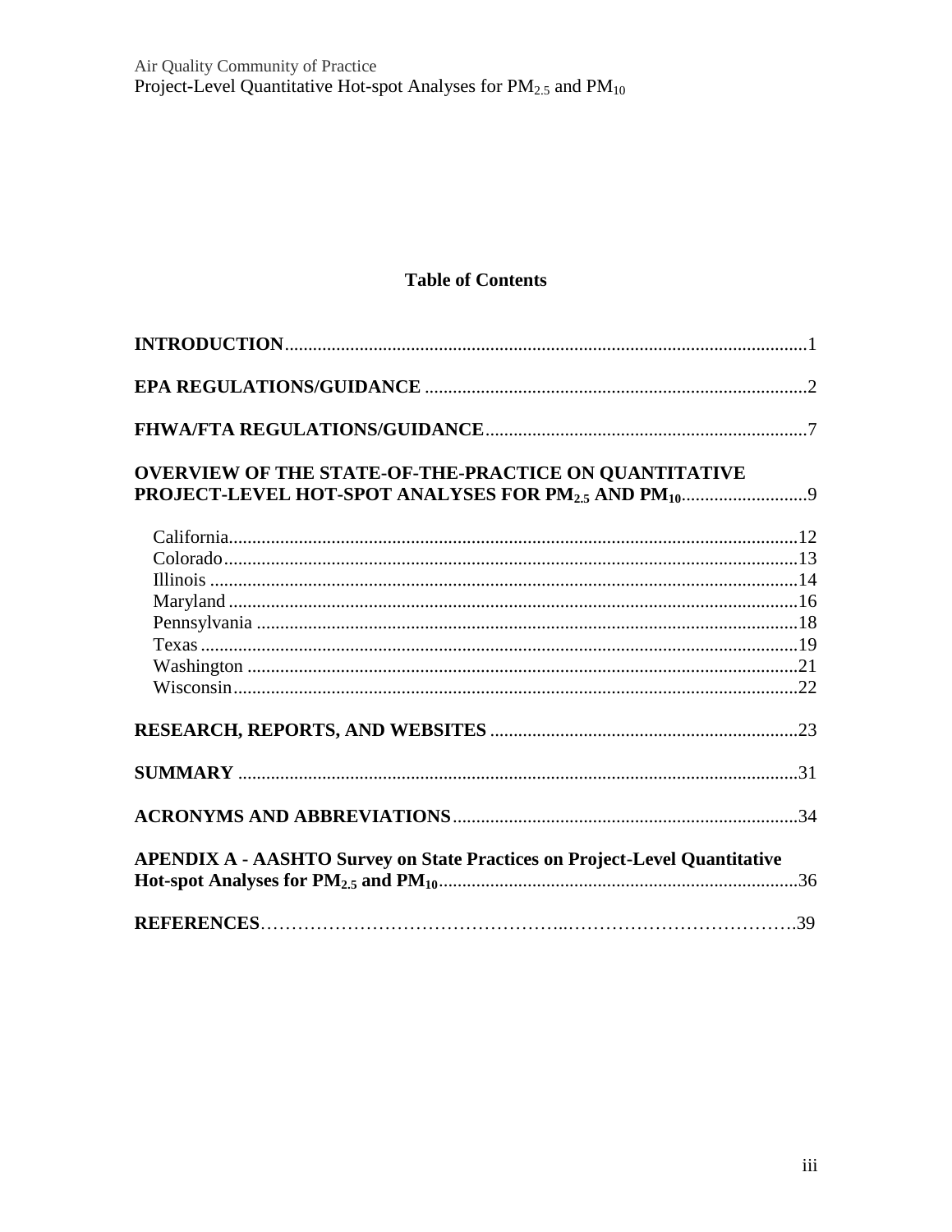## Table of Contents

**INTRODUCTION**...1

**EPA REGULATIONS/GUIDANCE**...2

**FHWA/FTA REGULATIONS/GUIDANCE**...7

**OVERVIEW OF THE STATE-OF-THE-PRACTICE ON QUANTITATIVE PROJECT-LEVEL HOT-SPOT ANALYSES FOR $PM_{2.5}$ AND $PM_{10}$**...9

- California...12
- Colorado...13
- Illinois...14
- Maryland...16
- Pennsylvania...18
- Texas...19
- Washington...21
- Wisconsin...22

**RESEARCH, REPORTS, AND WEBSITES**...23

**SUMMARY**...31

**ACRONYMS AND ABBREVIATIONS**...34

**APENDIX A - AASHTO Survey on State Practices on Project-Level Quantitative Hot-spot Analyses for $PM_{2.5}$ and $PM_{10}$**...36

**REFERENCES**...39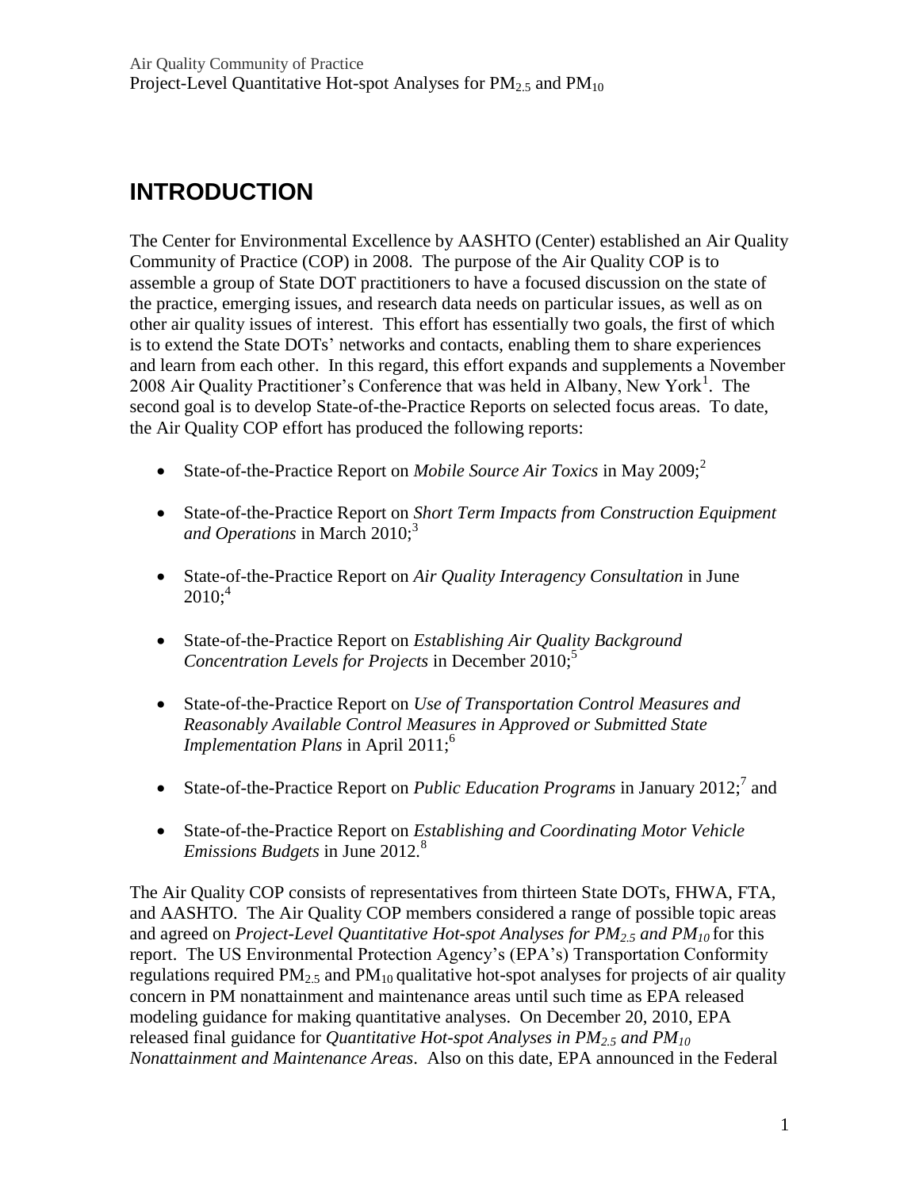# INTRODUCTION

The Center for Environmental Excellence by AASHTO (Center) established an Air Quality Community of Practice (COP) in 2008. The purpose of the Air Quality COP is to assemble a group of State DOT practitioners to have a focused discussion on the state of the practice, emerging issues, and research data needs on particular issues, as well as on other air quality issues of interest. This effort has essentially two goals, the first of which is to extend the State DOTs' networks and contacts, enabling them to share experiences and learn from each other. In this regard, this effort expands and supplements a November 2008 Air Quality Practitioner's Conference that was held in Albany, New York[1]. The second goal is to develop State-of-the-Practice Reports on selected focus areas. To date, the Air Quality COP effort has produced the following reports:

- State-of-the-Practice Report on *Mobile Source Air Toxics* in May 2009;[2]
- State-of-the-Practice Report on *Short Term Impacts from Construction Equipment and Operations* in March 2010;[3]
- State-of-the-Practice Report on *Air Quality Interagency Consultation* in June 2010;[4]
- State-of-the-Practice Report on *Establishing Air Quality Background Concentration Levels for Projects* in December 2010;[5]
- State-of-the-Practice Report on *Use of Transportation Control Measures and Reasonably Available Control Measures in Approved or Submitted State Implementation Plans* in April 2011;[6]
- State-of-the-Practice Report on *Public Education Programs* in January 2012;[7] and
- State-of-the-Practice Report on *Establishing and Coordinating Motor Vehicle Emissions Budgets* in June 2012.[8]

The Air Quality COP consists of representatives from thirteen State DOTs, FHWA, FTA, and AASHTO. The Air Quality COP members considered a range of possible topic areas and agreed on *Project-Level Quantitative Hot-spot Analyses for $PM_{2.5}$ and $PM_{10}$* for this report. The US Environmental Protection Agency's (EPA's) Transportation Conformity regulations required $PM_{2.5}$ and $PM_{10}$ qualitative hot-spot analyses for projects of air quality concern in PM nonattainment and maintenance areas until such time as EPA released modeling guidance for making quantitative analyses. On December 20, 2010, EPA released final guidance for *Quantitative Hot-spot Analyses in $PM_{2.5}$ and $PM_{10}$ Nonattainment and Maintenance Areas*. Also on this date, EPA announced in the Federal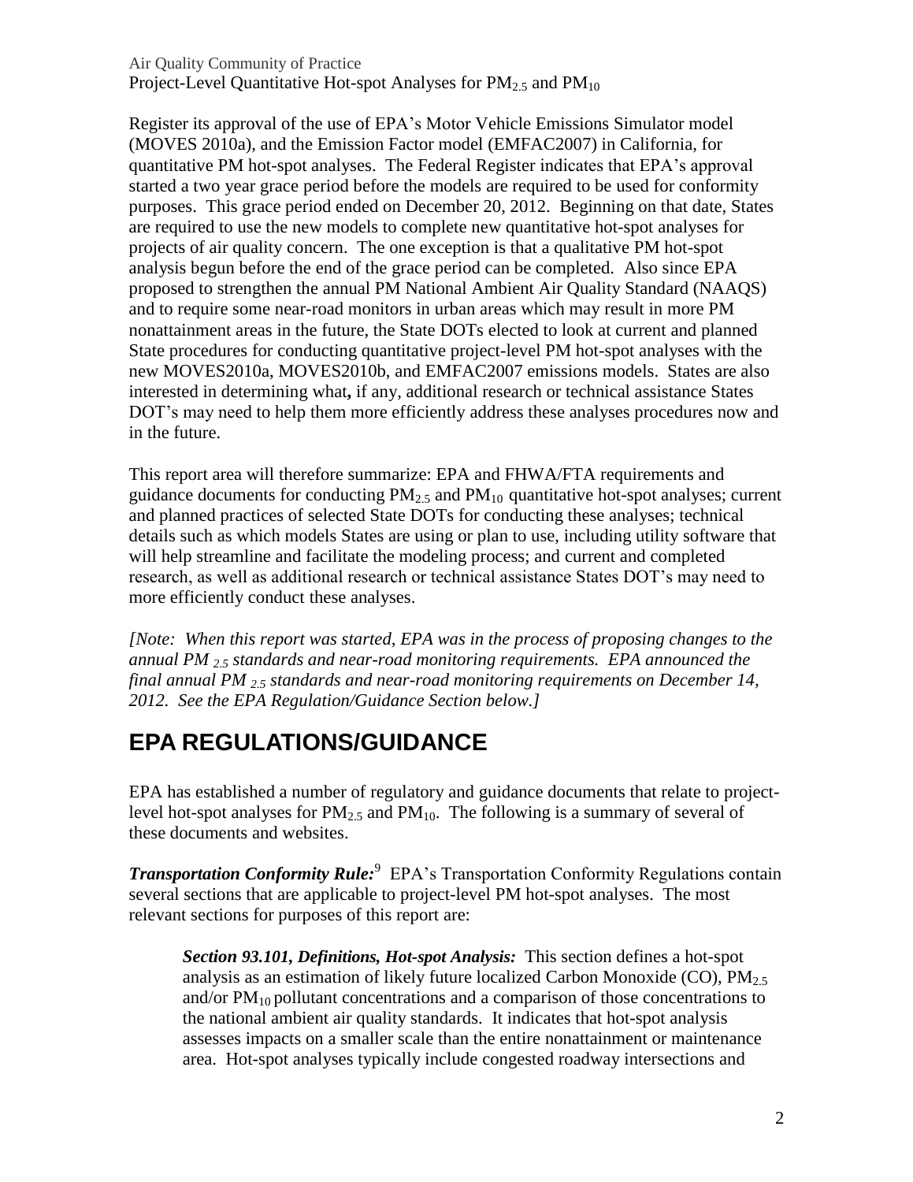Register its approval of the use of EPA's Motor Vehicle Emissions Simulator model (MOVES 2010a), and the Emission Factor model (EMFAC2007) in California, for quantitative PM hot-spot analyses. The Federal Register indicates that EPA's approval started a two year grace period before the models are required to be used for conformity purposes. This grace period ended on December 20, 2012. Beginning on that date, States are required to use the new models to complete new quantitative hot-spot analyses for projects of air quality concern. The one exception is that a qualitative PM hot-spot analysis begun before the end of the grace period can be completed. Also since EPA proposed to strengthen the annual PM National Ambient Air Quality Standard (NAAQS) and to require some near-road monitors in urban areas which may result in more PM nonattainment areas in the future, the State DOTs elected to look at current and planned State procedures for conducting quantitative project-level PM hot-spot analyses with the new MOVES2010a, MOVES2010b, and EMFAC2007 emissions models. States are also interested in determining what**,** if any, additional research or technical assistance States DOT's may need to help them more efficiently address these analyses procedures now and in the future.

This report area will therefore summarize: EPA and FHWA/FTA requirements and guidance documents for conducting $PM_{2.5}$ and $PM_{10}$ quantitative hot-spot analyses; current and planned practices of selected State DOTs for conducting these analyses; technical details such as which models States are using or plan to use, including utility software that will help streamline and facilitate the modeling process; and current and completed research, as well as additional research or technical assistance States DOT's may need to more efficiently conduct these analyses.

*[Note: When this report was started, EPA was in the process of proposing changes to the annual $PM_{2.5}$ standards and near-road monitoring requirements. EPA announced the final annual $PM_{2.5}$ standards and near-road monitoring requirements on December 14, 2012. See the EPA Regulation/Guidance Section below.]*

# EPA REGULATIONS/GUIDANCE

EPA has established a number of regulatory and guidance documents that relate to project-level hot-spot analyses for $PM_{2.5}$ and $PM_{10}$. The following is a summary of several of these documents and websites.

***Transportation Conformity Rule:***[9] EPA's Transportation Conformity Regulations contain several sections that are applicable to project-level PM hot-spot analyses. The most relevant sections for purposes of this report are:

> ***Section 93.101, Definitions, Hot-spot Analysis:*** This section defines a hot-spot analysis as an estimation of likely future localized Carbon Monoxide (CO), $PM_{2.5}$ and/or $PM_{10}$ pollutant concentrations and a comparison of those concentrations to the national ambient air quality standards. It indicates that hot-spot analysis assesses impacts on a smaller scale than the entire nonattainment or maintenance area. Hot-spot analyses typically include congested roadway intersections and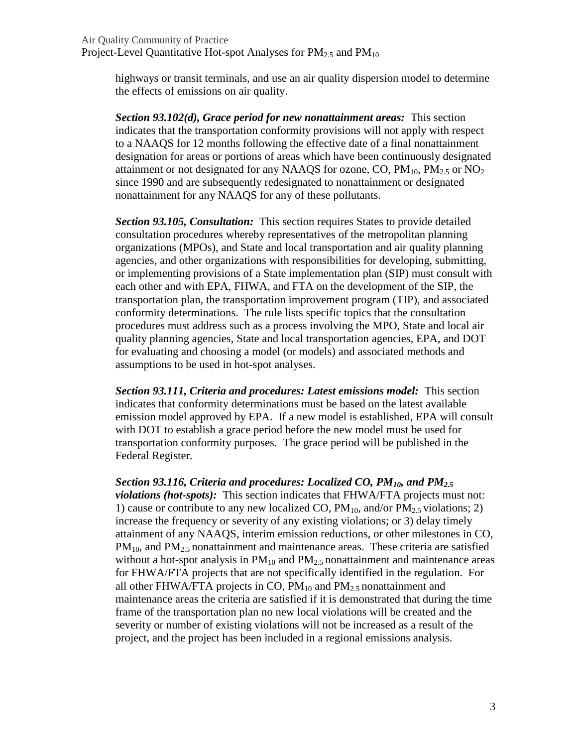highways or transit terminals, and use an air quality dispersion model to determine the effects of emissions on air quality.

***Section 93.102(d), Grace period for new nonattainment areas:*** This section indicates that the transportation conformity provisions will not apply with respect to a NAAQS for 12 months following the effective date of a final nonattainment designation for areas or portions of areas which have been continuously designated attainment or not designated for any NAAQS for ozone, CO, $PM_{10}$, $PM_{2.5}$ or $NO_2$ since 1990 and are subsequently redesignated to nonattainment or designated nonattainment for any NAAQS for any of these pollutants.

***Section 93.105, Consultation:*** This section requires States to provide detailed consultation procedures whereby representatives of the metropolitan planning organizations (MPOs), and State and local transportation and air quality planning agencies, and other organizations with responsibilities for developing, submitting, or implementing provisions of a State implementation plan (SIP) must consult with each other and with EPA, FHWA, and FTA on the development of the SIP, the transportation plan, the transportation improvement program (TIP), and associated conformity determinations. The rule lists specific topics that the consultation procedures must address such as a process involving the MPO, State and local air quality planning agencies, State and local transportation agencies, EPA, and DOT for evaluating and choosing a model (or models) and associated methods and assumptions to be used in hot-spot analyses.

***Section 93.111, Criteria and procedures: Latest emissions model:*** This section indicates that conformity determinations must be based on the latest available emission model approved by EPA. If a new model is established, EPA will consult with DOT to establish a grace period before the new model must be used for transportation conformity purposes. The grace period will be published in the Federal Register.

***Section 93.116, Criteria and procedures: Localized CO, $PM_{10}$, and $PM_{2.5}$ violations (hot-spots):*** This section indicates that FHWA/FTA projects must not: 1) cause or contribute to any new localized CO, $PM_{10}$, and/or $PM_{2.5}$ violations; 2) increase the frequency or severity of any existing violations; or 3) delay timely attainment of any NAAQS, interim emission reductions, or other milestones in CO, $PM_{10}$, and $PM_{2.5}$ nonattainment and maintenance areas. These criteria are satisfied without a hot-spot analysis in $PM_{10}$ and $PM_{2.5}$ nonattainment and maintenance areas for FHWA/FTA projects that are not specifically identified in the regulation. For all other FHWA/FTA projects in CO, $PM_{10}$ and $PM_{2.5}$ nonattainment and maintenance areas the criteria are satisfied if it is demonstrated that during the time frame of the transportation plan no new local violations will be created and the severity or number of existing violations will not be increased as a result of the project, and the project has been included in a regional emissions analysis.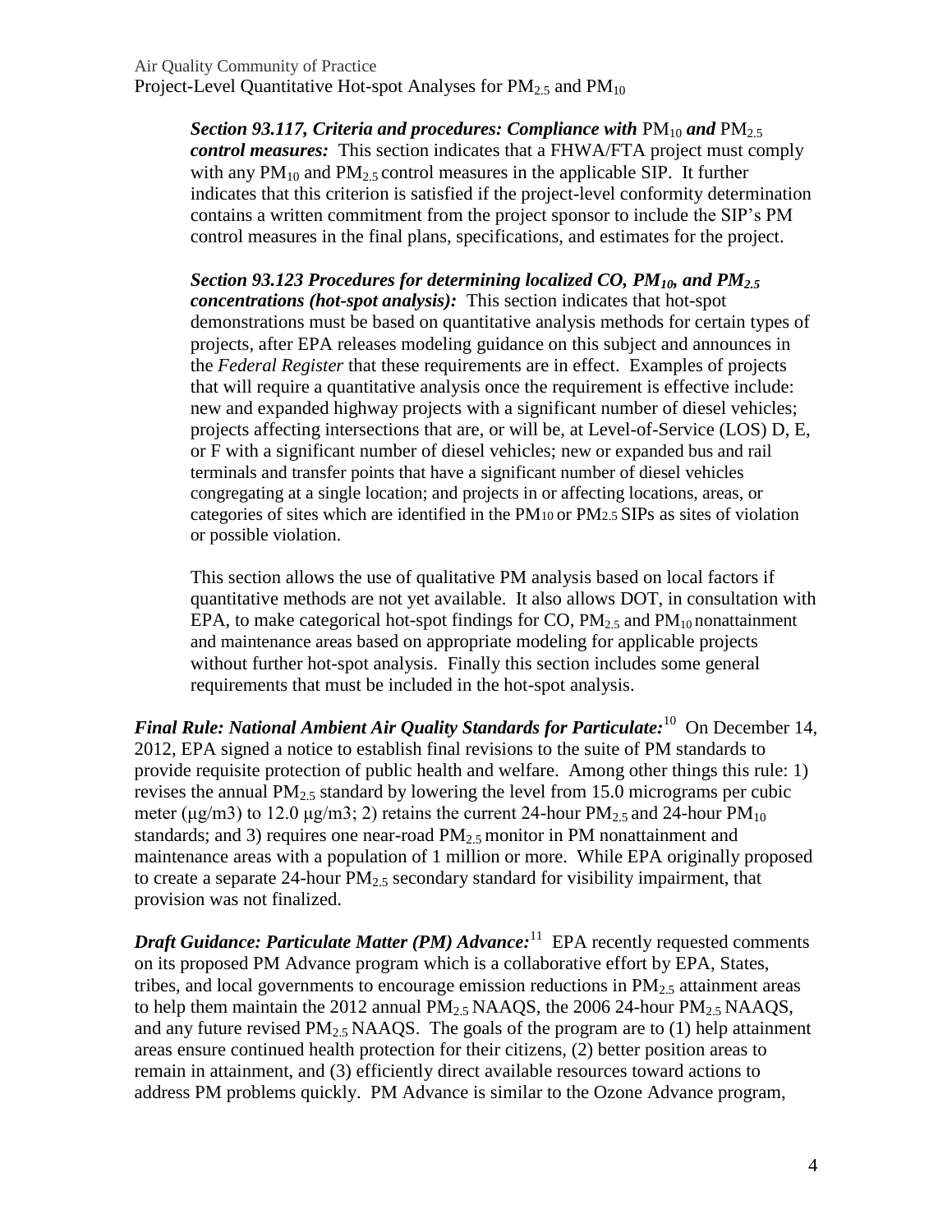***Section 93.117, Criteria and procedures: Compliance with*** $PM_{10}$ ***and*** $PM_{2.5}$ ***control measures:*** This section indicates that a FHWA/FTA project must comply with any $PM_{10}$ and $PM_{2.5}$ control measures in the applicable SIP. It further indicates that this criterion is satisfied if the project-level conformity determination contains a written commitment from the project sponsor to include the SIP's PM control measures in the final plans, specifications, and estimates for the project.

***Section 93.123 Procedures for determining localized CO, $PM_{10}$, and $PM_{2.5}$ concentrations (hot-spot analysis):*** This section indicates that hot-spot demonstrations must be based on quantitative analysis methods for certain types of projects, after EPA releases modeling guidance on this subject and announces in the *Federal Register* that these requirements are in effect. Examples of projects that will require a quantitative analysis once the requirement is effective include: new and expanded highway projects with a significant number of diesel vehicles; projects affecting intersections that are, or will be, at Level-of-Service (LOS) D, E, or F with a significant number of diesel vehicles; new or expanded bus and rail terminals and transfer points that have a significant number of diesel vehicles congregating at a single location; and projects in or affecting locations, areas, or categories of sites which are identified in the $PM_{10}$ or $PM_{2.5}$ SIPs as sites of violation or possible violation.

This section allows the use of qualitative PM analysis based on local factors if quantitative methods are not yet available. It also allows DOT, in consultation with EPA, to make categorical hot-spot findings for CO, $PM_{2.5}$ and $PM_{10}$ nonattainment and maintenance areas based on appropriate modeling for applicable projects without further hot-spot analysis. Finally this section includes some general requirements that must be included in the hot-spot analysis.

***Final Rule: National Ambient Air Quality Standards for Particulate:***[10] On December 14, 2012, EPA signed a notice to establish final revisions to the suite of PM standards to provide requisite protection of public health and welfare. Among other things this rule: 1) revises the annual $PM_{2.5}$ standard by lowering the level from 15.0 micrograms per cubic meter (μg/m3) to 12.0 μg/m3; 2) retains the current 24-hour $PM_{2.5}$ and 24-hour $PM_{10}$ standards; and 3) requires one near-road $PM_{2.5}$ monitor in PM nonattainment and maintenance areas with a population of 1 million or more. While EPA originally proposed to create a separate 24-hour $PM_{2.5}$ secondary standard for visibility impairment, that provision was not finalized.

***Draft Guidance: Particulate Matter (PM) Advance:***[11] EPA recently requested comments on its proposed PM Advance program which is a collaborative effort by EPA, States, tribes, and local governments to encourage emission reductions in $PM_{2.5}$ attainment areas to help them maintain the 2012 annual $PM_{2.5}$ NAAQS, the 2006 24-hour $PM_{2.5}$ NAAQS, and any future revised $PM_{2.5}$ NAAQS. The goals of the program are to (1) help attainment areas ensure continued health protection for their citizens, (2) better position areas to remain in attainment, and (3) efficiently direct available resources toward actions to address PM problems quickly. PM Advance is similar to the Ozone Advance program,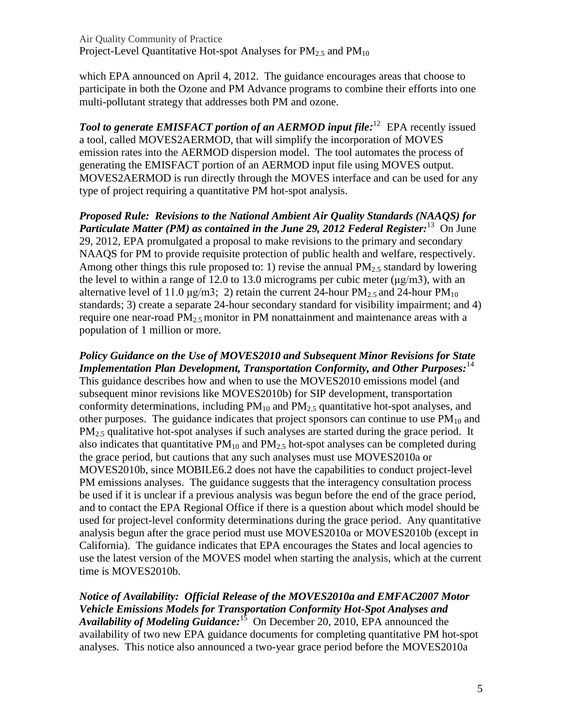which EPA announced on April 4, 2012. The guidance encourages areas that choose to participate in both the Ozone and PM Advance programs to combine their efforts into one multi-pollutant strategy that addresses both PM and ozone.

***Tool to generate EMISFACT portion of an AERMOD input file:***[12] EPA recently issued a tool, called MOVES2AERMOD, that will simplify the incorporation of MOVES emission rates into the AERMOD dispersion model. The tool automates the process of generating the EMISFACT portion of an AERMOD input file using MOVES output. MOVES2AERMOD is run directly through the MOVES interface and can be used for any type of project requiring a quantitative PM hot-spot analysis.

***Proposed Rule: Revisions to the National Ambient Air Quality Standards (NAAQS) for Particulate Matter (PM) as contained in the June 29, 2012 Federal Register:***[13] On June 29, 2012, EPA promulgated a proposal to make revisions to the primary and secondary NAAQS for PM to provide requisite protection of public health and welfare, respectively. Among other things this rule proposed to: 1) revise the annual $PM_{2.5}$ standard by lowering the level to within a range of 12.0 to 13.0 micrograms per cubic meter (μg/m3), with an alternative level of 11.0 μg/m3; 2) retain the current 24-hour $PM_{2.5}$ and 24-hour $PM_{10}$ standards; 3) create a separate 24-hour secondary standard for visibility impairment; and 4) require one near-road $PM_{2.5}$ monitor in PM nonattainment and maintenance areas with a population of 1 million or more.

***Policy Guidance on the Use of MOVES2010 and Subsequent Minor Revisions for State Implementation Plan Development, Transportation Conformity, and Other Purposes:***[14] This guidance describes how and when to use the MOVES2010 emissions model (and subsequent minor revisions like MOVES2010b) for SIP development, transportation conformity determinations, including $PM_{10}$ and $PM_{2.5}$ quantitative hot-spot analyses, and other purposes. The guidance indicates that project sponsors can continue to use $PM_{10}$ and $PM_{2.5}$ qualitative hot-spot analyses if such analyses are started during the grace period. It also indicates that quantitative $PM_{10}$ and $PM_{2.5}$ hot-spot analyses can be completed during the grace period, but cautions that any such analyses must use MOVES2010a or MOVES2010b, since MOBILE6.2 does not have the capabilities to conduct project-level PM emissions analyses. The guidance suggests that the interagency consultation process be used if it is unclear if a previous analysis was begun before the end of the grace period, and to contact the EPA Regional Office if there is a question about which model should be used for project-level conformity determinations during the grace period. Any quantitative analysis begun after the grace period must use MOVES2010a or MOVES2010b (except in California). The guidance indicates that EPA encourages the States and local agencies to use the latest version of the MOVES model when starting the analysis, which at the current time is MOVES2010b.

***Notice of Availability: Official Release of the MOVES2010a and EMFAC2007 Motor Vehicle Emissions Models for Transportation Conformity Hot-Spot Analyses and Availability of Modeling Guidance:***[15] On December 20, 2010, EPA announced the availability of two new EPA guidance documents for completing quantitative PM hot-spot analyses. This notice also announced a two-year grace period before the MOVES2010a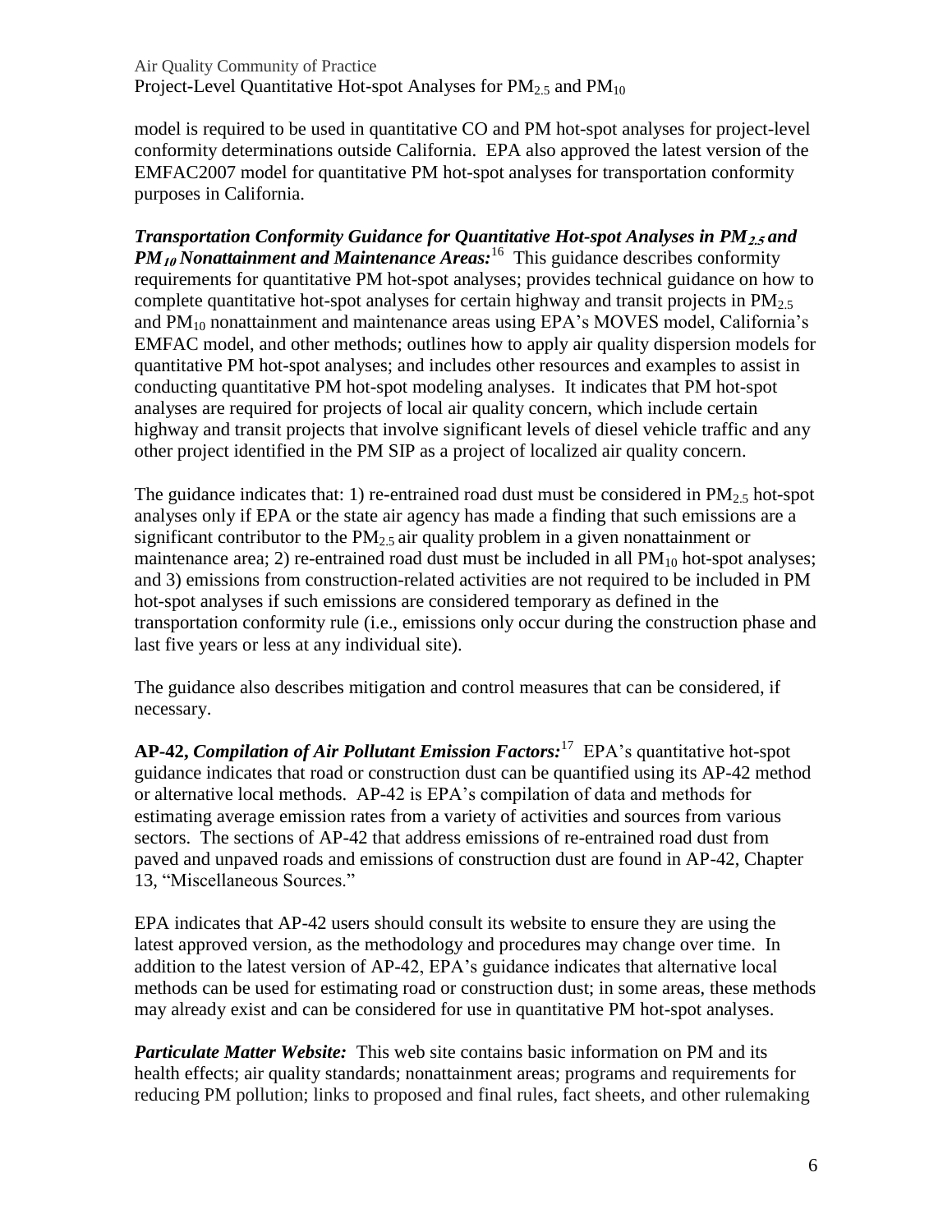model is required to be used in quantitative CO and PM hot-spot analyses for project-level conformity determinations outside California. EPA also approved the latest version of the EMFAC2007 model for quantitative PM hot-spot analyses for transportation conformity purposes in California.

***Transportation Conformity Guidance for Quantitative Hot-spot Analyses in $PM_{2.5}$ and $PM_{10}$ Nonattainment and Maintenance Areas:***[16] This guidance describes conformity requirements for quantitative PM hot-spot analyses; provides technical guidance on how to complete quantitative hot-spot analyses for certain highway and transit projects in $PM_{2.5}$ and $PM_{10}$ nonattainment and maintenance areas using EPA's MOVES model, California's EMFAC model, and other methods; outlines how to apply air quality dispersion models for quantitative PM hot-spot analyses; and includes other resources and examples to assist in conducting quantitative PM hot-spot modeling analyses. It indicates that PM hot-spot analyses are required for projects of local air quality concern, which include certain highway and transit projects that involve significant levels of diesel vehicle traffic and any other project identified in the PM SIP as a project of localized air quality concern.

The guidance indicates that: 1) re-entrained road dust must be considered in $PM_{2.5}$ hot-spot analyses only if EPA or the state air agency has made a finding that such emissions are a significant contributor to the $PM_{2.5}$ air quality problem in a given nonattainment or maintenance area; 2) re-entrained road dust must be included in all $PM_{10}$ hot-spot analyses; and 3) emissions from construction-related activities are not required to be included in PM hot-spot analyses if such emissions are considered temporary as defined in the transportation conformity rule (i.e., emissions only occur during the construction phase and last five years or less at any individual site).

The guidance also describes mitigation and control measures that can be considered, if necessary.

**AP-42, *Compilation of Air Pollutant Emission Factors:***[17] EPA's quantitative hot-spot guidance indicates that road or construction dust can be quantified using its AP-42 method or alternative local methods. AP-42 is EPA's compilation of data and methods for estimating average emission rates from a variety of activities and sources from various sectors. The sections of AP-42 that address emissions of re-entrained road dust from paved and unpaved roads and emissions of construction dust are found in AP-42, Chapter 13, "Miscellaneous Sources."

EPA indicates that AP-42 users should consult its website to ensure they are using the latest approved version, as the methodology and procedures may change over time. In addition to the latest version of AP-42, EPA's guidance indicates that alternative local methods can be used for estimating road or construction dust; in some areas, these methods may already exist and can be considered for use in quantitative PM hot-spot analyses.

***Particulate Matter Website:*** This web site contains basic information on PM and its health effects; air quality standards; nonattainment areas; programs and requirements for reducing PM pollution; links to proposed and final rules, fact sheets, and other rulemaking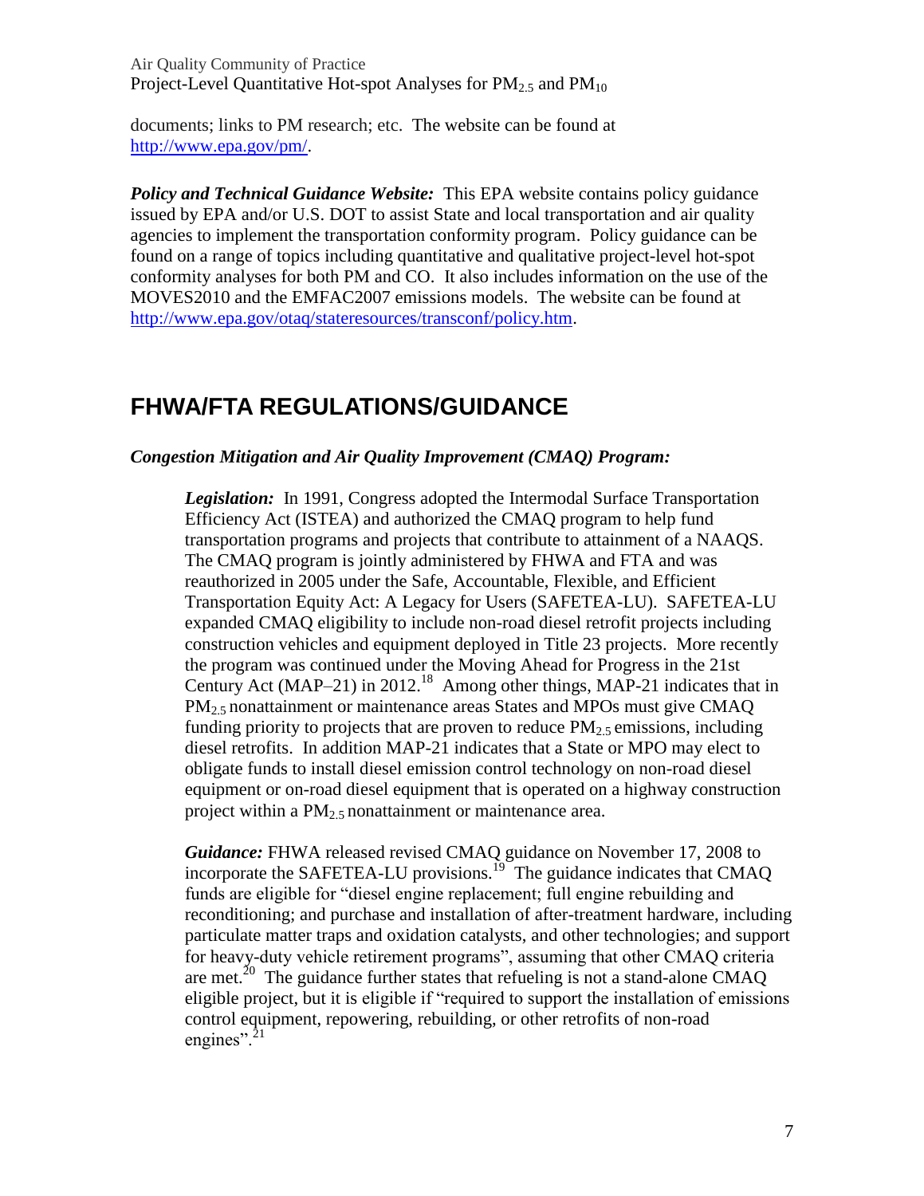documents; links to PM research; etc. The website can be found at http://www.epa.gov/pm/.

***Policy and Technical Guidance Website:*** This EPA website contains policy guidance issued by EPA and/or U.S. DOT to assist State and local transportation and air quality agencies to implement the transportation conformity program. Policy guidance can be found on a range of topics including quantitative and qualitative project-level hot-spot conformity analyses for both PM and CO. It also includes information on the use of the MOVES2010 and the EMFAC2007 emissions models. The website can be found at http://www.epa.gov/otaq/stateresources/transconf/policy.htm.

## FHWA/FTA REGULATIONS/GUIDANCE

***Congestion Mitigation and Air Quality Improvement (CMAQ) Program:***

***Legislation:*** In 1991, Congress adopted the Intermodal Surface Transportation Efficiency Act (ISTEA) and authorized the CMAQ program to help fund transportation programs and projects that contribute to attainment of a NAAQS. The CMAQ program is jointly administered by FHWA and FTA and was reauthorized in 2005 under the Safe, Accountable, Flexible, and Efficient Transportation Equity Act: A Legacy for Users (SAFETEA-LU). SAFETEA-LU expanded CMAQ eligibility to include non-road diesel retrofit projects including construction vehicles and equipment deployed in Title 23 projects. More recently the program was continued under the Moving Ahead for Progress in the 21st Century Act (MAP–21) in 2012.[18] Among other things, MAP-21 indicates that in $PM_{2.5}$ nonattainment or maintenance areas States and MPOs must give CMAQ funding priority to projects that are proven to reduce $PM_{2.5}$ emissions, including diesel retrofits. In addition MAP-21 indicates that a State or MPO may elect to obligate funds to install diesel emission control technology on non-road diesel equipment or on-road diesel equipment that is operated on a highway construction project within a $PM_{2.5}$ nonattainment or maintenance area.

***Guidance:*** FHWA released revised CMAQ guidance on November 17, 2008 to incorporate the SAFETEA-LU provisions.[19] The guidance indicates that CMAQ funds are eligible for "diesel engine replacement; full engine rebuilding and reconditioning; and purchase and installation of after-treatment hardware, including particulate matter traps and oxidation catalysts, and other technologies; and support for heavy-duty vehicle retirement programs", assuming that other CMAQ criteria are met.[20] The guidance further states that refueling is not a stand-alone CMAQ eligible project, but it is eligible if "required to support the installation of emissions control equipment, repowering, rebuilding, or other retrofits of non-road engines".[21]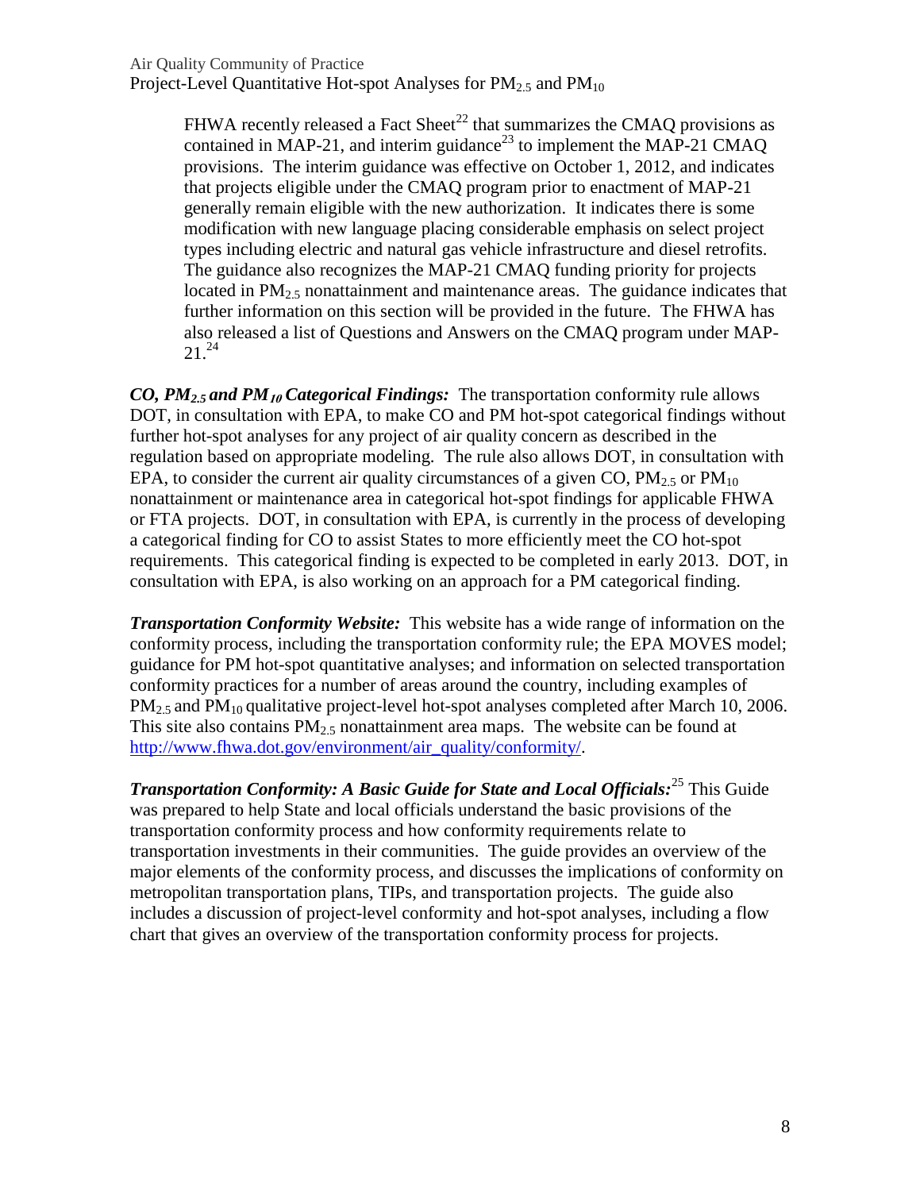FHWA recently released a Fact Sheet[22] that summarizes the CMAQ provisions as contained in MAP-21, and interim guidance[23] to implement the MAP-21 CMAQ provisions. The interim guidance was effective on October 1, 2012, and indicates that projects eligible under the CMAQ program prior to enactment of MAP-21 generally remain eligible with the new authorization. It indicates there is some modification with new language placing considerable emphasis on select project types including electric and natural gas vehicle infrastructure and diesel retrofits. The guidance also recognizes the MAP-21 CMAQ funding priority for projects located in $PM_{2.5}$ nonattainment and maintenance areas. The guidance indicates that further information on this section will be provided in the future. The FHWA has also released a list of Questions and Answers on the CMAQ program under MAP-21.[24]

***CO, $PM_{2.5}$ and $PM_{10}$ Categorical Findings:*** The transportation conformity rule allows DOT, in consultation with EPA, to make CO and PM hot-spot categorical findings without further hot-spot analyses for any project of air quality concern as described in the regulation based on appropriate modeling. The rule also allows DOT, in consultation with EPA, to consider the current air quality circumstances of a given CO, $PM_{2.5}$ or $PM_{10}$ nonattainment or maintenance area in categorical hot-spot findings for applicable FHWA or FTA projects. DOT, in consultation with EPA, is currently in the process of developing a categorical finding for CO to assist States to more efficiently meet the CO hot-spot requirements. This categorical finding is expected to be completed in early 2013. DOT, in consultation with EPA, is also working on an approach for a PM categorical finding.

***Transportation Conformity Website:*** This website has a wide range of information on the conformity process, including the transportation conformity rule; the EPA MOVES model; guidance for PM hot-spot quantitative analyses; and information on selected transportation conformity practices for a number of areas around the country, including examples of $PM_{2.5}$ and $PM_{10}$ qualitative project-level hot-spot analyses completed after March 10, 2006. This site also contains $PM_{2.5}$ nonattainment area maps. The website can be found at http://www.fhwa.dot.gov/environment/air_quality/conformity/.

***Transportation Conformity: A Basic Guide for State and Local Officials:***[25] This Guide was prepared to help State and local officials understand the basic provisions of the transportation conformity process and how conformity requirements relate to transportation investments in their communities. The guide provides an overview of the major elements of the conformity process, and discusses the implications of conformity on metropolitan transportation plans, TIPs, and transportation projects. The guide also includes a discussion of project-level conformity and hot-spot analyses, including a flow chart that gives an overview of the transportation conformity process for projects.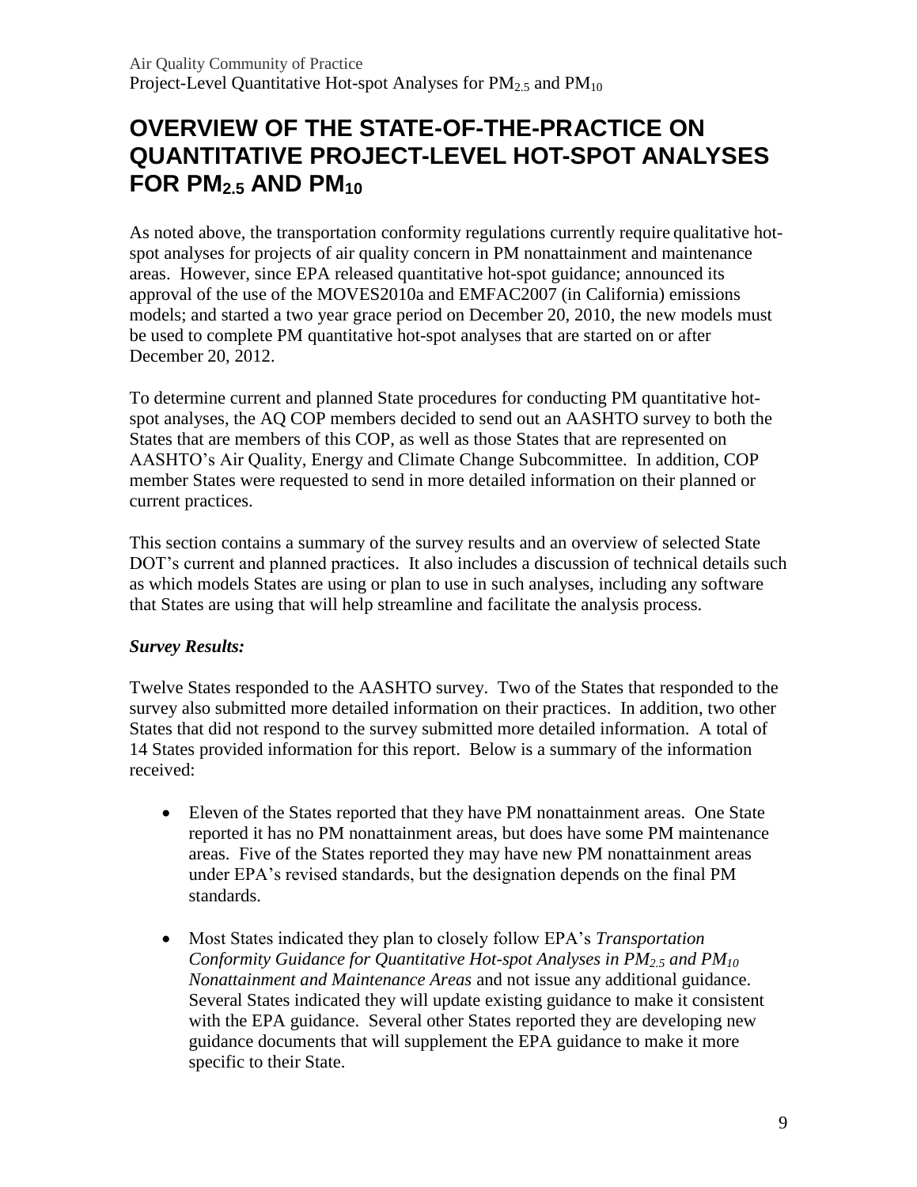# OVERVIEW OF THE STATE-OF-THE-PRACTICE ON QUANTITATIVE PROJECT-LEVEL HOT-SPOT ANALYSES FOR $PM_{2.5}$ AND $PM_{10}$

As noted above, the transportation conformity regulations currently require qualitative hot-spot analyses for projects of air quality concern in PM nonattainment and maintenance areas. However, since EPA released quantitative hot-spot guidance; announced its approval of the use of the MOVES2010a and EMFAC2007 (in California) emissions models; and started a two year grace period on December 20, 2010, the new models must be used to complete PM quantitative hot-spot analyses that are started on or after December 20, 2012.

To determine current and planned State procedures for conducting PM quantitative hot-spot analyses, the AQ COP members decided to send out an AASHTO survey to both the States that are members of this COP, as well as those States that are represented on AASHTO's Air Quality, Energy and Climate Change Subcommittee. In addition, COP member States were requested to send in more detailed information on their planned or current practices.

This section contains a summary of the survey results and an overview of selected State DOT's current and planned practices. It also includes a discussion of technical details such as which models States are using or plan to use in such analyses, including any software that States are using that will help streamline and facilitate the analysis process.

***Survey Results:***

Twelve States responded to the AASHTO survey. Two of the States that responded to the survey also submitted more detailed information on their practices. In addition, two other States that did not respond to the survey submitted more detailed information. A total of 14 States provided information for this report. Below is a summary of the information received:

- Eleven of the States reported that they have PM nonattainment areas. One State reported it has no PM nonattainment areas, but does have some PM maintenance areas. Five of the States reported they may have new PM nonattainment areas under EPA's revised standards, but the designation depends on the final PM standards.
- Most States indicated they plan to closely follow EPA's *Transportation Conformity Guidance for Quantitative Hot-spot Analyses in $PM_{2.5}$ and $PM_{10}$ Nonattainment and Maintenance Areas* and not issue any additional guidance. Several States indicated they will update existing guidance to make it consistent with the EPA guidance. Several other States reported they are developing new guidance documents that will supplement the EPA guidance to make it more specific to their State.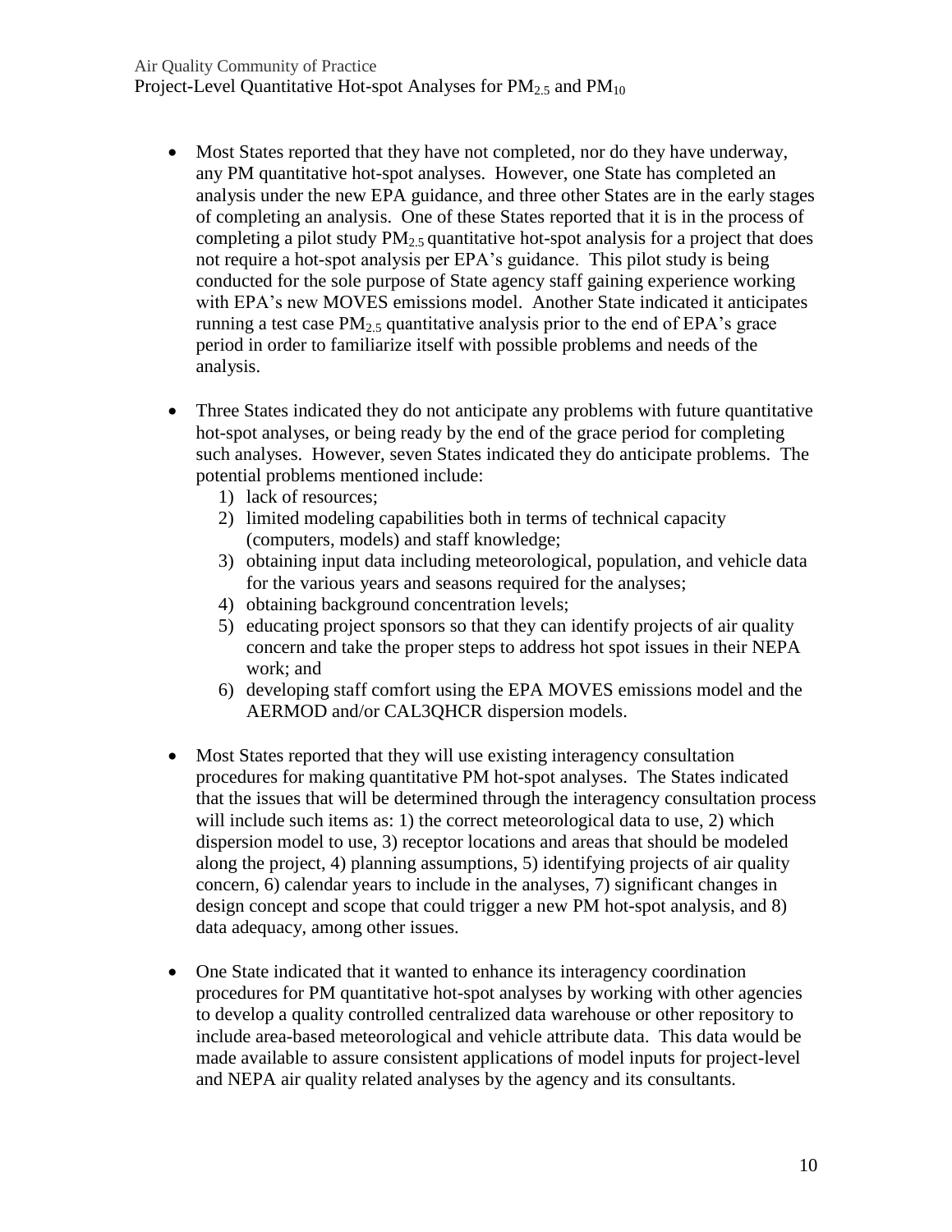- Most States reported that they have not completed, nor do they have underway, any PM quantitative hot-spot analyses. However, one State has completed an analysis under the new EPA guidance, and three other States are in the early stages of completing an analysis. One of these States reported that it is in the process of completing a pilot study $PM_{2.5}$ quantitative hot-spot analysis for a project that does not require a hot-spot analysis per EPA's guidance. This pilot study is being conducted for the sole purpose of State agency staff gaining experience working with EPA's new MOVES emissions model. Another State indicated it anticipates running a test case $PM_{2.5}$ quantitative analysis prior to the end of EPA's grace period in order to familiarize itself with possible problems and needs of the analysis.

- Three States indicated they do not anticipate any problems with future quantitative hot-spot analyses, or being ready by the end of the grace period for completing such analyses. However, seven States indicated they do anticipate problems. The potential problems mentioned include:
  1) lack of resources;
  2) limited modeling capabilities both in terms of technical capacity (computers, models) and staff knowledge;
  3) obtaining input data including meteorological, population, and vehicle data for the various years and seasons required for the analyses;
  4) obtaining background concentration levels;
  5) educating project sponsors so that they can identify projects of air quality concern and take the proper steps to address hot spot issues in their NEPA work; and
  6) developing staff comfort using the EPA MOVES emissions model and the AERMOD and/or CAL3QHCR dispersion models.

- Most States reported that they will use existing interagency consultation procedures for making quantitative PM hot-spot analyses. The States indicated that the issues that will be determined through the interagency consultation process will include such items as: 1) the correct meteorological data to use, 2) which dispersion model to use, 3) receptor locations and areas that should be modeled along the project, 4) planning assumptions, 5) identifying projects of air quality concern, 6) calendar years to include in the analyses, 7) significant changes in design concept and scope that could trigger a new PM hot-spot analysis, and 8) data adequacy, among other issues.

- One State indicated that it wanted to enhance its interagency coordination procedures for PM quantitative hot-spot analyses by working with other agencies to develop a quality controlled centralized data warehouse or other repository to include area-based meteorological and vehicle attribute data. This data would be made available to assure consistent applications of model inputs for project-level and NEPA air quality related analyses by the agency and its consultants.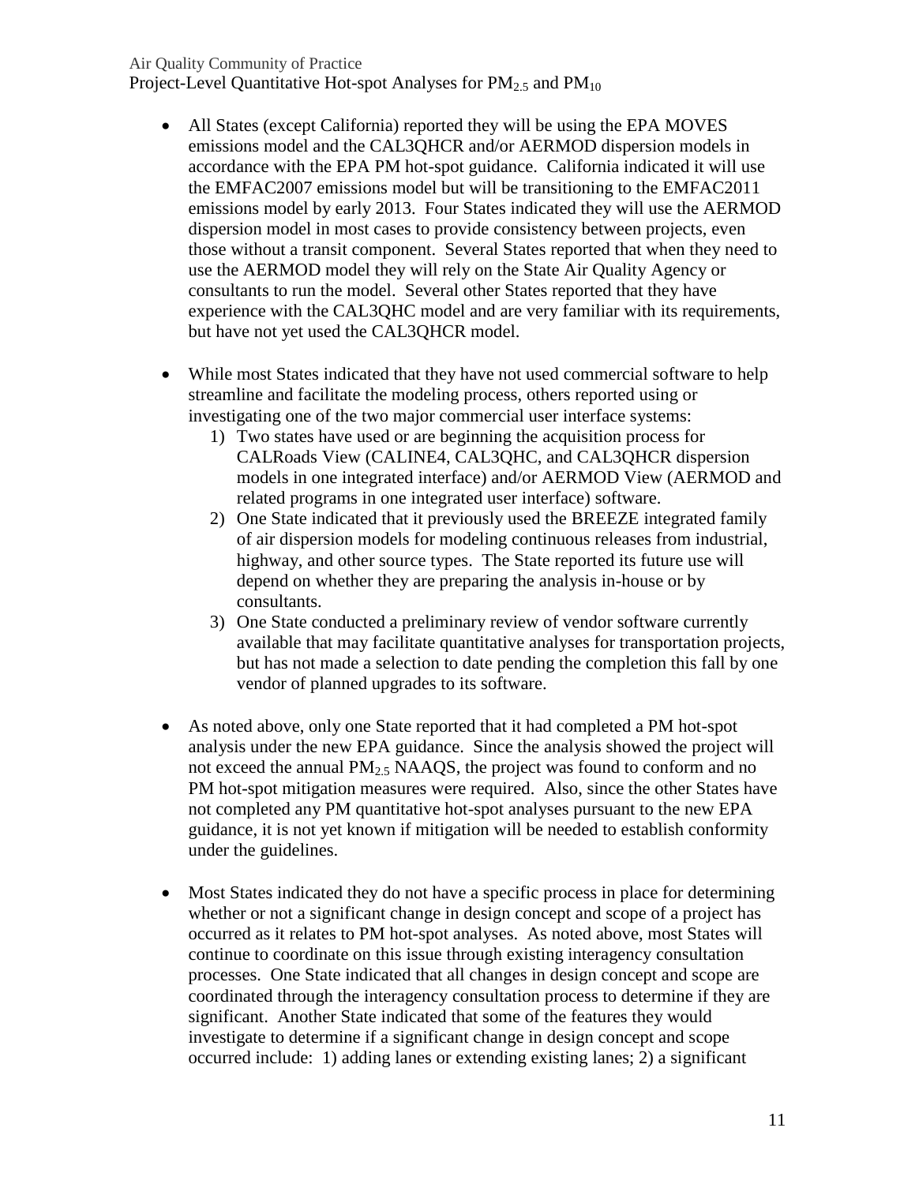- All States (except California) reported they will be using the EPA MOVES emissions model and the CAL3QHCR and/or AERMOD dispersion models in accordance with the EPA PM hot-spot guidance. California indicated it will use the EMFAC2007 emissions model but will be transitioning to the EMFAC2011 emissions model by early 2013. Four States indicated they will use the AERMOD dispersion model in most cases to provide consistency between projects, even those without a transit component. Several States reported that when they need to use the AERMOD model they will rely on the State Air Quality Agency or consultants to run the model. Several other States reported that they have experience with the CAL3QHC model and are very familiar with its requirements, but have not yet used the CAL3QHCR model.

- While most States indicated that they have not used commercial software to help streamline and facilitate the modeling process, others reported using or investigating one of the two major commercial user interface systems:
  1) Two states have used or are beginning the acquisition process for CALRoads View (CALINE4, CAL3QHC, and CAL3QHCR dispersion models in one integrated interface) and/or AERMOD View (AERMOD and related programs in one integrated user interface) software.
  2) One State indicated that it previously used the BREEZE integrated family of air dispersion models for modeling continuous releases from industrial, highway, and other source types. The State reported its future use will depend on whether they are preparing the analysis in-house or by consultants.
  3) One State conducted a preliminary review of vendor software currently available that may facilitate quantitative analyses for transportation projects, but has not made a selection to date pending the completion this fall by one vendor of planned upgrades to its software.

- As noted above, only one State reported that it had completed a PM hot-spot analysis under the new EPA guidance. Since the analysis showed the project will not exceed the annual $PM_{2.5}$ NAAQS, the project was found to conform and no PM hot-spot mitigation measures were required. Also, since the other States have not completed any PM quantitative hot-spot analyses pursuant to the new EPA guidance, it is not yet known if mitigation will be needed to establish conformity under the guidelines.

- Most States indicated they do not have a specific process in place for determining whether or not a significant change in design concept and scope of a project has occurred as it relates to PM hot-spot analyses. As noted above, most States will continue to coordinate on this issue through existing interagency consultation processes. One State indicated that all changes in design concept and scope are coordinated through the interagency consultation process to determine if they are significant. Another State indicated that some of the features they would investigate to determine if a significant change in design concept and scope occurred include: 1) adding lanes or extending existing lanes; 2) a significant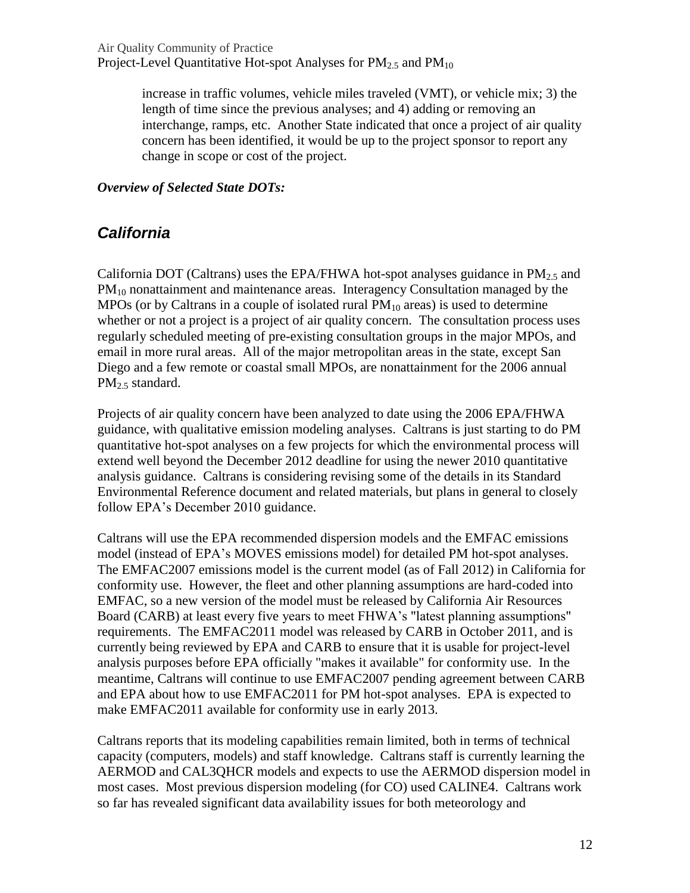increase in traffic volumes, vehicle miles traveled (VMT), or vehicle mix; 3) the length of time since the previous analyses; and 4) adding or removing an interchange, ramps, etc. Another State indicated that once a project of air quality concern has been identified, it would be up to the project sponsor to report any change in scope or cost of the project.

***Overview of Selected State DOTs:***

## *California*

California DOT (Caltrans) uses the EPA/FHWA hot-spot analyses guidance in $PM_{2.5}$ and $PM_{10}$ nonattainment and maintenance areas. Interagency Consultation managed by the MPOs (or by Caltrans in a couple of isolated rural $PM_{10}$ areas) is used to determine whether or not a project is a project of air quality concern. The consultation process uses regularly scheduled meeting of pre-existing consultation groups in the major MPOs, and email in more rural areas. All of the major metropolitan areas in the state, except San Diego and a few remote or coastal small MPOs, are nonattainment for the 2006 annual $PM_{2.5}$ standard.

Projects of air quality concern have been analyzed to date using the 2006 EPA/FHWA guidance, with qualitative emission modeling analyses. Caltrans is just starting to do PM quantitative hot-spot analyses on a few projects for which the environmental process will extend well beyond the December 2012 deadline for using the newer 2010 quantitative analysis guidance. Caltrans is considering revising some of the details in its Standard Environmental Reference document and related materials, but plans in general to closely follow EPA's December 2010 guidance.

Caltrans will use the EPA recommended dispersion models and the EMFAC emissions model (instead of EPA's MOVES emissions model) for detailed PM hot-spot analyses. The EMFAC2007 emissions model is the current model (as of Fall 2012) in California for conformity use. However, the fleet and other planning assumptions are hard-coded into EMFAC, so a new version of the model must be released by California Air Resources Board (CARB) at least every five years to meet FHWA's "latest planning assumptions" requirements. The EMFAC2011 model was released by CARB in October 2011, and is currently being reviewed by EPA and CARB to ensure that it is usable for project-level analysis purposes before EPA officially "makes it available" for conformity use. In the meantime, Caltrans will continue to use EMFAC2007 pending agreement between CARB and EPA about how to use EMFAC2011 for PM hot-spot analyses. EPA is expected to make EMFAC2011 available for conformity use in early 2013.

Caltrans reports that its modeling capabilities remain limited, both in terms of technical capacity (computers, models) and staff knowledge. Caltrans staff is currently learning the AERMOD and CAL3QHCR models and expects to use the AERMOD dispersion model in most cases. Most previous dispersion modeling (for CO) used CALINE4. Caltrans work so far has revealed significant data availability issues for both meteorology and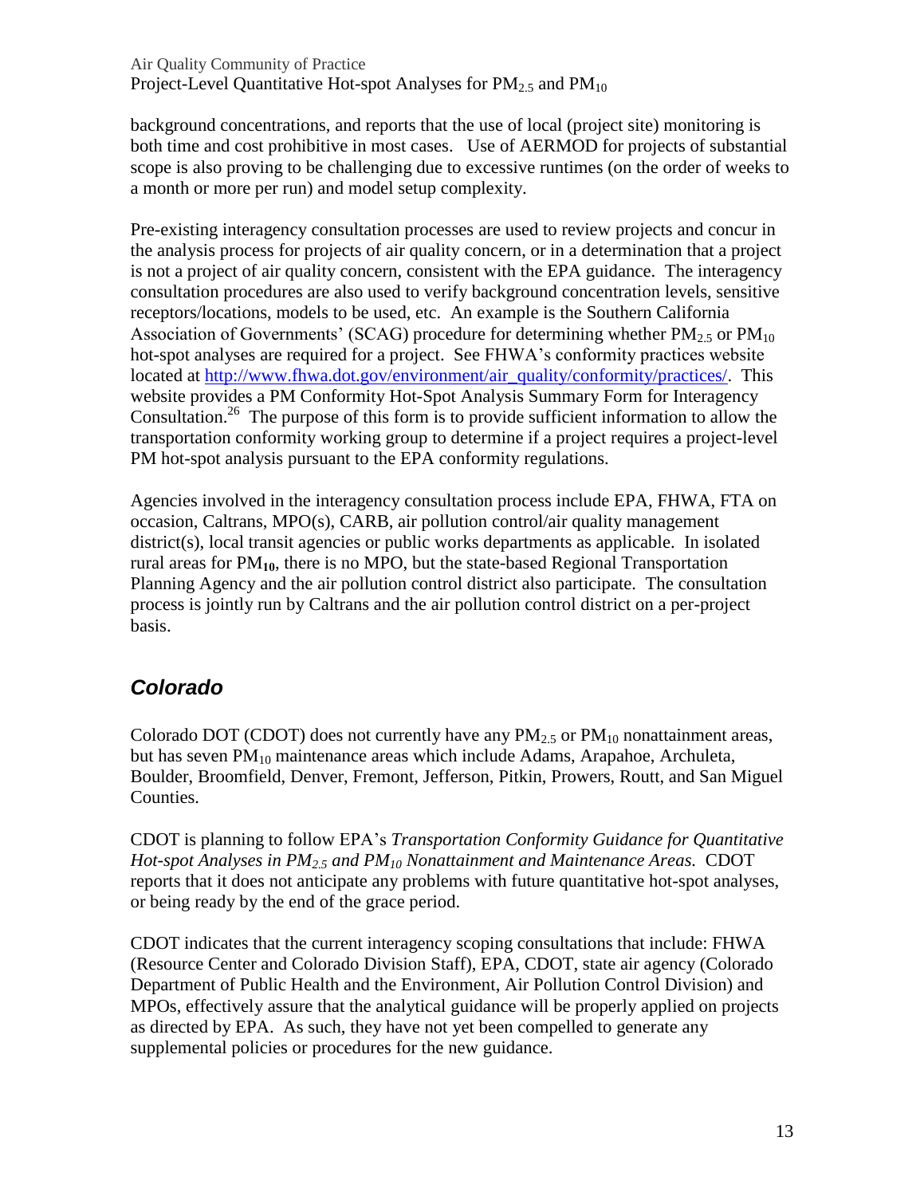background concentrations, and reports that the use of local (project site) monitoring is both time and cost prohibitive in most cases. Use of AERMOD for projects of substantial scope is also proving to be challenging due to excessive runtimes (on the order of weeks to a month or more per run) and model setup complexity.

Pre-existing interagency consultation processes are used to review projects and concur in the analysis process for projects of air quality concern, or in a determination that a project is not a project of air quality concern, consistent with the EPA guidance. The interagency consultation procedures are also used to verify background concentration levels, sensitive receptors/locations, models to be used, etc. An example is the Southern California Association of Governments' (SCAG) procedure for determining whether $PM_{2.5}$ or $PM_{10}$ hot-spot analyses are required for a project. See FHWA's conformity practices website located at http://www.fhwa.dot.gov/environment/air_quality/conformity/practices/. This website provides a PM Conformity Hot-Spot Analysis Summary Form for Interagency Consultation.[26] The purpose of this form is to provide sufficient information to allow the transportation conformity working group to determine if a project requires a project-level PM hot-spot analysis pursuant to the EPA conformity regulations.

Agencies involved in the interagency consultation process include EPA, FHWA, FTA on occasion, Caltrans, MPO(s), CARB, air pollution control/air quality management district(s), local transit agencies or public works departments as applicable. In isolated rural areas for $\mathbf{PM_{10}}$, there is no MPO, but the state-based Regional Transportation Planning Agency and the air pollution control district also participate. The consultation process is jointly run by Caltrans and the air pollution control district on a per-project basis.

## *Colorado*

Colorado DOT (CDOT) does not currently have any $PM_{2.5}$ or $PM_{10}$ nonattainment areas, but has seven $PM_{10}$ maintenance areas which include Adams, Arapahoe, Archuleta, Boulder, Broomfield, Denver, Fremont, Jefferson, Pitkin, Prowers, Routt, and San Miguel Counties.

CDOT is planning to follow EPA's *Transportation Conformity Guidance for Quantitative Hot-spot Analyses in $PM_{2.5}$ and $PM_{10}$ Nonattainment and Maintenance Areas.* CDOT reports that it does not anticipate any problems with future quantitative hot-spot analyses, or being ready by the end of the grace period.

CDOT indicates that the current interagency scoping consultations that include: FHWA (Resource Center and Colorado Division Staff), EPA, CDOT, state air agency (Colorado Department of Public Health and the Environment, Air Pollution Control Division) and MPOs, effectively assure that the analytical guidance will be properly applied on projects as directed by EPA. As such, they have not yet been compelled to generate any supplemental policies or procedures for the new guidance.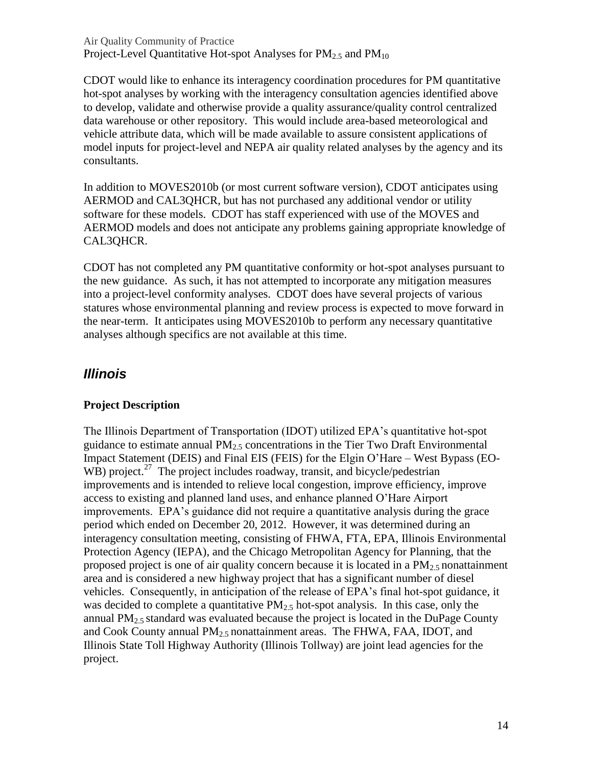CDOT would like to enhance its interagency coordination procedures for PM quantitative hot-spot analyses by working with the interagency consultation agencies identified above to develop, validate and otherwise provide a quality assurance/quality control centralized data warehouse or other repository. This would include area-based meteorological and vehicle attribute data, which will be made available to assure consistent applications of model inputs for project-level and NEPA air quality related analyses by the agency and its consultants.

In addition to MOVES2010b (or most current software version), CDOT anticipates using AERMOD and CAL3QHCR, but has not purchased any additional vendor or utility software for these models. CDOT has staff experienced with use of the MOVES and AERMOD models and does not anticipate any problems gaining appropriate knowledge of CAL3QHCR.

CDOT has not completed any PM quantitative conformity or hot-spot analyses pursuant to the new guidance. As such, it has not attempted to incorporate any mitigation measures into a project-level conformity analyses. CDOT does have several projects of various statures whose environmental planning and review process is expected to move forward in the near-term. It anticipates using MOVES2010b to perform any necessary quantitative analyses although specifics are not available at this time.

## *Illinois*

### Project Description

The Illinois Department of Transportation (IDOT) utilized EPA's quantitative hot-spot guidance to estimate annual $PM_{2.5}$ concentrations in the Tier Two Draft Environmental Impact Statement (DEIS) and Final EIS (FEIS) for the Elgin O'Hare – West Bypass (EO-WB) project.[27] The project includes roadway, transit, and bicycle/pedestrian improvements and is intended to relieve local congestion, improve efficiency, improve access to existing and planned land uses, and enhance planned O'Hare Airport improvements. EPA's guidance did not require a quantitative analysis during the grace period which ended on December 20, 2012. However, it was determined during an interagency consultation meeting, consisting of FHWA, FTA, EPA, Illinois Environmental Protection Agency (IEPA), and the Chicago Metropolitan Agency for Planning, that the proposed project is one of air quality concern because it is located in a $PM_{2.5}$ nonattainment area and is considered a new highway project that has a significant number of diesel vehicles. Consequently, in anticipation of the release of EPA's final hot-spot guidance, it was decided to complete a quantitative $PM_{2.5}$ hot-spot analysis. In this case, only the annual $PM_{2.5}$ standard was evaluated because the project is located in the DuPage County and Cook County annual $PM_{2.5}$ nonattainment areas. The FHWA, FAA, IDOT, and Illinois State Toll Highway Authority (Illinois Tollway) are joint lead agencies for the project.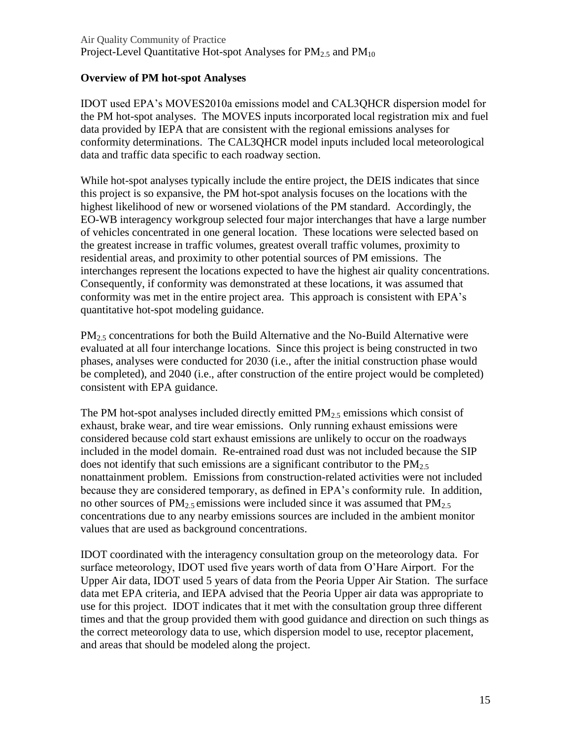## Overview of PM hot-spot Analyses

IDOT used EPA's MOVES2010a emissions model and CAL3QHCR dispersion model for the PM hot-spot analyses. The MOVES inputs incorporated local registration mix and fuel data provided by IEPA that are consistent with the regional emissions analyses for conformity determinations. The CAL3QHCR model inputs included local meteorological data and traffic data specific to each roadway section.

While hot-spot analyses typically include the entire project, the DEIS indicates that since this project is so expansive, the PM hot-spot analysis focuses on the locations with the highest likelihood of new or worsened violations of the PM standard. Accordingly, the EO-WB interagency workgroup selected four major interchanges that have a large number of vehicles concentrated in one general location. These locations were selected based on the greatest increase in traffic volumes, greatest overall traffic volumes, proximity to residential areas, and proximity to other potential sources of PM emissions. The interchanges represent the locations expected to have the highest air quality concentrations. Consequently, if conformity was demonstrated at these locations, it was assumed that conformity was met in the entire project area. This approach is consistent with EPA's quantitative hot-spot modeling guidance.

$PM_{2.5}$ concentrations for both the Build Alternative and the No-Build Alternative were evaluated at all four interchange locations. Since this project is being constructed in two phases, analyses were conducted for 2030 (i.e., after the initial construction phase would be completed), and 2040 (i.e., after construction of the entire project would be completed) consistent with EPA guidance.

The PM hot-spot analyses included directly emitted $PM_{2.5}$ emissions which consist of exhaust, brake wear, and tire wear emissions. Only running exhaust emissions were considered because cold start exhaust emissions are unlikely to occur on the roadways included in the model domain. Re-entrained road dust was not included because the SIP does not identify that such emissions are a significant contributor to the $PM_{2.5}$ nonattainment problem. Emissions from construction-related activities were not included because they are considered temporary, as defined in EPA's conformity rule. In addition, no other sources of $PM_{2.5}$ emissions were included since it was assumed that $PM_{2.5}$ concentrations due to any nearby emissions sources are included in the ambient monitor values that are used as background concentrations.

IDOT coordinated with the interagency consultation group on the meteorology data. For surface meteorology, IDOT used five years worth of data from O'Hare Airport. For the Upper Air data, IDOT used 5 years of data from the Peoria Upper Air Station. The surface data met EPA criteria, and IEPA advised that the Peoria Upper air data was appropriate to use for this project. IDOT indicates that it met with the consultation group three different times and that the group provided them with good guidance and direction on such things as the correct meteorology data to use, which dispersion model to use, receptor placement, and areas that should be modeled along the project.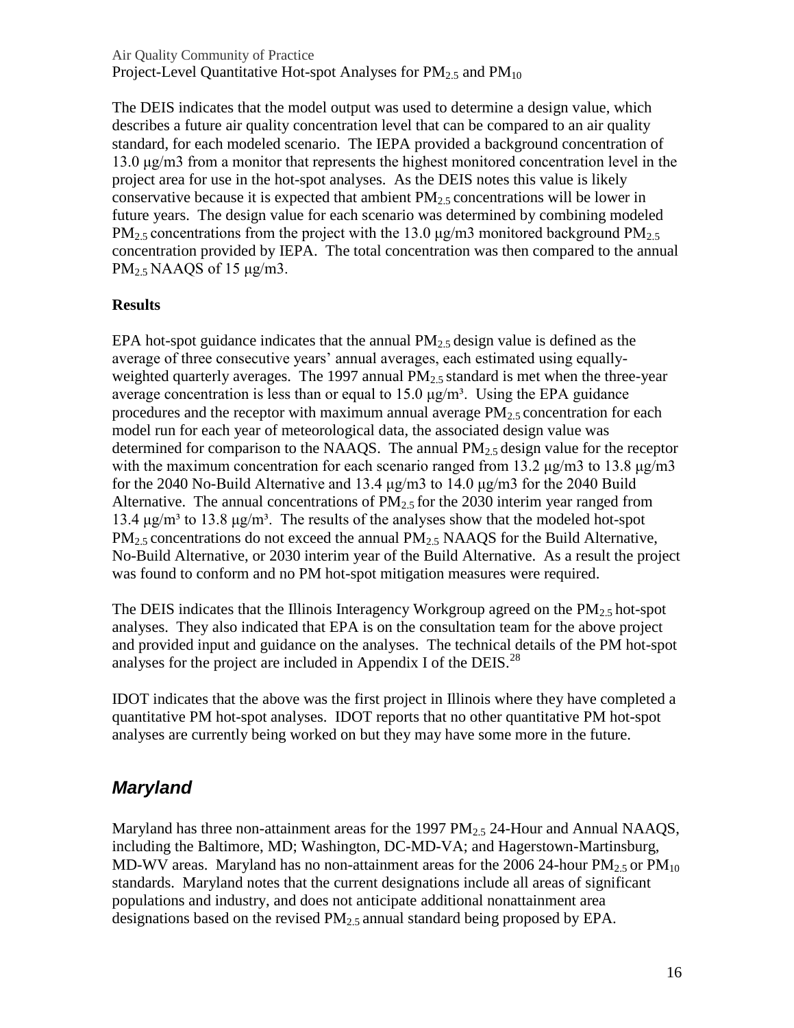The DEIS indicates that the model output was used to determine a design value, which describes a future air quality concentration level that can be compared to an air quality standard, for each modeled scenario. The IEPA provided a background concentration of 13.0 μg/m3 from a monitor that represents the highest monitored concentration level in the project area for use in the hot-spot analyses. As the DEIS notes this value is likely conservative because it is expected that ambient $PM_{2.5}$ concentrations will be lower in future years. The design value for each scenario was determined by combining modeled $PM_{2.5}$ concentrations from the project with the 13.0 μg/m3 monitored background $PM_{2.5}$ concentration provided by IEPA. The total concentration was then compared to the annual $PM_{2.5}$ NAAQS of 15 μg/m3.

**Results**

EPA hot-spot guidance indicates that the annual $PM_{2.5}$ design value is defined as the average of three consecutive years' annual averages, each estimated using equally-weighted quarterly averages. The 1997 annual $PM_{2.5}$ standard is met when the three-year average concentration is less than or equal to 15.0 μg/m³. Using the EPA guidance procedures and the receptor with maximum annual average $PM_{2.5}$ concentration for each model run for each year of meteorological data, the associated design value was determined for comparison to the NAAQS. The annual $PM_{2.5}$ design value for the receptor with the maximum concentration for each scenario ranged from 13.2 μg/m3 to 13.8 μg/m3 for the 2040 No-Build Alternative and 13.4 μg/m3 to 14.0 μg/m3 for the 2040 Build Alternative. The annual concentrations of $PM_{2.5}$ for the 2030 interim year ranged from 13.4 μg/m³ to 13.8 μg/m³. The results of the analyses show that the modeled hot-spot $PM_{2.5}$ concentrations do not exceed the annual $PM_{2.5}$ NAAQS for the Build Alternative, No-Build Alternative, or 2030 interim year of the Build Alternative. As a result the project was found to conform and no PM hot-spot mitigation measures were required.

The DEIS indicates that the Illinois Interagency Workgroup agreed on the $PM_{2.5}$ hot-spot analyses. They also indicated that EPA is on the consultation team for the above project and provided input and guidance on the analyses. The technical details of the PM hot-spot analyses for the project are included in Appendix I of the DEIS.[28]

IDOT indicates that the above was the first project in Illinois where they have completed a quantitative PM hot-spot analyses. IDOT reports that no other quantitative PM hot-spot analyses are currently being worked on but they may have some more in the future.

## *Maryland*

Maryland has three non-attainment areas for the 1997 $PM_{2.5}$ 24-Hour and Annual NAAQS, including the Baltimore, MD; Washington, DC-MD-VA; and Hagerstown-Martinsburg, MD-WV areas. Maryland has no non-attainment areas for the 2006 24-hour $PM_{2.5}$ or $PM_{10}$ standards. Maryland notes that the current designations include all areas of significant populations and industry, and does not anticipate additional nonattainment area designations based on the revised $PM_{2.5}$ annual standard being proposed by EPA.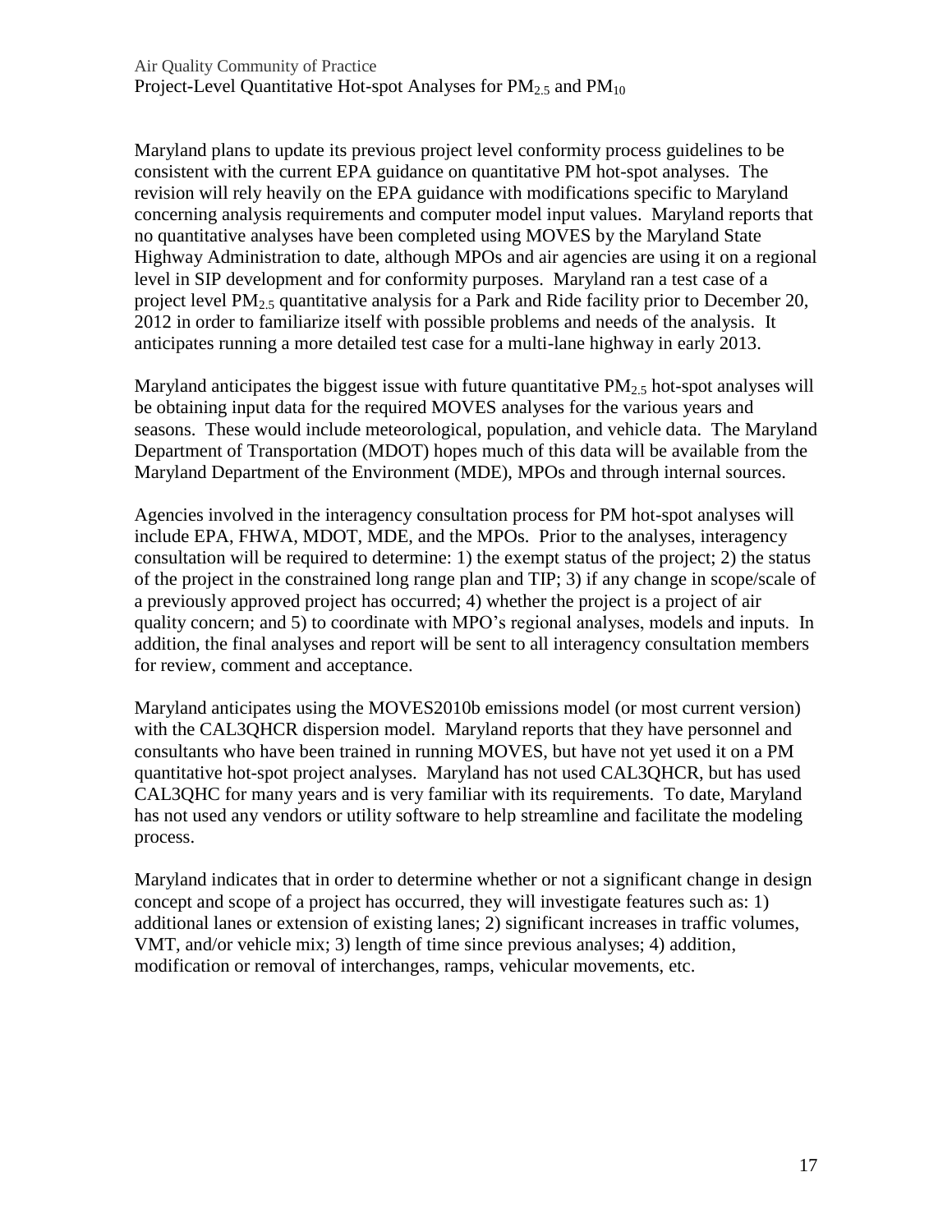Maryland plans to update its previous project level conformity process guidelines to be consistent with the current EPA guidance on quantitative PM hot-spot analyses. The revision will rely heavily on the EPA guidance with modifications specific to Maryland concerning analysis requirements and computer model input values. Maryland reports that no quantitative analyses have been completed using MOVES by the Maryland State Highway Administration to date, although MPOs and air agencies are using it on a regional level in SIP development and for conformity purposes. Maryland ran a test case of a project level $PM_{2.5}$ quantitative analysis for a Park and Ride facility prior to December 20, 2012 in order to familiarize itself with possible problems and needs of the analysis. It anticipates running a more detailed test case for a multi-lane highway in early 2013.

Maryland anticipates the biggest issue with future quantitative $PM_{2.5}$ hot-spot analyses will be obtaining input data for the required MOVES analyses for the various years and seasons. These would include meteorological, population, and vehicle data. The Maryland Department of Transportation (MDOT) hopes much of this data will be available from the Maryland Department of the Environment (MDE), MPOs and through internal sources.

Agencies involved in the interagency consultation process for PM hot-spot analyses will include EPA, FHWA, MDOT, MDE, and the MPOs. Prior to the analyses, interagency consultation will be required to determine: 1) the exempt status of the project; 2) the status of the project in the constrained long range plan and TIP; 3) if any change in scope/scale of a previously approved project has occurred; 4) whether the project is a project of air quality concern; and 5) to coordinate with MPO's regional analyses, models and inputs. In addition, the final analyses and report will be sent to all interagency consultation members for review, comment and acceptance.

Maryland anticipates using the MOVES2010b emissions model (or most current version) with the CAL3QHCR dispersion model. Maryland reports that they have personnel and consultants who have been trained in running MOVES, but have not yet used it on a PM quantitative hot-spot project analyses. Maryland has not used CAL3QHCR, but has used CAL3QHC for many years and is very familiar with its requirements. To date, Maryland has not used any vendors or utility software to help streamline and facilitate the modeling process.

Maryland indicates that in order to determine whether or not a significant change in design concept and scope of a project has occurred, they will investigate features such as: 1) additional lanes or extension of existing lanes; 2) significant increases in traffic volumes, VMT, and/or vehicle mix; 3) length of time since previous analyses; 4) addition, modification or removal of interchanges, ramps, vehicular movements, etc.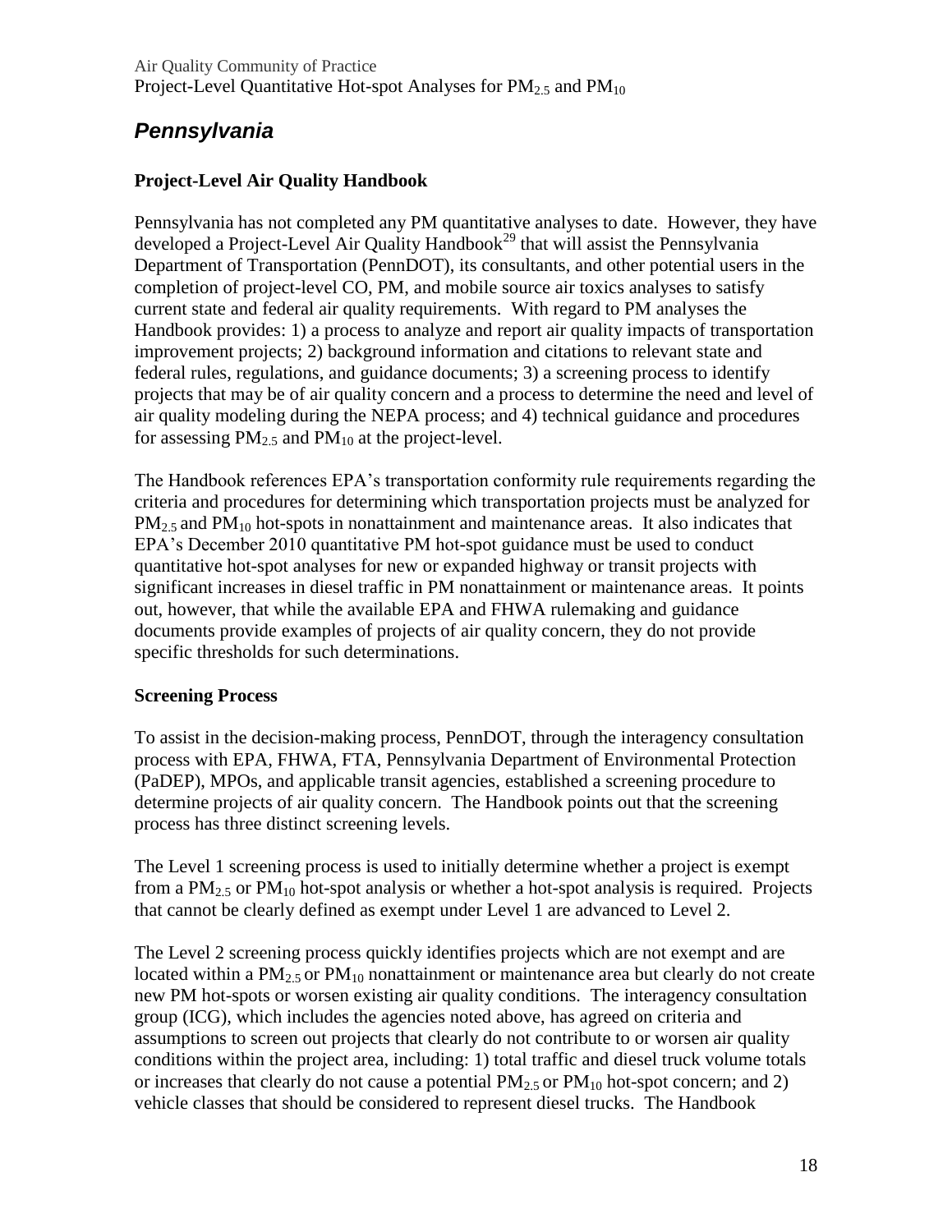## *Pennsylvania*

### Project-Level Air Quality Handbook

Pennsylvania has not completed any PM quantitative analyses to date. However, they have developed a Project-Level Air Quality Handbook[29] that will assist the Pennsylvania Department of Transportation (PennDOT), its consultants, and other potential users in the completion of project-level CO, PM, and mobile source air toxics analyses to satisfy current state and federal air quality requirements. With regard to PM analyses the Handbook provides: 1) a process to analyze and report air quality impacts of transportation improvement projects; 2) background information and citations to relevant state and federal rules, regulations, and guidance documents; 3) a screening process to identify projects that may be of air quality concern and a process to determine the need and level of air quality modeling during the NEPA process; and 4) technical guidance and procedures for assessing $PM_{2.5}$ and $PM_{10}$ at the project-level.

The Handbook references EPA's transportation conformity rule requirements regarding the criteria and procedures for determining which transportation projects must be analyzed for $PM_{2.5}$ and $PM_{10}$ hot-spots in nonattainment and maintenance areas. It also indicates that EPA's December 2010 quantitative PM hot-spot guidance must be used to conduct quantitative hot-spot analyses for new or expanded highway or transit projects with significant increases in diesel traffic in PM nonattainment or maintenance areas. It points out, however, that while the available EPA and FHWA rulemaking and guidance documents provide examples of projects of air quality concern, they do not provide specific thresholds for such determinations.

### Screening Process

To assist in the decision-making process, PennDOT, through the interagency consultation process with EPA, FHWA, FTA, Pennsylvania Department of Environmental Protection (PaDEP), MPOs, and applicable transit agencies, established a screening procedure to determine projects of air quality concern. The Handbook points out that the screening process has three distinct screening levels.

The Level 1 screening process is used to initially determine whether a project is exempt from a $PM_{2.5}$ or $PM_{10}$ hot-spot analysis or whether a hot-spot analysis is required. Projects that cannot be clearly defined as exempt under Level 1 are advanced to Level 2.

The Level 2 screening process quickly identifies projects which are not exempt and are located within a $PM_{2.5}$ or $PM_{10}$ nonattainment or maintenance area but clearly do not create new PM hot-spots or worsen existing air quality conditions. The interagency consultation group (ICG), which includes the agencies noted above, has agreed on criteria and assumptions to screen out projects that clearly do not contribute to or worsen air quality conditions within the project area, including: 1) total traffic and diesel truck volume totals or increases that clearly do not cause a potential $PM_{2.5}$ or $PM_{10}$ hot-spot concern; and 2) vehicle classes that should be considered to represent diesel trucks. The Handbook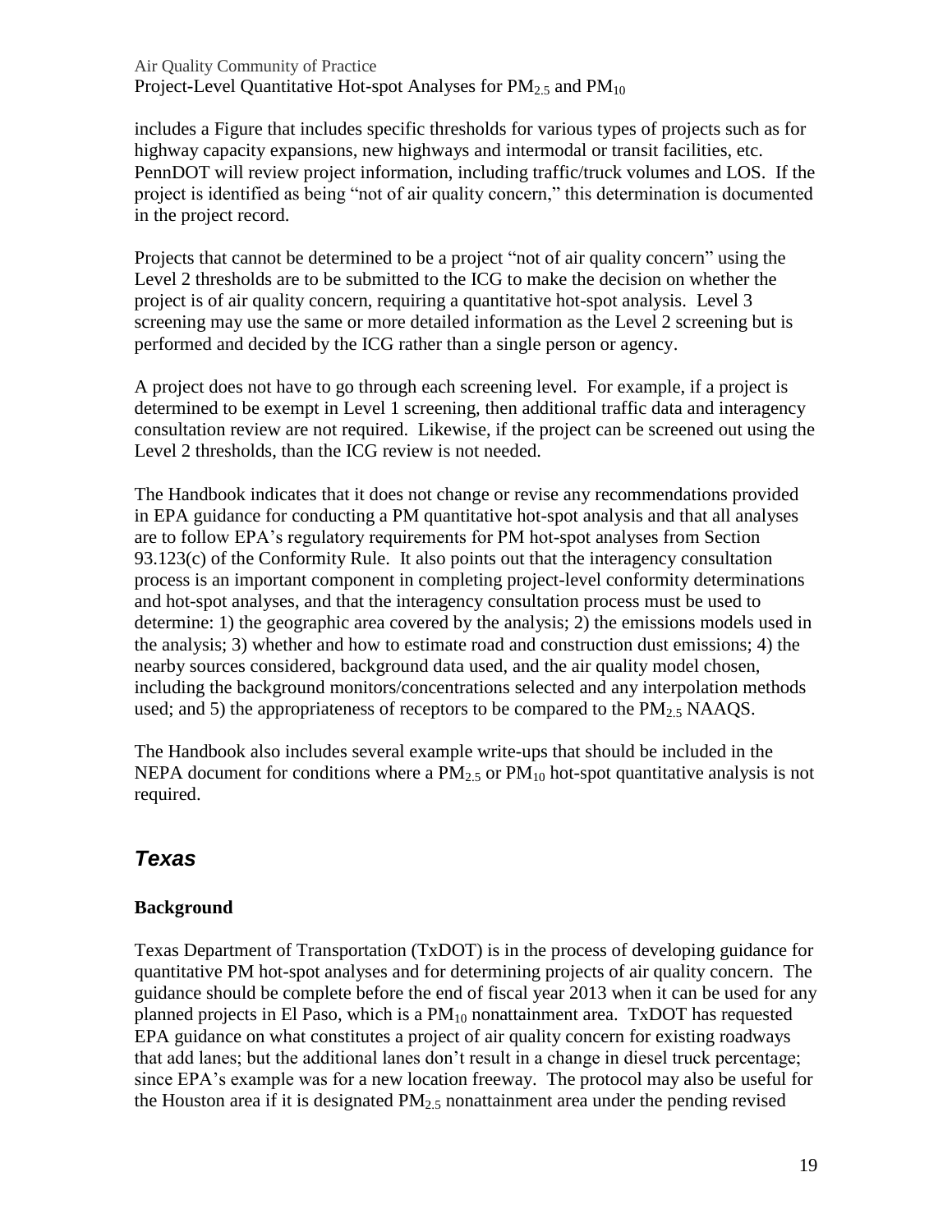includes a Figure that includes specific thresholds for various types of projects such as for highway capacity expansions, new highways and intermodal or transit facilities, etc. PennDOT will review project information, including traffic/truck volumes and LOS. If the project is identified as being "not of air quality concern," this determination is documented in the project record.

Projects that cannot be determined to be a project "not of air quality concern" using the Level 2 thresholds are to be submitted to the ICG to make the decision on whether the project is of air quality concern, requiring a quantitative hot-spot analysis. Level 3 screening may use the same or more detailed information as the Level 2 screening but is performed and decided by the ICG rather than a single person or agency.

A project does not have to go through each screening level. For example, if a project is determined to be exempt in Level 1 screening, then additional traffic data and interagency consultation review are not required. Likewise, if the project can be screened out using the Level 2 thresholds, than the ICG review is not needed.

The Handbook indicates that it does not change or revise any recommendations provided in EPA guidance for conducting a PM quantitative hot-spot analysis and that all analyses are to follow EPA's regulatory requirements for PM hot-spot analyses from Section 93.123(c) of the Conformity Rule. It also points out that the interagency consultation process is an important component in completing project-level conformity determinations and hot-spot analyses, and that the interagency consultation process must be used to determine: 1) the geographic area covered by the analysis; 2) the emissions models used in the analysis; 3) whether and how to estimate road and construction dust emissions; 4) the nearby sources considered, background data used, and the air quality model chosen, including the background monitors/concentrations selected and any interpolation methods used; and 5) the appropriateness of receptors to be compared to the $PM_{2.5}$ NAAQS.

The Handbook also includes several example write-ups that should be included in the NEPA document for conditions where a $PM_{2.5}$ or $PM_{10}$ hot-spot quantitative analysis is not required.

## *Texas*

### Background

Texas Department of Transportation (TxDOT) is in the process of developing guidance for quantitative PM hot-spot analyses and for determining projects of air quality concern. The guidance should be complete before the end of fiscal year 2013 when it can be used for any planned projects in El Paso, which is a $PM_{10}$ nonattainment area. TxDOT has requested EPA guidance on what constitutes a project of air quality concern for existing roadways that add lanes; but the additional lanes don't result in a change in diesel truck percentage; since EPA's example was for a new location freeway. The protocol may also be useful for the Houston area if it is designated $PM_{2.5}$ nonattainment area under the pending revised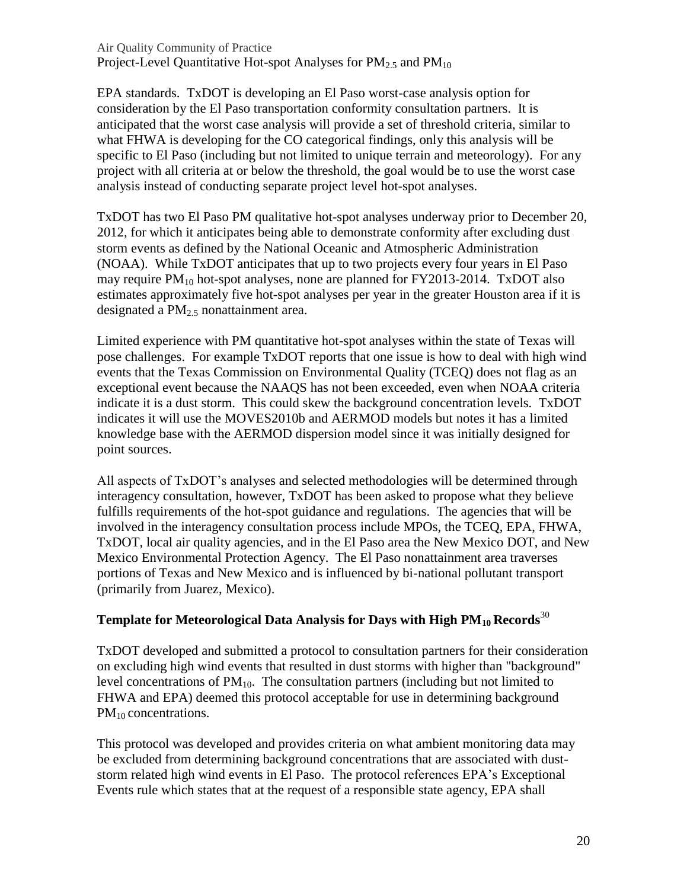EPA standards. TxDOT is developing an El Paso worst-case analysis option for consideration by the El Paso transportation conformity consultation partners. It is anticipated that the worst case analysis will provide a set of threshold criteria, similar to what FHWA is developing for the CO categorical findings, only this analysis will be specific to El Paso (including but not limited to unique terrain and meteorology). For any project with all criteria at or below the threshold, the goal would be to use the worst case analysis instead of conducting separate project level hot-spot analyses.

TxDOT has two El Paso PM qualitative hot-spot analyses underway prior to December 20, 2012, for which it anticipates being able to demonstrate conformity after excluding dust storm events as defined by the National Oceanic and Atmospheric Administration (NOAA). While TxDOT anticipates that up to two projects every four years in El Paso may require $PM_{10}$ hot-spot analyses, none are planned for FY2013-2014. TxDOT also estimates approximately five hot-spot analyses per year in the greater Houston area if it is designated a $PM_{2.5}$ nonattainment area.

Limited experience with PM quantitative hot-spot analyses within the state of Texas will pose challenges. For example TxDOT reports that one issue is how to deal with high wind events that the Texas Commission on Environmental Quality (TCEQ) does not flag as an exceptional event because the NAAQS has not been exceeded, even when NOAA criteria indicate it is a dust storm. This could skew the background concentration levels. TxDOT indicates it will use the MOVES2010b and AERMOD models but notes it has a limited knowledge base with the AERMOD dispersion model since it was initially designed for point sources.

All aspects of TxDOT's analyses and selected methodologies will be determined through interagency consultation, however, TxDOT has been asked to propose what they believe fulfills requirements of the hot-spot guidance and regulations. The agencies that will be involved in the interagency consultation process include MPOs, the TCEQ, EPA, FHWA, TxDOT, local air quality agencies, and in the El Paso area the New Mexico DOT, and New Mexico Environmental Protection Agency. The El Paso nonattainment area traverses portions of Texas and New Mexico and is influenced by bi-national pollutant transport (primarily from Juarez, Mexico).

### Template for Meteorological Data Analysis for Days with High $PM_{10}$ Records[30]

TxDOT developed and submitted a protocol to consultation partners for their consideration on excluding high wind events that resulted in dust storms with higher than "background" level concentrations of $PM_{10}$. The consultation partners (including but not limited to FHWA and EPA) deemed this protocol acceptable for use in determining background $PM_{10}$ concentrations.

This protocol was developed and provides criteria on what ambient monitoring data may be excluded from determining background concentrations that are associated with dust-storm related high wind events in El Paso. The protocol references EPA's Exceptional Events rule which states that at the request of a responsible state agency, EPA shall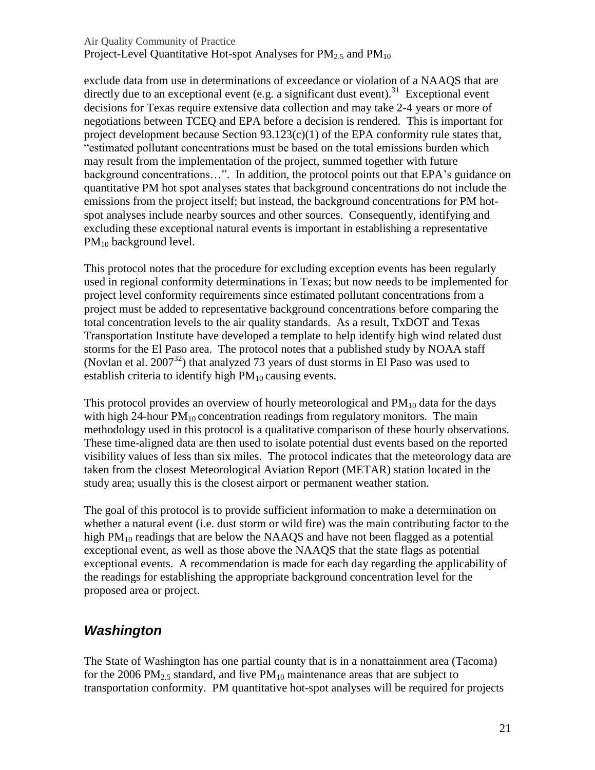exclude data from use in determinations of exceedance or violation of a NAAQS that are directly due to an exceptional event (e.g. a significant dust event).[31] Exceptional event decisions for Texas require extensive data collection and may take 2-4 years or more of negotiations between TCEQ and EPA before a decision is rendered. This is important for project development because Section 93.123(c)(1) of the EPA conformity rule states that, "estimated pollutant concentrations must be based on the total emissions burden which may result from the implementation of the project, summed together with future background concentrations…". In addition, the protocol points out that EPA's guidance on quantitative PM hot spot analyses states that background concentrations do not include the emissions from the project itself; but instead, the background concentrations for PM hot-spot analyses include nearby sources and other sources. Consequently, identifying and excluding these exceptional natural events is important in establishing a representative $PM_{10}$ background level.

This protocol notes that the procedure for excluding exception events has been regularly used in regional conformity determinations in Texas; but now needs to be implemented for project level conformity requirements since estimated pollutant concentrations from a project must be added to representative background concentrations before comparing the total concentration levels to the air quality standards. As a result, TxDOT and Texas Transportation Institute have developed a template to help identify high wind related dust storms for the El Paso area. The protocol notes that a published study by NOAA staff (Novlan et al. 2007[32]) that analyzed 73 years of dust storms in El Paso was used to establish criteria to identify high $PM_{10}$ causing events.

This protocol provides an overview of hourly meteorological and $PM_{10}$ data for the days with high 24-hour $PM_{10}$ concentration readings from regulatory monitors. The main methodology used in this protocol is a qualitative comparison of these hourly observations. These time-aligned data are then used to isolate potential dust events based on the reported visibility values of less than six miles. The protocol indicates that the meteorology data are taken from the closest Meteorological Aviation Report (METAR) station located in the study area; usually this is the closest airport or permanent weather station.

The goal of this protocol is to provide sufficient information to make a determination on whether a natural event (i.e. dust storm or wild fire) was the main contributing factor to the high $PM_{10}$ readings that are below the NAAQS and have not been flagged as a potential exceptional event, as well as those above the NAAQS that the state flags as potential exceptional events. A recommendation is made for each day regarding the applicability of the readings for establishing the appropriate background concentration level for the proposed area or project.

## *Washington*

The State of Washington has one partial county that is in a nonattainment area (Tacoma) for the 2006 $PM_{2.5}$ standard, and five $PM_{10}$ maintenance areas that are subject to transportation conformity. PM quantitative hot-spot analyses will be required for projects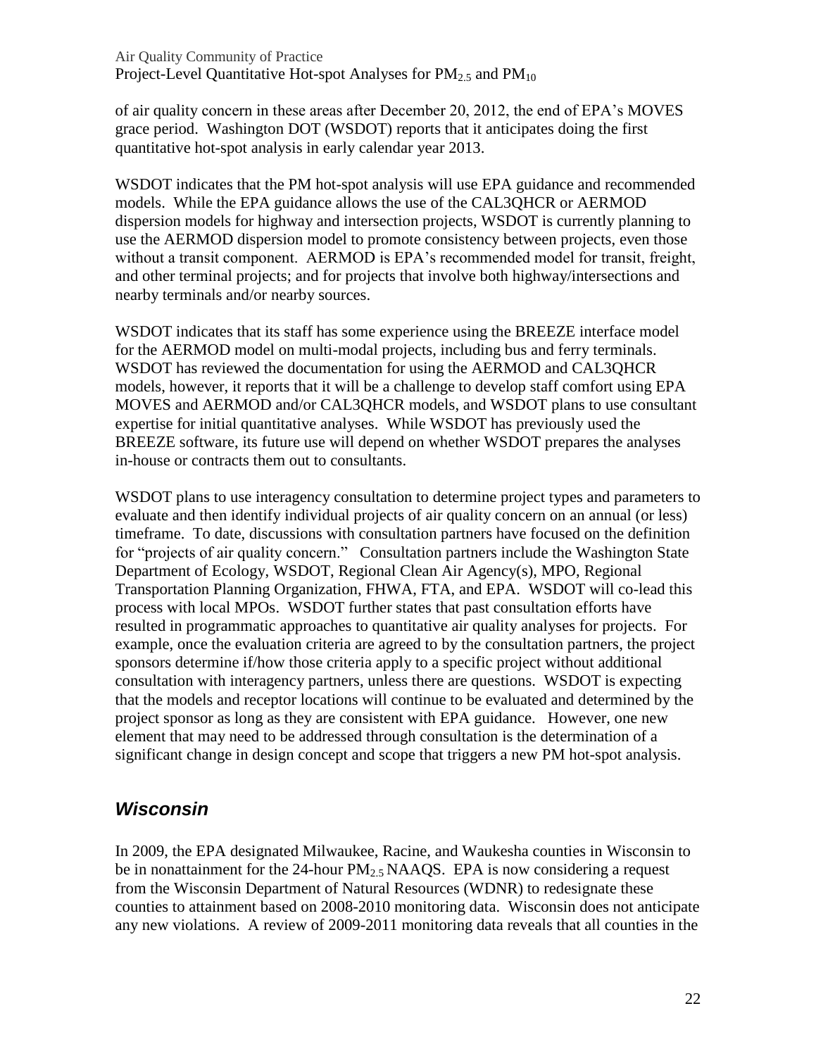of air quality concern in these areas after December 20, 2012, the end of EPA's MOVES grace period. Washington DOT (WSDOT) reports that it anticipates doing the first quantitative hot-spot analysis in early calendar year 2013.

WSDOT indicates that the PM hot-spot analysis will use EPA guidance and recommended models. While the EPA guidance allows the use of the CAL3QHCR or AERMOD dispersion models for highway and intersection projects, WSDOT is currently planning to use the AERMOD dispersion model to promote consistency between projects, even those without a transit component. AERMOD is EPA's recommended model for transit, freight, and other terminal projects; and for projects that involve both highway/intersections and nearby terminals and/or nearby sources.

WSDOT indicates that its staff has some experience using the BREEZE interface model for the AERMOD model on multi-modal projects, including bus and ferry terminals. WSDOT has reviewed the documentation for using the AERMOD and CAL3QHCR models, however, it reports that it will be a challenge to develop staff comfort using EPA MOVES and AERMOD and/or CAL3QHCR models, and WSDOT plans to use consultant expertise for initial quantitative analyses. While WSDOT has previously used the BREEZE software, its future use will depend on whether WSDOT prepares the analyses in-house or contracts them out to consultants.

WSDOT plans to use interagency consultation to determine project types and parameters to evaluate and then identify individual projects of air quality concern on an annual (or less) timeframe. To date, discussions with consultation partners have focused on the definition for "projects of air quality concern." Consultation partners include the Washington State Department of Ecology, WSDOT, Regional Clean Air Agency(s), MPO, Regional Transportation Planning Organization, FHWA, FTA, and EPA. WSDOT will co-lead this process with local MPOs. WSDOT further states that past consultation efforts have resulted in programmatic approaches to quantitative air quality analyses for projects. For example, once the evaluation criteria are agreed to by the consultation partners, the project sponsors determine if/how those criteria apply to a specific project without additional consultation with interagency partners, unless there are questions. WSDOT is expecting that the models and receptor locations will continue to be evaluated and determined by the project sponsor as long as they are consistent with EPA guidance. However, one new element that may need to be addressed through consultation is the determination of a significant change in design concept and scope that triggers a new PM hot-spot analysis.

## *Wisconsin*

In 2009, the EPA designated Milwaukee, Racine, and Waukesha counties in Wisconsin to be in nonattainment for the 24-hour $PM_{2.5}$ NAAQS. EPA is now considering a request from the Wisconsin Department of Natural Resources (WDNR) to redesignate these counties to attainment based on 2008-2010 monitoring data. Wisconsin does not anticipate any new violations. A review of 2009-2011 monitoring data reveals that all counties in the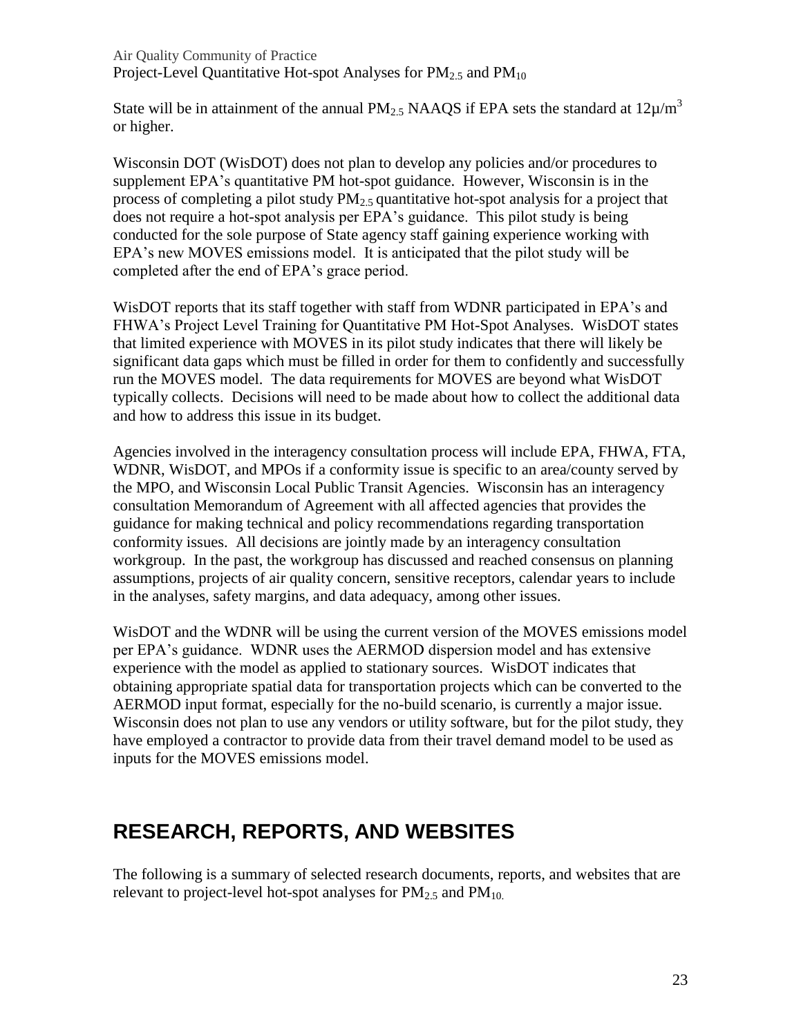State will be in attainment of the annual $PM_{2.5}$ NAAQS if EPA sets the standard at $12\mu/m^3$ or higher.

Wisconsin DOT (WisDOT) does not plan to develop any policies and/or procedures to supplement EPA's quantitative PM hot-spot guidance. However, Wisconsin is in the process of completing a pilot study $PM_{2.5}$ quantitative hot-spot analysis for a project that does not require a hot-spot analysis per EPA's guidance. This pilot study is being conducted for the sole purpose of State agency staff gaining experience working with EPA's new MOVES emissions model. It is anticipated that the pilot study will be completed after the end of EPA's grace period.

WisDOT reports that its staff together with staff from WDNR participated in EPA's and FHWA's Project Level Training for Quantitative PM Hot-Spot Analyses. WisDOT states that limited experience with MOVES in its pilot study indicates that there will likely be significant data gaps which must be filled in order for them to confidently and successfully run the MOVES model. The data requirements for MOVES are beyond what WisDOT typically collects. Decisions will need to be made about how to collect the additional data and how to address this issue in its budget.

Agencies involved in the interagency consultation process will include EPA, FHWA, FTA, WDNR, WisDOT, and MPOs if a conformity issue is specific to an area/county served by the MPO, and Wisconsin Local Public Transit Agencies. Wisconsin has an interagency consultation Memorandum of Agreement with all affected agencies that provides the guidance for making technical and policy recommendations regarding transportation conformity issues. All decisions are jointly made by an interagency consultation workgroup. In the past, the workgroup has discussed and reached consensus on planning assumptions, projects of air quality concern, sensitive receptors, calendar years to include in the analyses, safety margins, and data adequacy, among other issues.

WisDOT and the WDNR will be using the current version of the MOVES emissions model per EPA's guidance. WDNR uses the AERMOD dispersion model and has extensive experience with the model as applied to stationary sources. WisDOT indicates that obtaining appropriate spatial data for transportation projects which can be converted to the AERMOD input format, especially for the no-build scenario, is currently a major issue. Wisconsin does not plan to use any vendors or utility software, but for the pilot study, they have employed a contractor to provide data from their travel demand model to be used as inputs for the MOVES emissions model.

# RESEARCH, REPORTS, AND WEBSITES

The following is a summary of selected research documents, reports, and websites that are relevant to project-level hot-spot analyses for $PM_{2.5}$ and $PM_{10}$.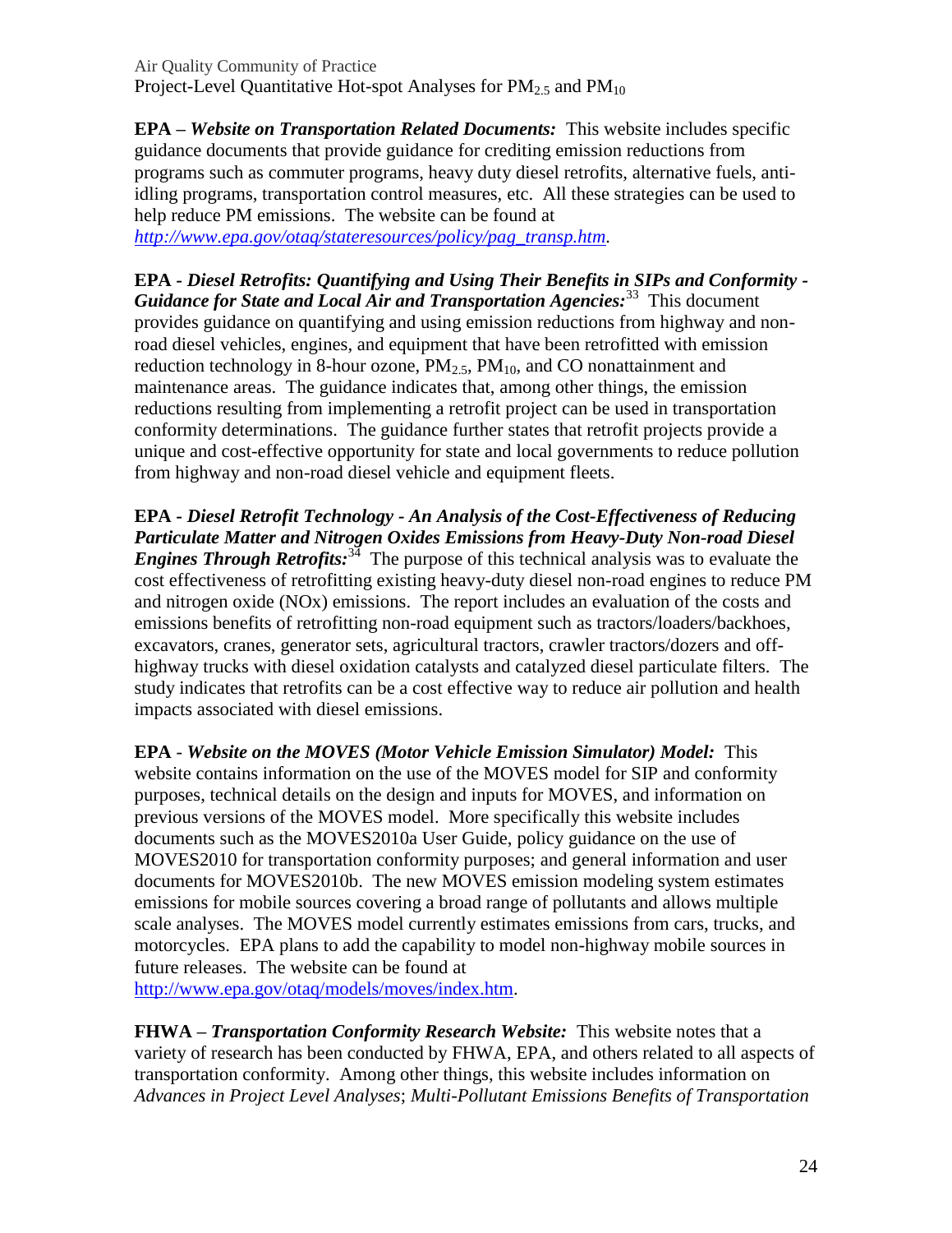**EPA –** ***Website on Transportation Related Documents:*** This website includes specific guidance documents that provide guidance for crediting emission reductions from programs such as commuter programs, heavy duty diesel retrofits, alternative fuels, anti-idling programs, transportation control measures, etc. All these strategies can be used to help reduce PM emissions. The website can be found at *http://www.epa.gov/otaq/stateresources/policy/pag_transp.htm*.

**EPA -** ***Diesel Retrofits: Quantifying and Using Their Benefits in SIPs and Conformity - Guidance for State and Local Air and Transportation Agencies:***[33] This document provides guidance on quantifying and using emission reductions from highway and non-road diesel vehicles, engines, and equipment that have been retrofitted with emission reduction technology in 8-hour ozone, $PM_{2.5}$, $PM_{10}$, and CO nonattainment and maintenance areas. The guidance indicates that, among other things, the emission reductions resulting from implementing a retrofit project can be used in transportation conformity determinations. The guidance further states that retrofit projects provide a unique and cost-effective opportunity for state and local governments to reduce pollution from highway and non-road diesel vehicle and equipment fleets.

**EPA -** ***Diesel Retrofit Technology - An Analysis of the Cost-Effectiveness of Reducing Particulate Matter and Nitrogen Oxides Emissions from Heavy-Duty Non-road Diesel Engines Through Retrofits:***[34] The purpose of this technical analysis was to evaluate the cost effectiveness of retrofitting existing heavy-duty diesel non-road engines to reduce PM and nitrogen oxide (NOx) emissions. The report includes an evaluation of the costs and emissions benefits of retrofitting non-road equipment such as tractors/loaders/backhoes, excavators, cranes, generator sets, agricultural tractors, crawler tractors/dozers and off-highway trucks with diesel oxidation catalysts and catalyzed diesel particulate filters. The study indicates that retrofits can be a cost effective way to reduce air pollution and health impacts associated with diesel emissions.

**EPA -** ***Website on the MOVES (Motor Vehicle Emission Simulator) Model:*** This website contains information on the use of the MOVES model for SIP and conformity purposes, technical details on the design and inputs for MOVES, and information on previous versions of the MOVES model. More specifically this website includes documents such as the MOVES2010a User Guide, policy guidance on the use of MOVES2010 for transportation conformity purposes; and general information and user documents for MOVES2010b. The new MOVES emission modeling system estimates emissions for mobile sources covering a broad range of pollutants and allows multiple scale analyses. The MOVES model currently estimates emissions from cars, trucks, and motorcycles. EPA plans to add the capability to model non-highway mobile sources in future releases. The website can be found at http://www.epa.gov/otaq/models/moves/index.htm.

**FHWA –** ***Transportation Conformity Research Website:*** This website notes that a variety of research has been conducted by FHWA, EPA, and others related to all aspects of transportation conformity. Among other things, this website includes information on *Advances in Project Level Analyses*; *Multi-Pollutant Emissions Benefits of Transportation*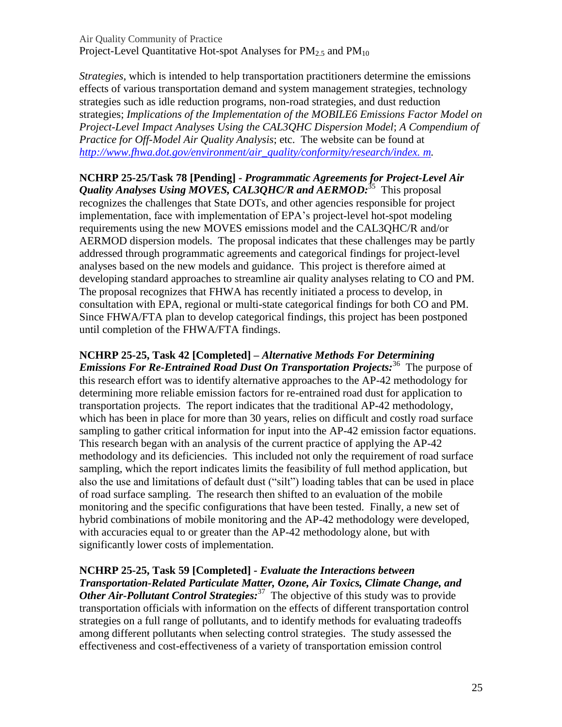*Strategies*, which is intended to help transportation practitioners determine the emissions effects of various transportation demand and system management strategies, technology strategies such as idle reduction programs, non-road strategies, and dust reduction strategies; *Implications of the Implementation of the MOBILE6 Emissions Factor Model on Project-Level Impact Analyses Using the CAL3QHC Dispersion Model*; *A Compendium of Practice for Off-Model Air Quality Analysis*; etc. The website can be found at [http://www.fhwa.dot.gov/environment/air_quality/conformity/research/index. m](http://www.fhwa.dot.gov/environment/air_quality/conformity/research/index.m).

**NCHRP 25-25/Task 78 [Pending] -** ***Programmatic Agreements for Project-Level Air Quality Analyses Using MOVES, CAL3QHC/R and AERMOD:***[35] This proposal recognizes the challenges that State DOTs, and other agencies responsible for project implementation, face with implementation of EPA's project-level hot-spot modeling requirements using the new MOVES emissions model and the CAL3QHC/R and/or AERMOD dispersion models. The proposal indicates that these challenges may be partly addressed through programmatic agreements and categorical findings for project-level analyses based on the new models and guidance. This project is therefore aimed at developing standard approaches to streamline air quality analyses relating to CO and PM. The proposal recognizes that FHWA has recently initiated a process to develop, in consultation with EPA, regional or multi-state categorical findings for both CO and PM. Since FHWA/FTA plan to develop categorical findings, this project has been postponed until completion of the FHWA/FTA findings.

**NCHRP 25-25, Task 42 [Completed] –** ***Alternative Methods For Determining Emissions For Re-Entrained Road Dust On Transportation Projects:***[36] The purpose of this research effort was to identify alternative approaches to the AP-42 methodology for determining more reliable emission factors for re-entrained road dust for application to transportation projects. The report indicates that the traditional AP-42 methodology, which has been in place for more than 30 years, relies on difficult and costly road surface sampling to gather critical information for input into the AP-42 emission factor equations. This research began with an analysis of the current practice of applying the AP-42 methodology and its deficiencies. This included not only the requirement of road surface sampling, which the report indicates limits the feasibility of full method application, but also the use and limitations of default dust ("silt") loading tables that can be used in place of road surface sampling. The research then shifted to an evaluation of the mobile monitoring and the specific configurations that have been tested. Finally, a new set of hybrid combinations of mobile monitoring and the AP-42 methodology were developed, with accuracies equal to or greater than the AP-42 methodology alone, but with significantly lower costs of implementation.

**NCHRP 25-25, Task 59 [Completed] -** ***Evaluate the Interactions between Transportation-Related Particulate Matter, Ozone, Air Toxics, Climate Change, and Other Air-Pollutant Control Strategies:***[37] The objective of this study was to provide transportation officials with information on the effects of different transportation control strategies on a full range of pollutants, and to identify methods for evaluating tradeoffs among different pollutants when selecting control strategies. The study assessed the effectiveness and cost-effectiveness of a variety of transportation emission control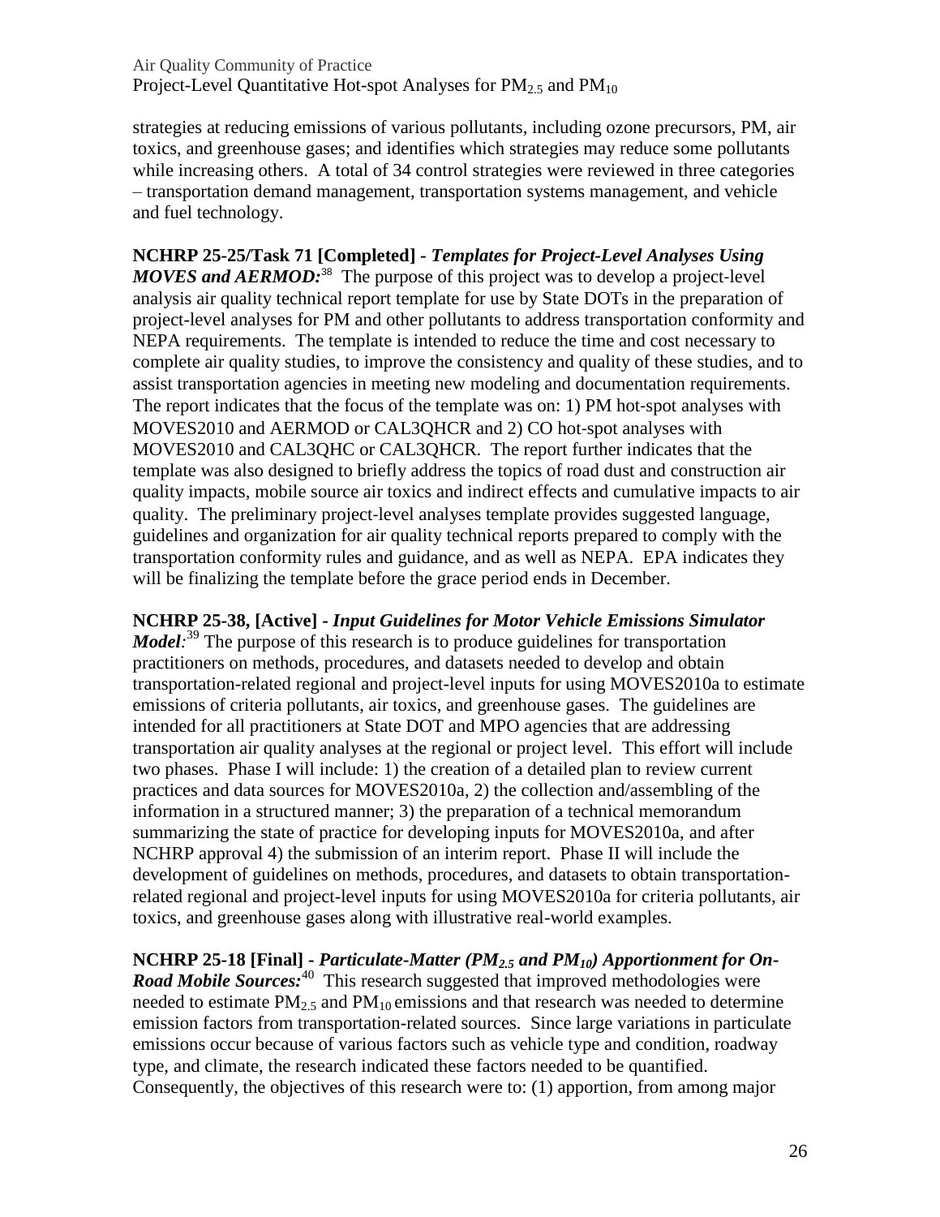strategies at reducing emissions of various pollutants, including ozone precursors, PM, air toxics, and greenhouse gases; and identifies which strategies may reduce some pollutants while increasing others. A total of 34 control strategies were reviewed in three categories – transportation demand management, transportation systems management, and vehicle and fuel technology.

**NCHRP 25-25/Task 71 [Completed] - *Templates for Project-Level Analyses Using MOVES and AERMOD:*** [38] The purpose of this project was to develop a project-level analysis air quality technical report template for use by State DOTs in the preparation of project-level analyses for PM and other pollutants to address transportation conformity and NEPA requirements. The template is intended to reduce the time and cost necessary to complete air quality studies, to improve the consistency and quality of these studies, and to assist transportation agencies in meeting new modeling and documentation requirements. The report indicates that the focus of the template was on: 1) PM hot-spot analyses with MOVES2010 and AERMOD or CAL3QHCR and 2) CO hot-spot analyses with MOVES2010 and CAL3QHC or CAL3QHCR. The report further indicates that the template was also designed to briefly address the topics of road dust and construction air quality impacts, mobile source air toxics and indirect effects and cumulative impacts to air quality. The preliminary project-level analyses template provides suggested language, guidelines and organization for air quality technical reports prepared to comply with the transportation conformity rules and guidance, and as well as NEPA. EPA indicates they will be finalizing the template before the grace period ends in December.

**NCHRP 25-38, [Active] - *Input Guidelines for Motor Vehicle Emissions Simulator Model*:** [39] The purpose of this research is to produce guidelines for transportation practitioners on methods, procedures, and datasets needed to develop and obtain transportation-related regional and project-level inputs for using MOVES2010a to estimate emissions of criteria pollutants, air toxics, and greenhouse gases. The guidelines are intended for all practitioners at State DOT and MPO agencies that are addressing transportation air quality analyses at the regional or project level. This effort will include two phases. Phase I will include: 1) the creation of a detailed plan to review current practices and data sources for MOVES2010a, 2) the collection and/assembling of the information in a structured manner; 3) the preparation of a technical memorandum summarizing the state of practice for developing inputs for MOVES2010a, and after NCHRP approval 4) the submission of an interim report. Phase II will include the development of guidelines on methods, procedures, and datasets to obtain transportation-related regional and project-level inputs for using MOVES2010a for criteria pollutants, air toxics, and greenhouse gases along with illustrative real-world examples.

**NCHRP 25-18 [Final] - *Particulate-Matter ($PM_{2.5}$ and $PM_{10}$) Apportionment for On-Road Mobile Sources:*** [40] This research suggested that improved methodologies were needed to estimate $PM_{2.5}$ and $PM_{10}$ emissions and that research was needed to determine emission factors from transportation-related sources. Since large variations in particulate emissions occur because of various factors such as vehicle type and condition, roadway type, and climate, the research indicated these factors needed to be quantified. Consequently, the objectives of this research were to: (1) apportion, from among major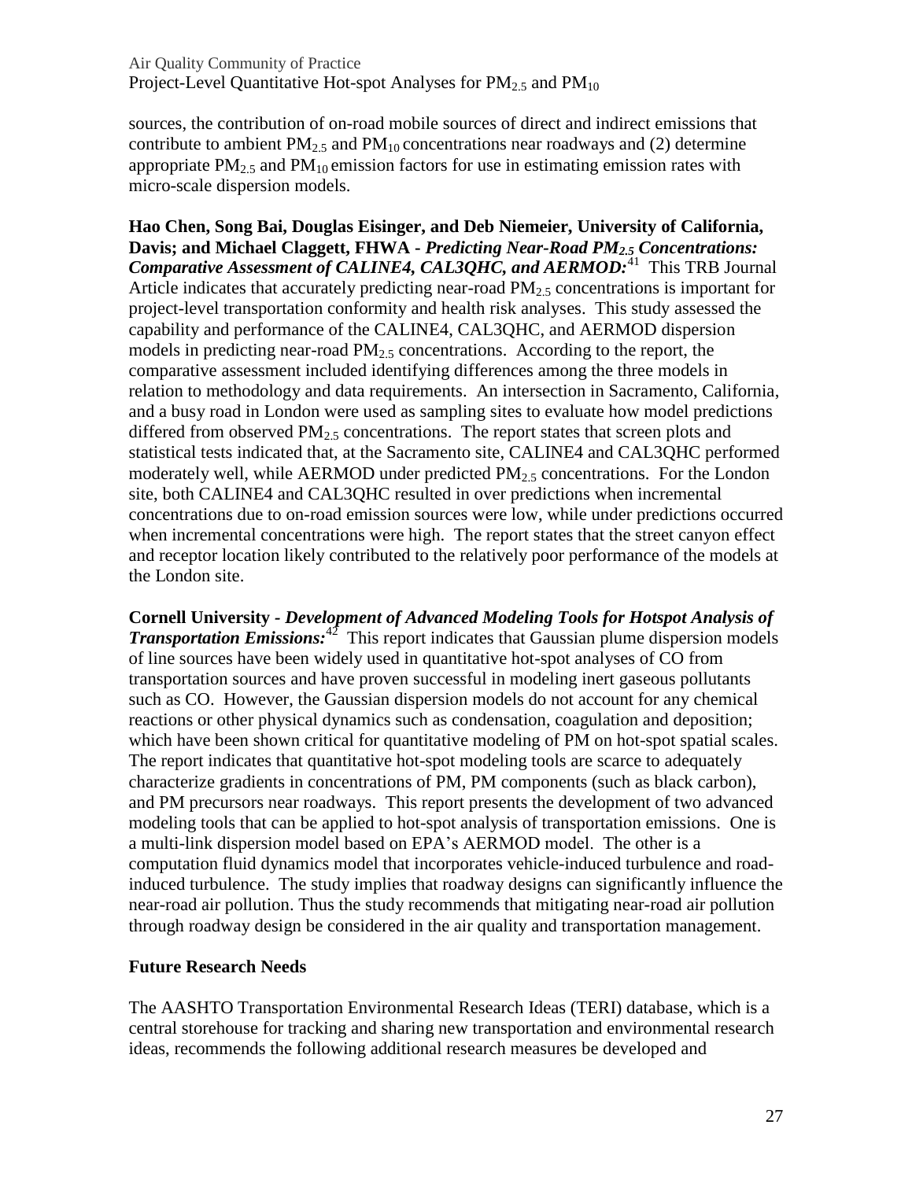sources, the contribution of on-road mobile sources of direct and indirect emissions that contribute to ambient $PM_{2.5}$ and $PM_{10}$ concentrations near roadways and (2) determine appropriate $PM_{2.5}$ and $PM_{10}$ emission factors for use in estimating emission rates with micro-scale dispersion models.

**Hao Chen, Song Bai, Douglas Eisinger, and Deb Niemeier, University of California, Davis; and Michael Claggett, FHWA -** ***Predicting Near-Road $PM_{2.5}$ Concentrations: Comparative Assessment of CALINE4, CAL3QHC, and AERMOD:***[41] This TRB Journal Article indicates that accurately predicting near-road $PM_{2.5}$ concentrations is important for project-level transportation conformity and health risk analyses. This study assessed the capability and performance of the CALINE4, CAL3QHC, and AERMOD dispersion models in predicting near-road $PM_{2.5}$ concentrations. According to the report, the comparative assessment included identifying differences among the three models in relation to methodology and data requirements. An intersection in Sacramento, California, and a busy road in London were used as sampling sites to evaluate how model predictions differed from observed $PM_{2.5}$ concentrations. The report states that screen plots and statistical tests indicated that, at the Sacramento site, CALINE4 and CAL3QHC performed moderately well, while AERMOD under predicted $PM_{2.5}$ concentrations. For the London site, both CALINE4 and CAL3QHC resulted in over predictions when incremental concentrations due to on-road emission sources were low, while under predictions occurred when incremental concentrations were high. The report states that the street canyon effect and receptor location likely contributed to the relatively poor performance of the models at the London site.

**Cornell University -** ***Development of Advanced Modeling Tools for Hotspot Analysis of Transportation Emissions:***[42] This report indicates that Gaussian plume dispersion models of line sources have been widely used in quantitative hot-spot analyses of CO from transportation sources and have proven successful in modeling inert gaseous pollutants such as CO. However, the Gaussian dispersion models do not account for any chemical reactions or other physical dynamics such as condensation, coagulation and deposition; which have been shown critical for quantitative modeling of PM on hot-spot spatial scales. The report indicates that quantitative hot-spot modeling tools are scarce to adequately characterize gradients in concentrations of PM, PM components (such as black carbon), and PM precursors near roadways. This report presents the development of two advanced modeling tools that can be applied to hot-spot analysis of transportation emissions. One is a multi-link dispersion model based on EPA's AERMOD model. The other is a computation fluid dynamics model that incorporates vehicle-induced turbulence and road-induced turbulence. The study implies that roadway designs can significantly influence the near-road air pollution. Thus the study recommends that mitigating near-road air pollution through roadway design be considered in the air quality and transportation management.

## Future Research Needs

The AASHTO Transportation Environmental Research Ideas (TERI) database, which is a central storehouse for tracking and sharing new transportation and environmental research ideas, recommends the following additional research measures be developed and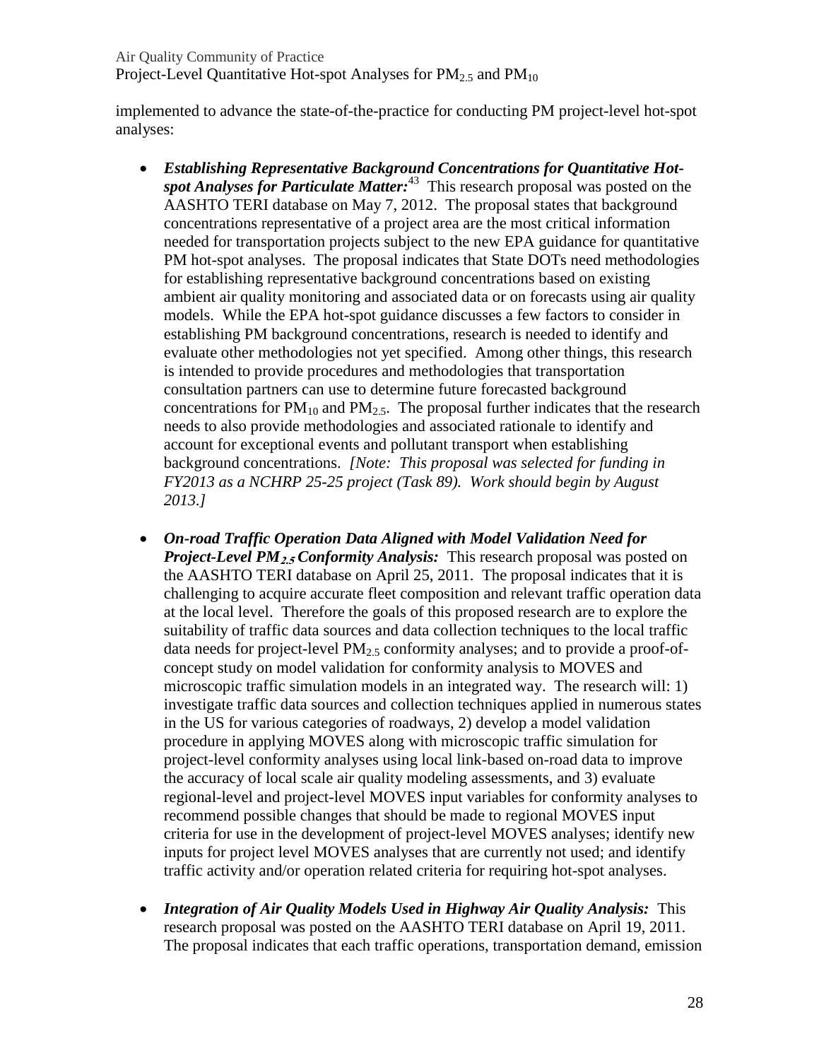implemented to advance the state-of-the-practice for conducting PM project-level hot-spot analyses:

- ***Establishing Representative Background Concentrations for Quantitative Hot-spot Analyses for Particulate Matter:***[43] This research proposal was posted on the AASHTO TERI database on May 7, 2012. The proposal states that background concentrations representative of a project area are the most critical information needed for transportation projects subject to the new EPA guidance for quantitative PM hot-spot analyses. The proposal indicates that State DOTs need methodologies for establishing representative background concentrations based on existing ambient air quality monitoring and associated data or on forecasts using air quality models. While the EPA hot-spot guidance discusses a few factors to consider in establishing PM background concentrations, research is needed to identify and evaluate other methodologies not yet specified. Among other things, this research is intended to provide procedures and methodologies that transportation consultation partners can use to determine future forecasted background concentrations for $PM_{10}$ and $PM_{2.5}$. The proposal further indicates that the research needs to also provide methodologies and associated rationale to identify and account for exceptional events and pollutant transport when establishing background concentrations. *[Note: This proposal was selected for funding in FY2013 as a NCHRP 25-25 project (Task 89). Work should begin by August 2013.]*

- ***On-road Traffic Operation Data Aligned with Model Validation Need for Project-Level $PM_{2.5}$ Conformity Analysis:*** This research proposal was posted on the AASHTO TERI database on April 25, 2011. The proposal indicates that it is challenging to acquire accurate fleet composition and relevant traffic operation data at the local level. Therefore the goals of this proposed research are to explore the suitability of traffic data sources and data collection techniques to the local traffic data needs for project-level $PM_{2.5}$ conformity analyses; and to provide a proof-of-concept study on model validation for conformity analysis to MOVES and microscopic traffic simulation models in an integrated way. The research will: 1) investigate traffic data sources and collection techniques applied in numerous states in the US for various categories of roadways, 2) develop a model validation procedure in applying MOVES along with microscopic traffic simulation for project-level conformity analyses using local link-based on-road data to improve the accuracy of local scale air quality modeling assessments, and 3) evaluate regional-level and project-level MOVES input variables for conformity analyses to recommend possible changes that should be made to regional MOVES input criteria for use in the development of project-level MOVES analyses; identify new inputs for project level MOVES analyses that are currently not used; and identify traffic activity and/or operation related criteria for requiring hot-spot analyses.

- ***Integration of Air Quality Models Used in Highway Air Quality Analysis:*** This research proposal was posted on the AASHTO TERI database on April 19, 2011. The proposal indicates that each traffic operations, transportation demand, emission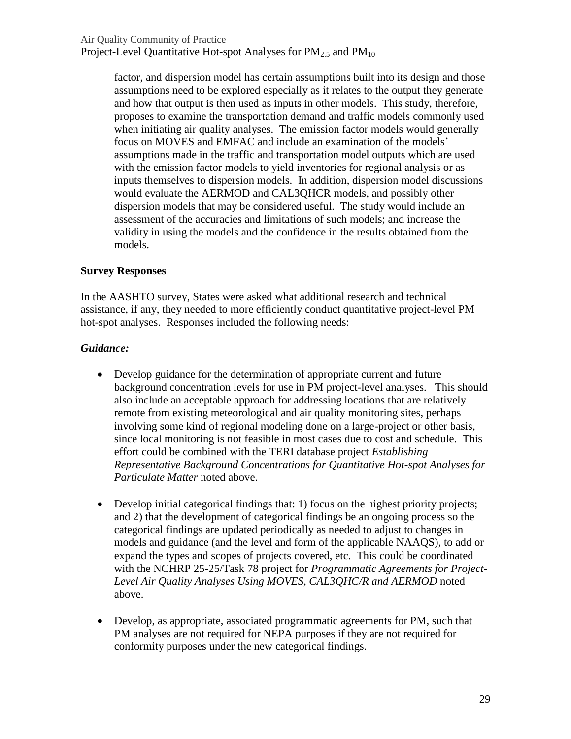factor, and dispersion model has certain assumptions built into its design and those assumptions need to be explored especially as it relates to the output they generate and how that output is then used as inputs in other models. This study, therefore, proposes to examine the transportation demand and traffic models commonly used when initiating air quality analyses. The emission factor models would generally focus on MOVES and EMFAC and include an examination of the models' assumptions made in the traffic and transportation model outputs which are used with the emission factor models to yield inventories for regional analysis or as inputs themselves to dispersion models. In addition, dispersion model discussions would evaluate the AERMOD and CAL3QHCR models, and possibly other dispersion models that may be considered useful. The study would include an assessment of the accuracies and limitations of such models; and increase the validity in using the models and the confidence in the results obtained from the models.

**Survey Responses**

In the AASHTO survey, States were asked what additional research and technical assistance, if any, they needed to more efficiently conduct quantitative project-level PM hot-spot analyses. Responses included the following needs:

***Guidance:***

- Develop guidance for the determination of appropriate current and future background concentration levels for use in PM project-level analyses. This should also include an acceptable approach for addressing locations that are relatively remote from existing meteorological and air quality monitoring sites, perhaps involving some kind of regional modeling done on a large-project or other basis, since local monitoring is not feasible in most cases due to cost and schedule. This effort could be combined with the TERI database project *Establishing Representative Background Concentrations for Quantitative Hot-spot Analyses for Particulate Matter* noted above.

- Develop initial categorical findings that: 1) focus on the highest priority projects; and 2) that the development of categorical findings be an ongoing process so the categorical findings are updated periodically as needed to adjust to changes in models and guidance (and the level and form of the applicable NAAQS), to add or expand the types and scopes of projects covered, etc. This could be coordinated with the NCHRP 25-25/Task 78 project for *Programmatic Agreements for Project-Level Air Quality Analyses Using MOVES, CAL3QHC/R and AERMOD* noted above.

- Develop, as appropriate, associated programmatic agreements for PM, such that PM analyses are not required for NEPA purposes if they are not required for conformity purposes under the new categorical findings.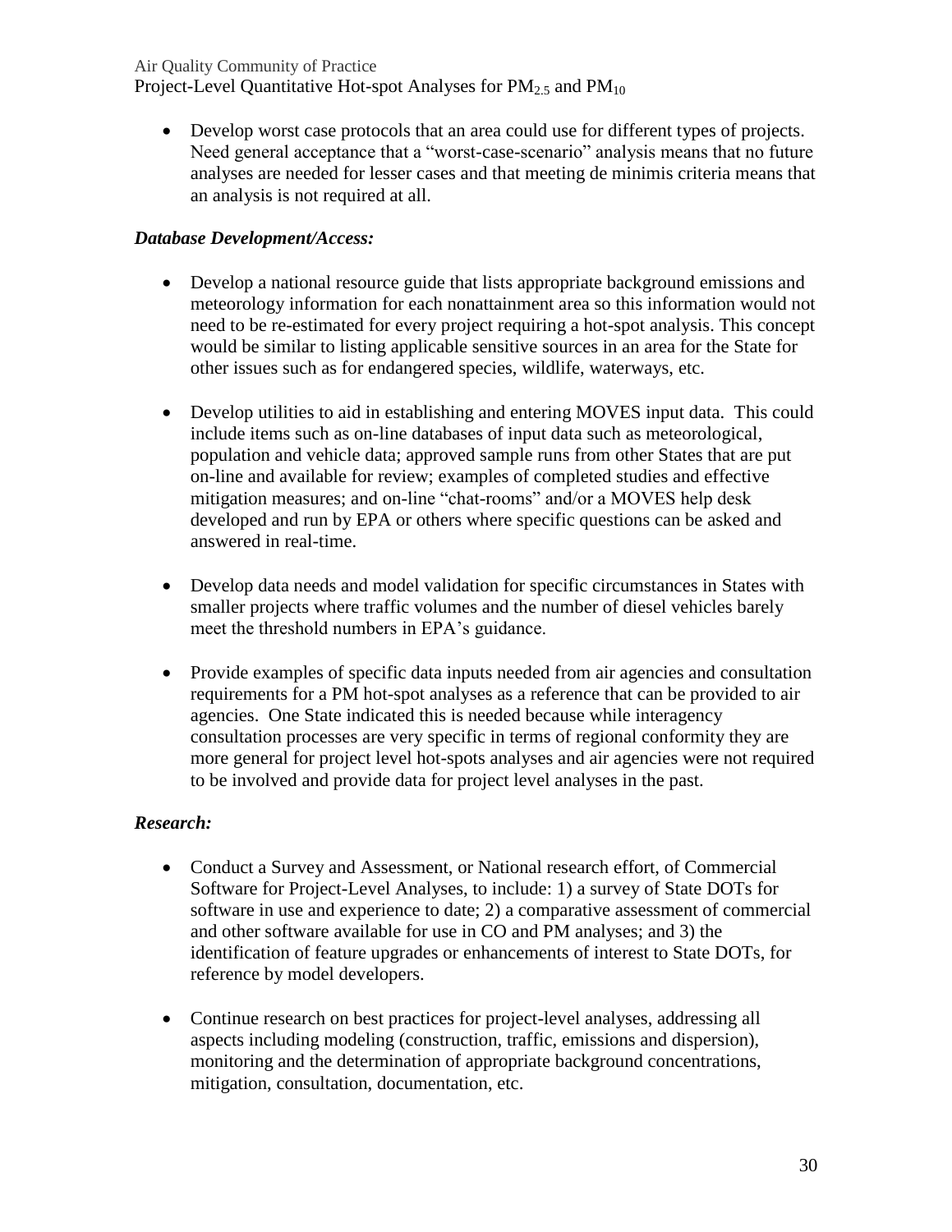- Develop worst case protocols that an area could use for different types of projects. Need general acceptance that a "worst-case-scenario" analysis means that no future analyses are needed for lesser cases and that meeting de minimis criteria means that an analysis is not required at all.

***Database Development/Access:***

- Develop a national resource guide that lists appropriate background emissions and meteorology information for each nonattainment area so this information would not need to be re-estimated for every project requiring a hot-spot analysis. This concept would be similar to listing applicable sensitive sources in an area for the State for other issues such as for endangered species, wildlife, waterways, etc.

- Develop utilities to aid in establishing and entering MOVES input data. This could include items such as on-line databases of input data such as meteorological, population and vehicle data; approved sample runs from other States that are put on-line and available for review; examples of completed studies and effective mitigation measures; and on-line "chat-rooms" and/or a MOVES help desk developed and run by EPA or others where specific questions can be asked and answered in real-time.

- Develop data needs and model validation for specific circumstances in States with smaller projects where traffic volumes and the number of diesel vehicles barely meet the threshold numbers in EPA's guidance.

- Provide examples of specific data inputs needed from air agencies and consultation requirements for a PM hot-spot analyses as a reference that can be provided to air agencies. One State indicated this is needed because while interagency consultation processes are very specific in terms of regional conformity they are more general for project level hot-spots analyses and air agencies were not required to be involved and provide data for project level analyses in the past.

***Research:***

- Conduct a Survey and Assessment, or National research effort, of Commercial Software for Project-Level Analyses, to include: 1) a survey of State DOTs for software in use and experience to date; 2) a comparative assessment of commercial and other software available for use in CO and PM analyses; and 3) the identification of feature upgrades or enhancements of interest to State DOTs, for reference by model developers.

- Continue research on best practices for project-level analyses, addressing all aspects including modeling (construction, traffic, emissions and dispersion), monitoring and the determination of appropriate background concentrations, mitigation, consultation, documentation, etc.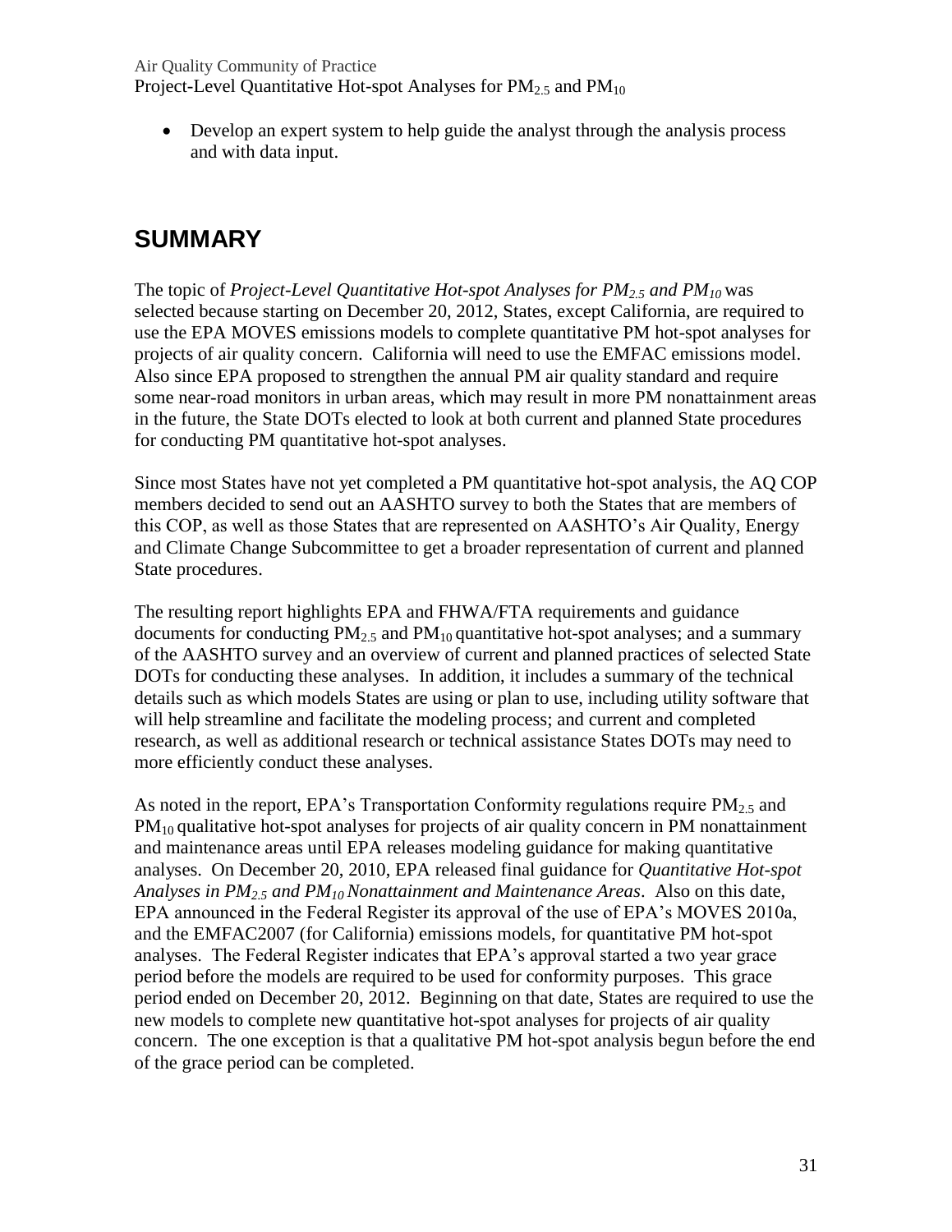- Develop an expert system to help guide the analyst through the analysis process and with data input.

# SUMMARY

The topic of *Project-Level Quantitative Hot-spot Analyses for $PM_{2.5}$ and $PM_{10}$* was selected because starting on December 20, 2012, States, except California, are required to use the EPA MOVES emissions models to complete quantitative PM hot-spot analyses for projects of air quality concern. California will need to use the EMFAC emissions model. Also since EPA proposed to strengthen the annual PM air quality standard and require some near-road monitors in urban areas, which may result in more PM nonattainment areas in the future, the State DOTs elected to look at both current and planned State procedures for conducting PM quantitative hot-spot analyses.

Since most States have not yet completed a PM quantitative hot-spot analysis, the AQ COP members decided to send out an AASHTO survey to both the States that are members of this COP, as well as those States that are represented on AASHTO's Air Quality, Energy and Climate Change Subcommittee to get a broader representation of current and planned State procedures.

The resulting report highlights EPA and FHWA/FTA requirements and guidance documents for conducting $PM_{2.5}$ and $PM_{10}$ quantitative hot-spot analyses; and a summary of the AASHTO survey and an overview of current and planned practices of selected State DOTs for conducting these analyses. In addition, it includes a summary of the technical details such as which models States are using or plan to use, including utility software that will help streamline and facilitate the modeling process; and current and completed research, as well as additional research or technical assistance States DOTs may need to more efficiently conduct these analyses.

As noted in the report, EPA's Transportation Conformity regulations require $PM_{2.5}$ and $PM_{10}$ qualitative hot-spot analyses for projects of air quality concern in PM nonattainment and maintenance areas until EPA releases modeling guidance for making quantitative analyses. On December 20, 2010, EPA released final guidance for *Quantitative Hot-spot Analyses in $PM_{2.5}$ and $PM_{10}$ Nonattainment and Maintenance Areas*. Also on this date, EPA announced in the Federal Register its approval of the use of EPA's MOVES 2010a, and the EMFAC2007 (for California) emissions models, for quantitative PM hot-spot analyses. The Federal Register indicates that EPA's approval started a two year grace period before the models are required to be used for conformity purposes. This grace period ended on December 20, 2012. Beginning on that date, States are required to use the new models to complete new quantitative hot-spot analyses for projects of air quality concern. The one exception is that a qualitative PM hot-spot analysis begun before the end of the grace period can be completed.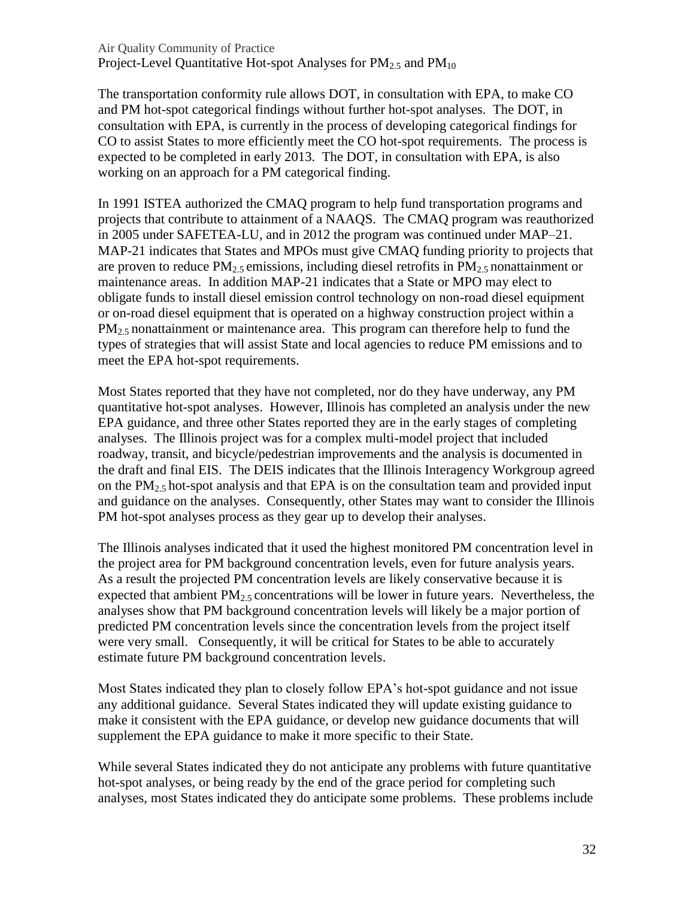The transportation conformity rule allows DOT, in consultation with EPA, to make CO and PM hot-spot categorical findings without further hot-spot analyses. The DOT, in consultation with EPA, is currently in the process of developing categorical findings for CO to assist States to more efficiently meet the CO hot-spot requirements. The process is expected to be completed in early 2013. The DOT, in consultation with EPA, is also working on an approach for a PM categorical finding.

In 1991 ISTEA authorized the CMAQ program to help fund transportation programs and projects that contribute to attainment of a NAAQS. The CMAQ program was reauthorized in 2005 under SAFETEA-LU, and in 2012 the program was continued under MAP–21. MAP-21 indicates that States and MPOs must give CMAQ funding priority to projects that are proven to reduce $PM_{2.5}$ emissions, including diesel retrofits in $PM_{2.5}$ nonattainment or maintenance areas. In addition MAP-21 indicates that a State or MPO may elect to obligate funds to install diesel emission control technology on non-road diesel equipment or on-road diesel equipment that is operated on a highway construction project within a $PM_{2.5}$ nonattainment or maintenance area. This program can therefore help to fund the types of strategies that will assist State and local agencies to reduce PM emissions and to meet the EPA hot-spot requirements.

Most States reported that they have not completed, nor do they have underway, any PM quantitative hot-spot analyses. However, Illinois has completed an analysis under the new EPA guidance, and three other States reported they are in the early stages of completing analyses. The Illinois project was for a complex multi-model project that included roadway, transit, and bicycle/pedestrian improvements and the analysis is documented in the draft and final EIS. The DEIS indicates that the Illinois Interagency Workgroup agreed on the $PM_{2.5}$ hot-spot analysis and that EPA is on the consultation team and provided input and guidance on the analyses. Consequently, other States may want to consider the Illinois PM hot-spot analyses process as they gear up to develop their analyses.

The Illinois analyses indicated that it used the highest monitored PM concentration level in the project area for PM background concentration levels, even for future analysis years. As a result the projected PM concentration levels are likely conservative because it is expected that ambient $PM_{2.5}$ concentrations will be lower in future years. Nevertheless, the analyses show that PM background concentration levels will likely be a major portion of predicted PM concentration levels since the concentration levels from the project itself were very small. Consequently, it will be critical for States to be able to accurately estimate future PM background concentration levels.

Most States indicated they plan to closely follow EPA's hot-spot guidance and not issue any additional guidance. Several States indicated they will update existing guidance to make it consistent with the EPA guidance, or develop new guidance documents that will supplement the EPA guidance to make it more specific to their State.

While several States indicated they do not anticipate any problems with future quantitative hot-spot analyses, or being ready by the end of the grace period for completing such analyses, most States indicated they do anticipate some problems. These problems include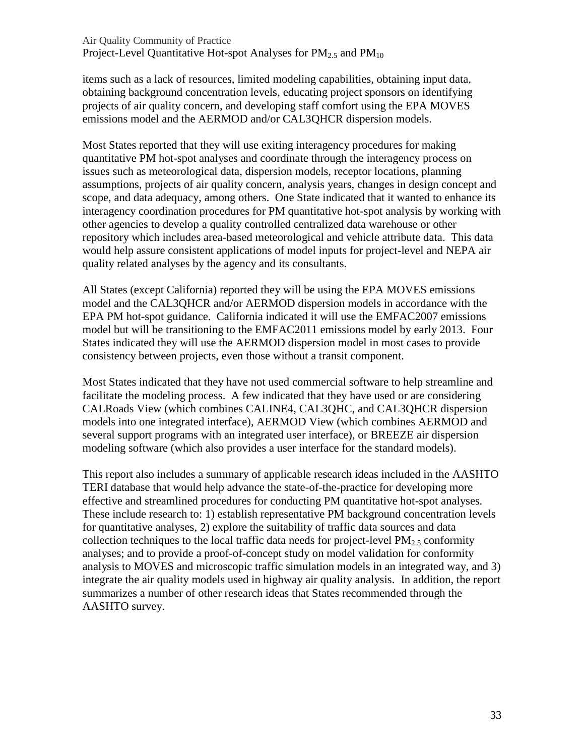items such as a lack of resources, limited modeling capabilities, obtaining input data, obtaining background concentration levels, educating project sponsors on identifying projects of air quality concern, and developing staff comfort using the EPA MOVES emissions model and the AERMOD and/or CAL3QHCR dispersion models.

Most States reported that they will use exiting interagency procedures for making quantitative PM hot-spot analyses and coordinate through the interagency process on issues such as meteorological data, dispersion models, receptor locations, planning assumptions, projects of air quality concern, analysis years, changes in design concept and scope, and data adequacy, among others. One State indicated that it wanted to enhance its interagency coordination procedures for PM quantitative hot-spot analysis by working with other agencies to develop a quality controlled centralized data warehouse or other repository which includes area-based meteorological and vehicle attribute data. This data would help assure consistent applications of model inputs for project-level and NEPA air quality related analyses by the agency and its consultants.

All States (except California) reported they will be using the EPA MOVES emissions model and the CAL3QHCR and/or AERMOD dispersion models in accordance with the EPA PM hot-spot guidance. California indicated it will use the EMFAC2007 emissions model but will be transitioning to the EMFAC2011 emissions model by early 2013. Four States indicated they will use the AERMOD dispersion model in most cases to provide consistency between projects, even those without a transit component.

Most States indicated that they have not used commercial software to help streamline and facilitate the modeling process. A few indicated that they have used or are considering CALRoads View (which combines CALINE4, CAL3QHC, and CAL3QHCR dispersion models into one integrated interface), AERMOD View (which combines AERMOD and several support programs with an integrated user interface), or BREEZE air dispersion modeling software (which also provides a user interface for the standard models).

This report also includes a summary of applicable research ideas included in the AASHTO TERI database that would help advance the state-of-the-practice for developing more effective and streamlined procedures for conducting PM quantitative hot-spot analyses. These include research to: 1) establish representative PM background concentration levels for quantitative analyses, 2) explore the suitability of traffic data sources and data collection techniques to the local traffic data needs for project-level $PM_{2.5}$ conformity analyses; and to provide a proof-of-concept study on model validation for conformity analysis to MOVES and microscopic traffic simulation models in an integrated way, and 3) integrate the air quality models used in highway air quality analysis. In addition, the report summarizes a number of other research ideas that States recommended through the AASHTO survey.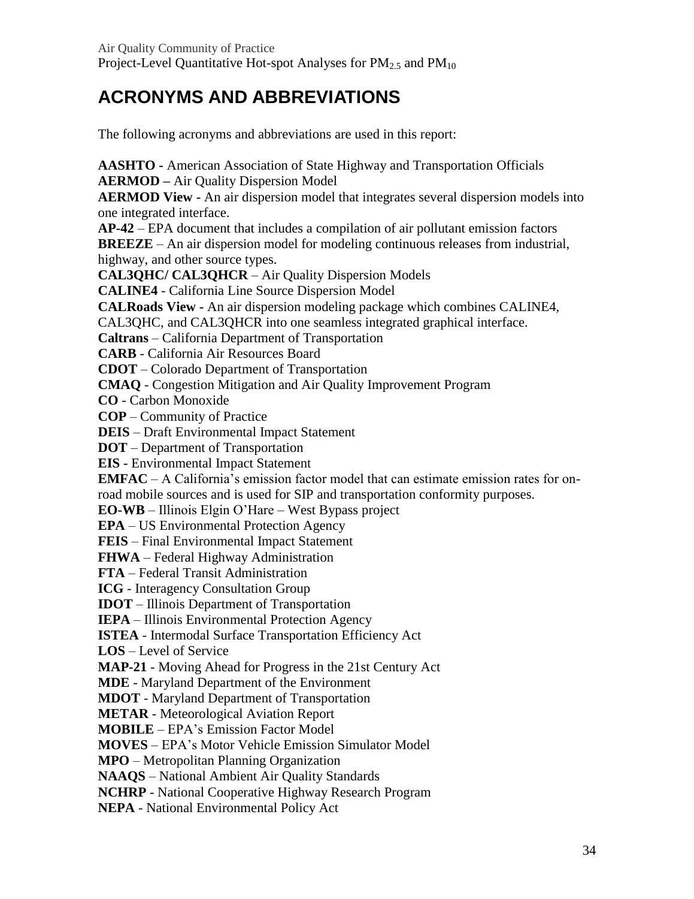# ACRONYMS AND ABBREVIATIONS

The following acronyms and abbreviations are used in this report:

**AASHTO -** American Association of State Highway and Transportation Officials
**AERMOD –** Air Quality Dispersion Model
**AERMOD View -** An air dispersion model that integrates several dispersion models into one integrated interface.
**AP-42** – EPA document that includes a compilation of air pollutant emission factors
**BREEZE** – An air dispersion model for modeling continuous releases from industrial, highway, and other source types.
**CAL3QHC/ CAL3QHCR** – Air Quality Dispersion Models
**CALINE4** - California Line Source Dispersion Model
**CALRoads View -** An air dispersion modeling package which combines CALINE4, CAL3QHC, and CAL3QHCR into one seamless integrated graphical interface.
**Caltrans** – California Department of Transportation
**CARB** - California Air Resources Board
**CDOT** – Colorado Department of Transportation
**CMAQ** - Congestion Mitigation and Air Quality Improvement Program
**CO** - Carbon Monoxide
**COP** – Community of Practice
**DEIS** – Draft Environmental Impact Statement
**DOT** – Department of Transportation
**EIS -** Environmental Impact Statement
**EMFAC** – A California's emission factor model that can estimate emission rates for on-road mobile sources and is used for SIP and transportation conformity purposes.
**EO-WB** – Illinois Elgin O'Hare – West Bypass project
**EPA** – US Environmental Protection Agency
**FEIS** – Final Environmental Impact Statement
**FHWA** – Federal Highway Administration
**FTA** – Federal Transit Administration
**ICG** - Interagency Consultation Group
**IDOT** – Illinois Department of Transportation
**IEPA** – Illinois Environmental Protection Agency
**ISTEA** - Intermodal Surface Transportation Efficiency Act
**LOS** – Level of Service
**MAP-21** - Moving Ahead for Progress in the 21st Century Act
**MDE** - Maryland Department of the Environment
**MDOT** - Maryland Department of Transportation
**METAR** - Meteorological Aviation Report
**MOBILE** – EPA's Emission Factor Model
**MOVES** – EPA's Motor Vehicle Emission Simulator Model
**MPO** – Metropolitan Planning Organization
**NAAQS** – National Ambient Air Quality Standards
**NCHRP** - National Cooperative Highway Research Program
**NEPA** - National Environmental Policy Act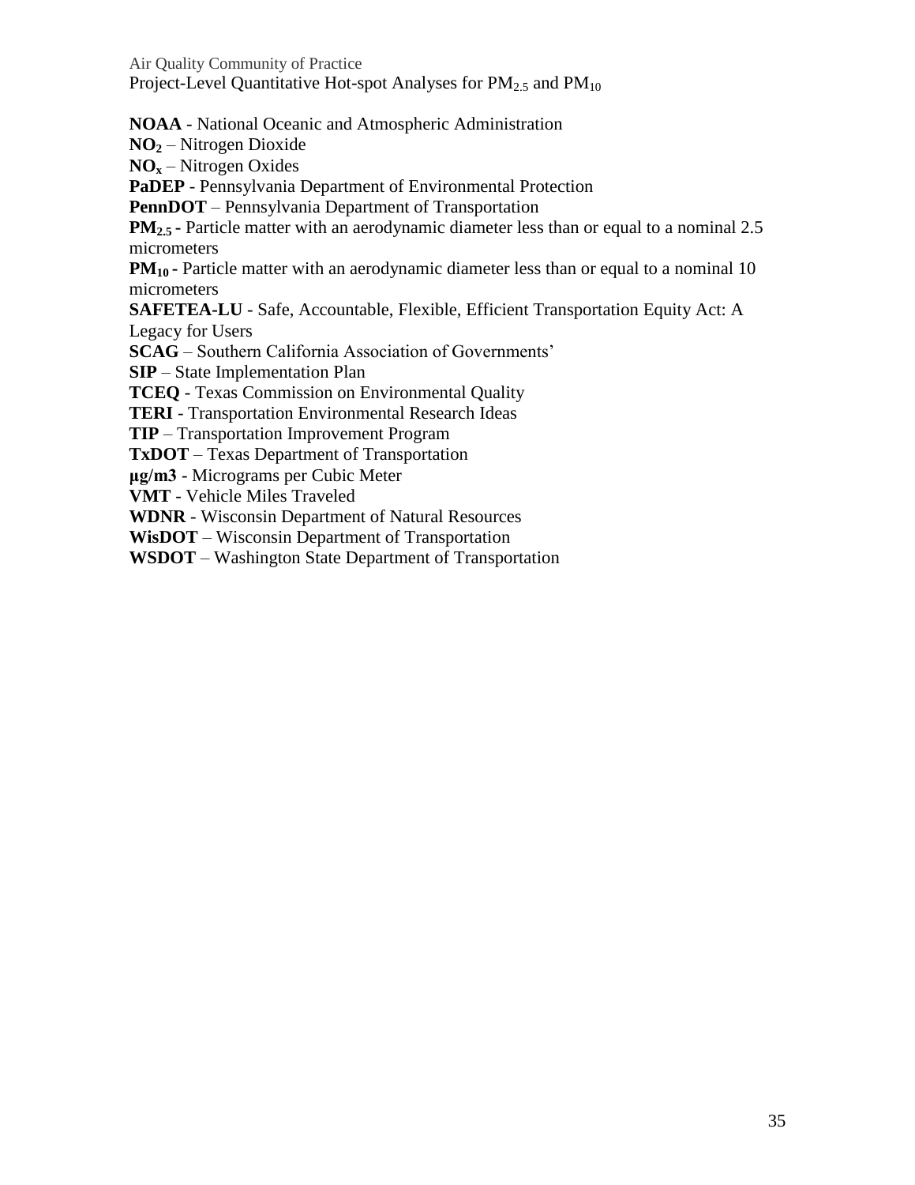**NOAA** - National Oceanic and Atmospheric Administration
**$NO_2$** – Nitrogen Dioxide
**$NO_x$** – Nitrogen Oxides
**PaDEP** - Pennsylvania Department of Environmental Protection
**PennDOT** – Pennsylvania Department of Transportation
**$PM_{2.5}$** - Particle matter with an aerodynamic diameter less than or equal to a nominal 2.5 micrometers
**$PM_{10}$** - Particle matter with an aerodynamic diameter less than or equal to a nominal 10 micrometers
**SAFETEA-LU** - Safe, Accountable, Flexible, Efficient Transportation Equity Act: A Legacy for Users
**SCAG** – Southern California Association of Governments'
**SIP** – State Implementation Plan
**TCEQ** - Texas Commission on Environmental Quality
**TERI** - Transportation Environmental Research Ideas
**TIP** – Transportation Improvement Program
**TxDOT** – Texas Department of Transportation
**µg/m3** - Micrograms per Cubic Meter
**VMT** - Vehicle Miles Traveled
**WDNR** - Wisconsin Department of Natural Resources
**WisDOT** – Wisconsin Department of Transportation
**WSDOT** – Washington State Department of Transportation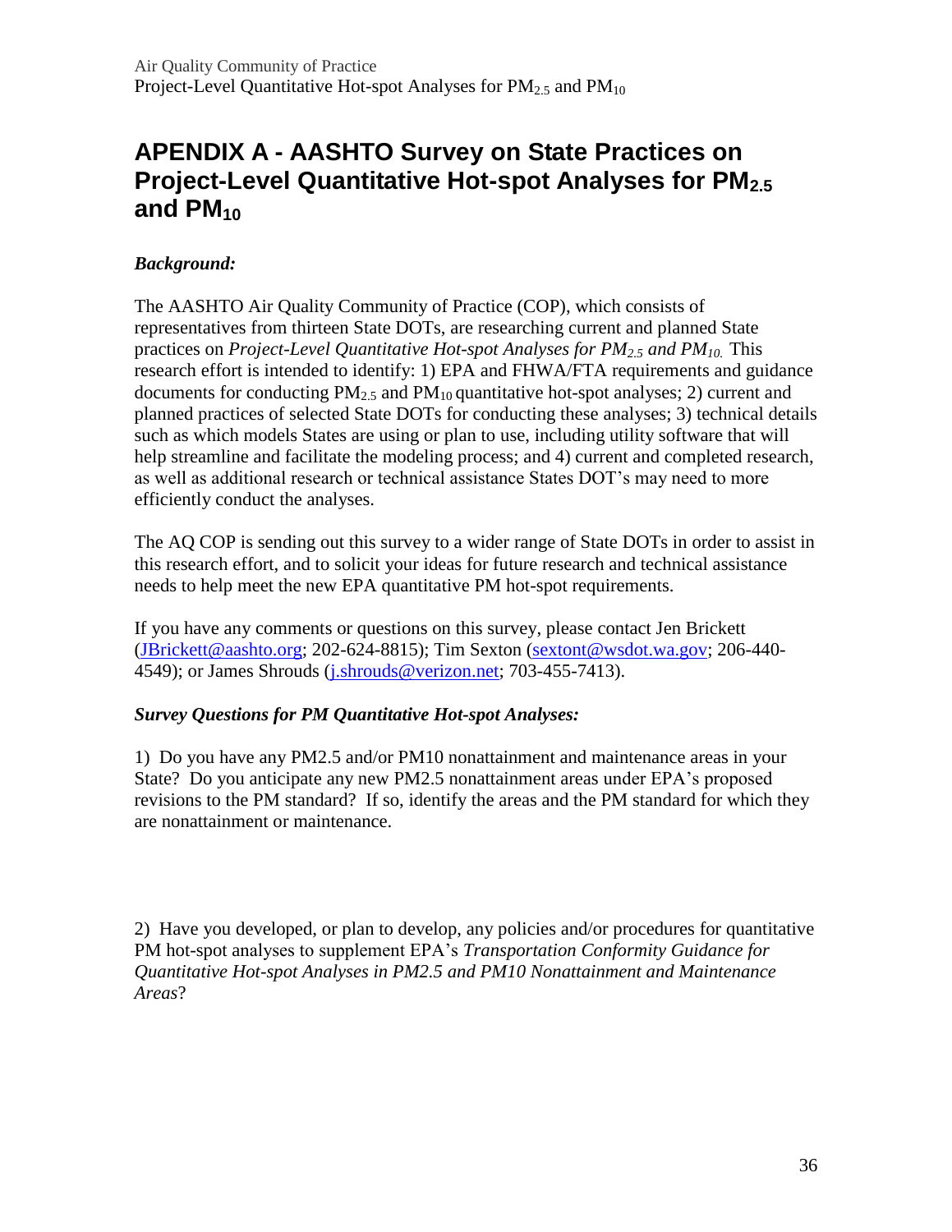# APENDIX A - AASHTO Survey on State Practices on Project-Level Quantitative Hot-spot Analyses for $PM_{2.5}$ and $PM_{10}$

***Background:***

The AASHTO Air Quality Community of Practice (COP), which consists of representatives from thirteen State DOTs, are researching current and planned State practices on *Project-Level Quantitative Hot-spot Analyses for $PM_{2.5}$ and $PM_{10}$.* This research effort is intended to identify: 1) EPA and FHWA/FTA requirements and guidance documents for conducting $PM_{2.5}$ and $PM_{10}$ quantitative hot-spot analyses; 2) current and planned practices of selected State DOTs for conducting these analyses; 3) technical details such as which models States are using or plan to use, including utility software that will help streamline and facilitate the modeling process; and 4) current and completed research, as well as additional research or technical assistance States DOT's may need to more efficiently conduct the analyses.

The AQ COP is sending out this survey to a wider range of State DOTs in order to assist in this research effort, and to solicit your ideas for future research and technical assistance needs to help meet the new EPA quantitative PM hot-spot requirements.

If you have any comments or questions on this survey, please contact Jen Brickett (JBrickett@aashto.org; 202-624-8815); Tim Sexton (sextont@wsdot.wa.gov; 206-440-4549); or James Shrouds (j.shrouds@verizon.net; 703-455-7413).

***Survey Questions for PM Quantitative Hot-spot Analyses:***

1) Do you have any PM2.5 and/or PM10 nonattainment and maintenance areas in your State? Do you anticipate any new PM2.5 nonattainment areas under EPA's proposed revisions to the PM standard? If so, identify the areas and the PM standard for which they are nonattainment or maintenance.

2) Have you developed, or plan to develop, any policies and/or procedures for quantitative PM hot-spot analyses to supplement EPA's *Transportation Conformity Guidance for Quantitative Hot-spot Analyses in PM2.5 and PM10 Nonattainment and Maintenance Areas*?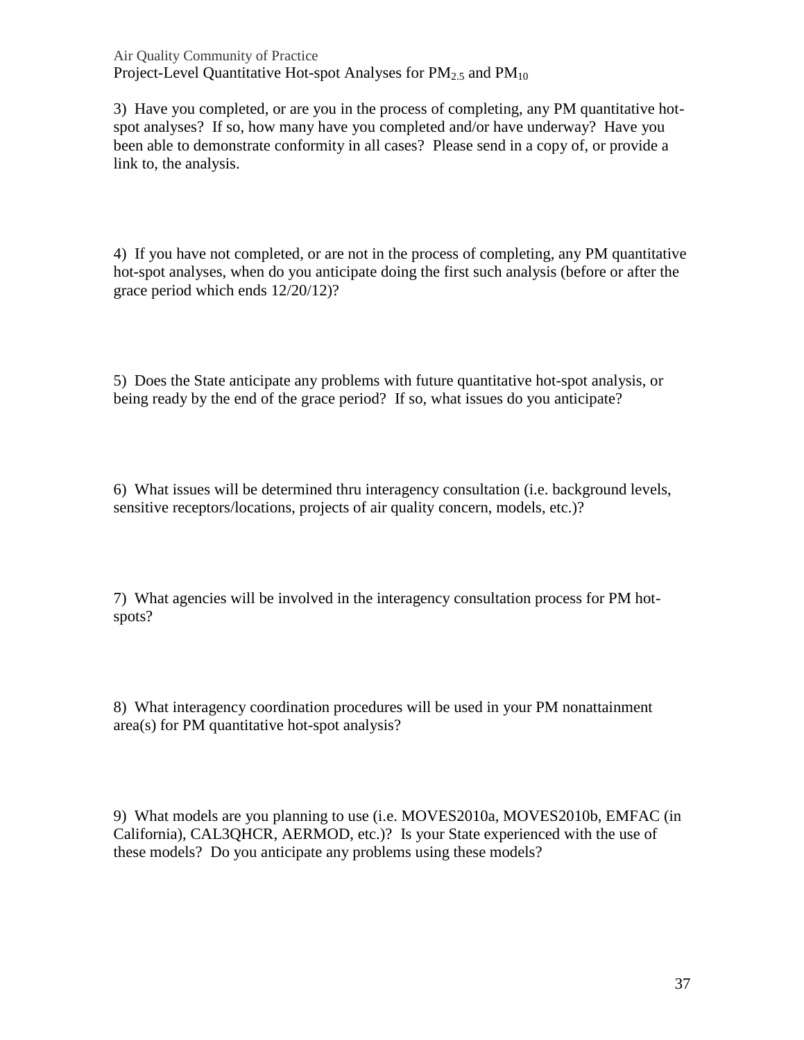3) Have you completed, or are you in the process of completing, any PM quantitative hot-spot analyses? If so, how many have you completed and/or have underway? Have you been able to demonstrate conformity in all cases? Please send in a copy of, or provide a link to, the analysis.

4) If you have not completed, or are not in the process of completing, any PM quantitative hot-spot analyses, when do you anticipate doing the first such analysis (before or after the grace period which ends 12/20/12)?

5) Does the State anticipate any problems with future quantitative hot-spot analysis, or being ready by the end of the grace period? If so, what issues do you anticipate?

6) What issues will be determined thru interagency consultation (i.e. background levels, sensitive receptors/locations, projects of air quality concern, models, etc.)?

7) What agencies will be involved in the interagency consultation process for PM hot-spots?

8) What interagency coordination procedures will be used in your PM nonattainment area(s) for PM quantitative hot-spot analysis?

9) What models are you planning to use (i.e. MOVES2010a, MOVES2010b, EMFAC (in California), CAL3QHCR, AERMOD, etc.)? Is your State experienced with the use of these models? Do you anticipate any problems using these models?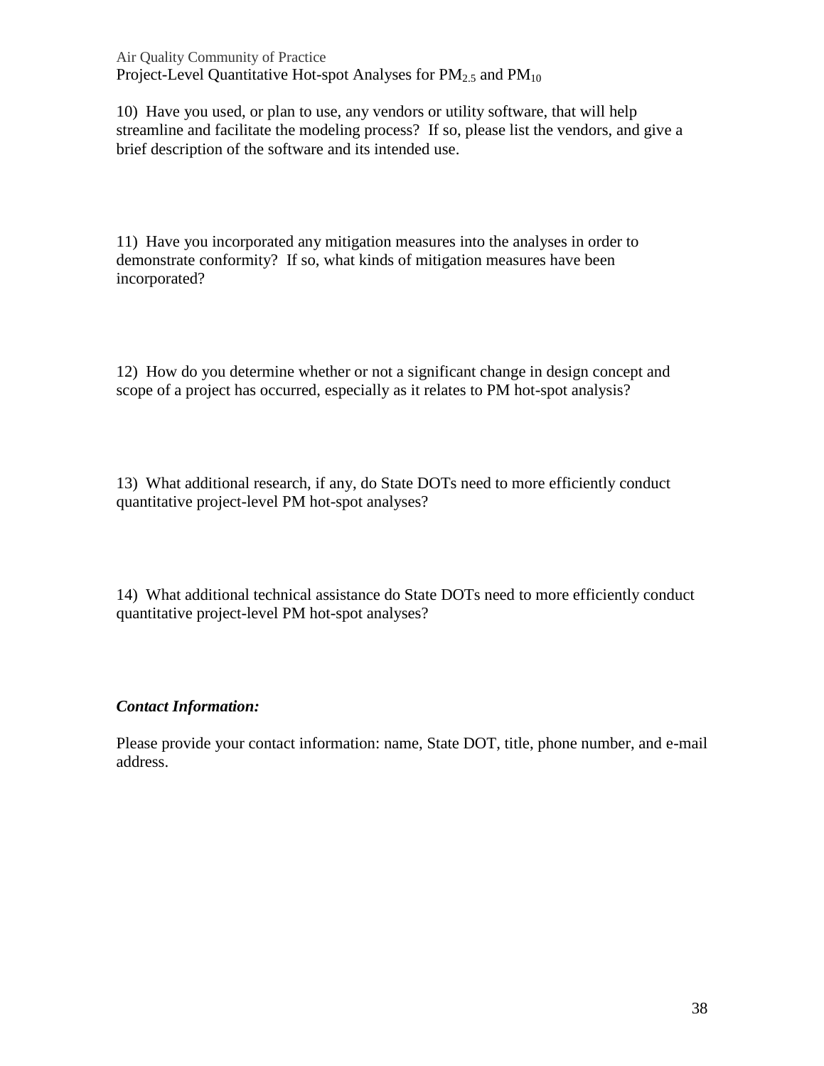10) Have you used, or plan to use, any vendors or utility software, that will help streamline and facilitate the modeling process? If so, please list the vendors, and give a brief description of the software and its intended use.

11) Have you incorporated any mitigation measures into the analyses in order to demonstrate conformity? If so, what kinds of mitigation measures have been incorporated?

12) How do you determine whether or not a significant change in design concept and scope of a project has occurred, especially as it relates to PM hot-spot analysis?

13) What additional research, if any, do State DOTs need to more efficiently conduct quantitative project-level PM hot-spot analyses?

14) What additional technical assistance do State DOTs need to more efficiently conduct quantitative project-level PM hot-spot analyses?

***Contact Information:***

Please provide your contact information: name, State DOT, title, phone number, and e-mail address.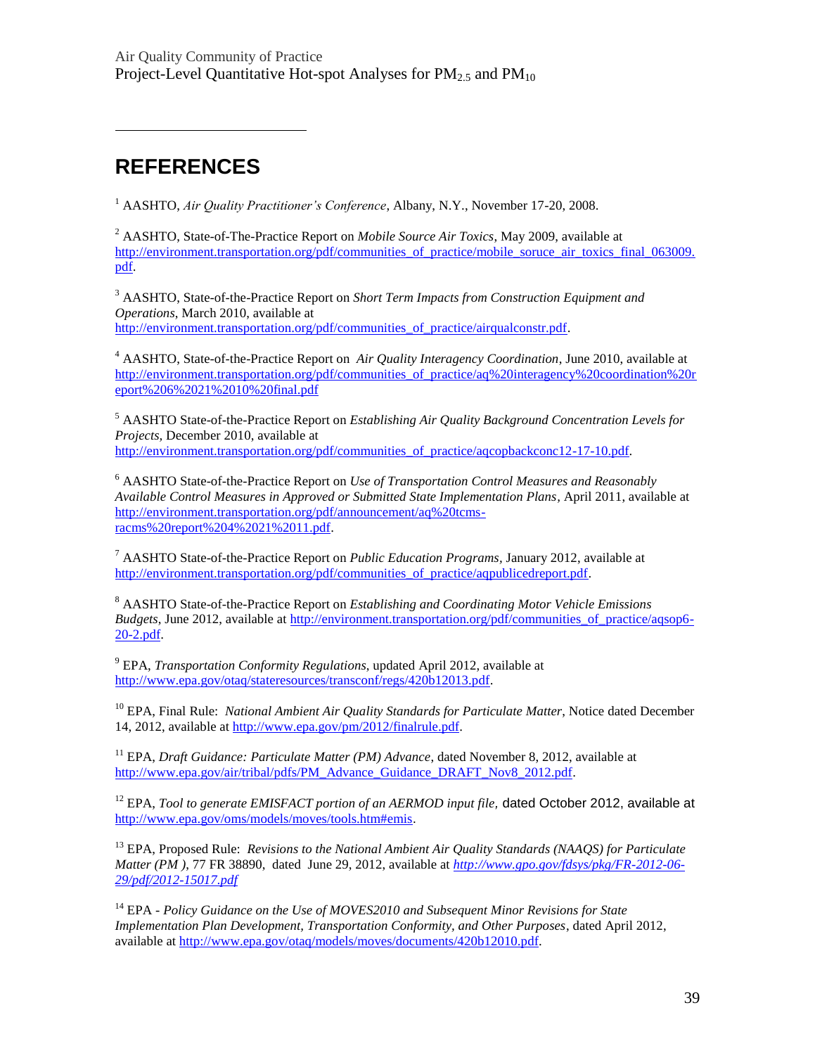# REFERENCES

[1] AASHTO, *Air Quality Practitioner's Conference*, Albany, N.Y., November 17-20, 2008.

[2] AASHTO, State-of-The-Practice Report on *Mobile Source Air Toxics*, May 2009, available at http://environment.transportation.org/pdf/communities_of_practice/mobile_soruce_air_toxics_final_063009.pdf.

[3] AASHTO, State-of-the-Practice Report on *Short Term Impacts from Construction Equipment and Operations*, March 2010, available at http://environment.transportation.org/pdf/communities_of_practice/airqualconstr.pdf.

[4] AASHTO, State-of-the-Practice Report on *Air Quality Interagency Coordination*, June 2010, available at http://environment.transportation.org/pdf/communities_of_practice/aq%20interagency%20coordination%20report%206%2021%2010%20final.pdf

[5] AASHTO State-of-the-Practice Report on *Establishing Air Quality Background Concentration Levels for Projects,* December 2010, available at http://environment.transportation.org/pdf/communities_of_practice/aqcopbackconc12-17-10.pdf.

[6] AASHTO State-of-the-Practice Report on *Use of Transportation Control Measures and Reasonably Available Control Measures in Approved or Submitted State Implementation Plans*, April 2011, available at http://environment.transportation.org/pdf/announcement/aq%20tcms-racms%20report%204%2021%2011.pdf.

[7] AASHTO State-of-the-Practice Report on *Public Education Programs*, January 2012, available at http://environment.transportation.org/pdf/communities_of_practice/aqpublicedreport.pdf.

[8] AASHTO State-of-the-Practice Report on *Establishing and Coordinating Motor Vehicle Emissions Budgets*, June 2012, available at http://environment.transportation.org/pdf/communities_of_practice/aqsop6-20-2.pdf.

[9] EPA, *Transportation Conformity Regulations*, updated April 2012, available at http://www.epa.gov/otaq/stateresources/transconf/regs/420b12013.pdf.

[10] EPA, Final Rule: *National Ambient Air Quality Standards for Particulate Matter*, Notice dated December 14, 2012, available at http://www.epa.gov/pm/2012/finalrule.pdf.

[11] EPA, *Draft Guidance: Particulate Matter (PM) Advance*, dated November 8, 2012, available at http://www.epa.gov/air/tribal/pdfs/PM_Advance_Guidance_DRAFT_Nov8_2012.pdf.

[12] EPA, *Tool to generate EMISFACT portion of an AERMOD input file,* dated October 2012, available at http://www.epa.gov/oms/models/moves/tools.htm#emis.

[13] EPA, Proposed Rule: *Revisions to the National Ambient Air Quality Standards (NAAQS) for Particulate Matter (PM )*, 77 FR 38890, dated June 29, 2012, available at *http://www.gpo.gov/fdsys/pkg/FR-2012-06-29/pdf/2012-15017.pdf*

[14] EPA - *Policy Guidance on the Use of MOVES2010 and Subsequent Minor Revisions for State Implementation Plan Development, Transportation Conformity, and Other Purposes*, dated April 2012, available at http://www.epa.gov/otaq/models/moves/documents/420b12010.pdf.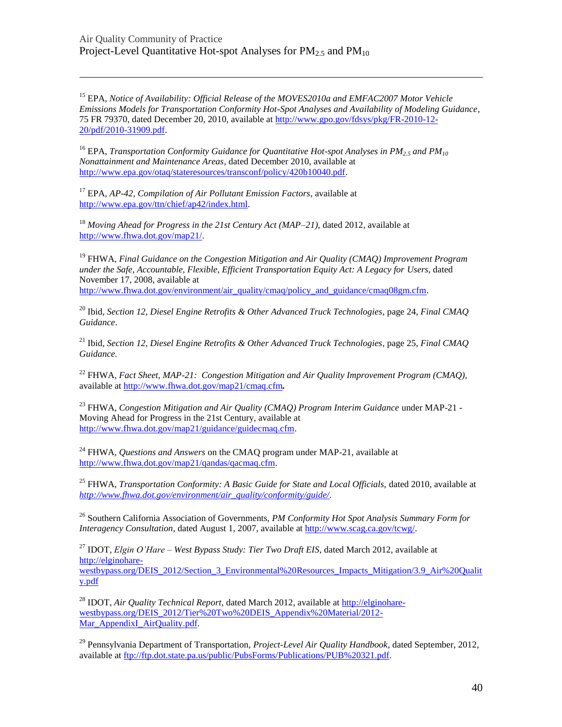[15] EPA, *Notice of Availability: Official Release of the MOVES2010a and EMFAC2007 Motor Vehicle Emissions Models for Transportation Conformity Hot-Spot Analyses and Availability of Modeling Guidance*, 75 FR 79370, dated December 20, 2010, available at http://www.gpo.gov/fdsys/pkg/FR-2010-12-20/pdf/2010-31909.pdf.

[16] EPA, *Transportation Conformity Guidance for Quantitative Hot-spot Analyses in $PM_{2.5}$ and $PM_{10}$ Nonattainment and Maintenance Areas*, dated December 2010, available at http://www.epa.gov/otaq/stateresources/transconf/policy/420b10040.pdf.

[17] EPA, *AP-42, Compilation of Air Pollutant Emission Factors*, available at http://www.epa.gov/ttn/chief/ap42/index.html.

[18] *Moving Ahead for Progress in the 21st Century Act (MAP–21)*, dated 2012, available at http://www.fhwa.dot.gov/map21/.

[19] FHWA, *Final Guidance on the Congestion Mitigation and Air Quality (CMAQ) Improvement Program under the Safe, Accountable, Flexible, Efficient Transportation Equity Act: A Legacy for Users*, dated November 17, 2008, available at http://www.fhwa.dot.gov/environment/air_quality/cmaq/policy_and_guidance/cmaq08gm.cfm.

[20] Ibid, *Section 12, Diesel Engine Retrofits & Other Advanced Truck Technologies*, page 24, *Final CMAQ Guidance*.

[21] Ibid, *Section 12, Diesel Engine Retrofits & Other Advanced Truck Technologies*, page 25, *Final CMAQ Guidance.*

[22] FHWA, *Fact Sheet, MAP-21: Congestion Mitigation and Air Quality Improvement Program (CMAQ),* available at http://www.fhwa.dot.gov/map21/cmaq.cfm**.**

[23] FHWA, *Congestion Mitigation and Air Quality (CMAQ) Program Interim Guidance* under MAP-21 - Moving Ahead for Progress in the 21st Century, available at http://www.fhwa.dot.gov/map21/guidance/guidecmaq.cfm.

[24] FHWA, *Questions and Answers* on the CMAQ program under MAP-21, available at http://www.fhwa.dot.gov/map21/qandas/qacmaq.cfm.

[25] FHWA, *Transportation Conformity: A Basic Guide for State and Local Officials,* dated 2010, available at *http://www.fhwa.dot.gov/environment/air_quality/conformity/guide/*.

[26] Southern California Association of Governments, *PM Conformity Hot Spot Analysis Summary Form for Interagency Consultation,* dated August 1, 2007, available at http://www.scag.ca.gov/tcwg/.

[27] IDOT, *Elgin O'Hare – West Bypass Study: Tier Two Draft EIS*, dated March 2012, available at http://elginohare-westbypass.org/DEIS_2012/Section_3_Environmental%20Resources_Impacts_Mitigation/3.9_Air%20Quality.pdf

[28] IDOT, *Air Quality Technical Report*, dated March 2012, available at http://elginohare-westbypass.org/DEIS_2012/Tier%20Two%20DEIS_Appendix%20Material/2012-Mar_AppendixI_AirQuality.pdf.

[29] Pennsylvania Department of Transportation, *Project-Level Air Quality Handbook*, dated September, 2012, available at ftp://ftp.dot.state.pa.us/public/PubsForms/Publications/PUB%20321.pdf.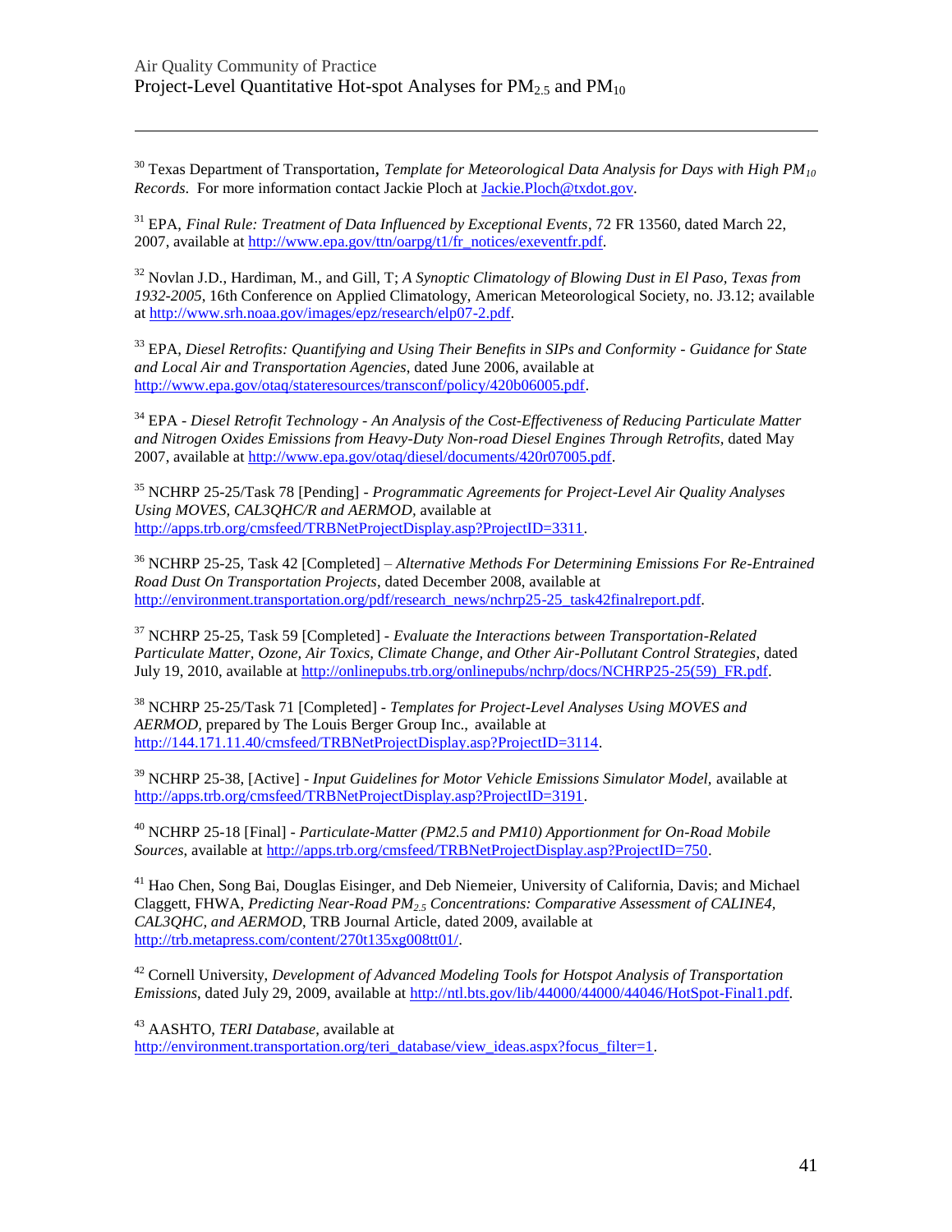[30] Texas Department of Transportation, *Template for Meteorological Data Analysis for Days with High $PM_{10}$ Records*. For more information contact Jackie Ploch at Jackie.Ploch@txdot.gov.

[31] EPA, *Final Rule: Treatment of Data Influenced by Exceptional Events*, 72 FR 13560, dated March 22, 2007, available at http://www.epa.gov/ttn/oarpg/t1/fr_notices/exeventfr.pdf.

[32] Novlan J.D., Hardiman, M., and Gill, T; *A Synoptic Climatology of Blowing Dust in El Paso, Texas from 1932-2005*, 16th Conference on Applied Climatology, American Meteorological Society, no. J3.12; available at http://www.srh.noaa.gov/images/epz/research/elp07-2.pdf.

[33] EPA, *Diesel Retrofits: Quantifying and Using Their Benefits in SIPs and Conformity - Guidance for State and Local Air and Transportation Agencies*, dated June 2006, available at http://www.epa.gov/otaq/stateresources/transconf/policy/420b06005.pdf.

[34] EPA - *Diesel Retrofit Technology - An Analysis of the Cost-Effectiveness of Reducing Particulate Matter and Nitrogen Oxides Emissions from Heavy-Duty Non-road Diesel Engines Through Retrofits*, dated May 2007, available at http://www.epa.gov/otaq/diesel/documents/420r07005.pdf.

[35] NCHRP 25-25/Task 78 [Pending] - *Programmatic Agreements for Project-Level Air Quality Analyses Using MOVES, CAL3QHC/R and AERMOD*, available at http://apps.trb.org/cmsfeed/TRBNetProjectDisplay.asp?ProjectID=3311.

[36] NCHRP 25-25, Task 42 [Completed] – *Alternative Methods For Determining Emissions For Re-Entrained Road Dust On Transportation Projects*, dated December 2008, available at http://environment.transportation.org/pdf/research_news/nchrp25-25_task42finalreport.pdf.

[37] NCHRP 25-25, Task 59 [Completed] - *Evaluate the Interactions between Transportation-Related Particulate Matter, Ozone, Air Toxics, Climate Change, and Other Air-Pollutant Control Strategies*, dated July 19, 2010, available at http://onlinepubs.trb.org/onlinepubs/nchrp/docs/NCHRP25-25(59)_FR.pdf.

[38] NCHRP 25-25/Task 71 [Completed] - *Templates for Project-Level Analyses Using MOVES and AERMOD*, prepared by The Louis Berger Group Inc., available at http://144.171.11.40/cmsfeed/TRBNetProjectDisplay.asp?ProjectID=3114.

[39] NCHRP 25-38, [Active] - *Input Guidelines for Motor Vehicle Emissions Simulator Model*, available at http://apps.trb.org/cmsfeed/TRBNetProjectDisplay.asp?ProjectID=3191.

[40] NCHRP 25-18 [Final] - *Particulate-Matter (PM2.5 and PM10) Apportionment for On-Road Mobile Sources*, available at http://apps.trb.org/cmsfeed/TRBNetProjectDisplay.asp?ProjectID=750.

[41] Hao Chen, Song Bai, Douglas Eisinger, and Deb Niemeier, University of California, Davis; and Michael Claggett, FHWA, *Predicting Near-Road $PM_{2.5}$ Concentrations: Comparative Assessment of CALINE4, CAL3QHC, and AERMOD*, TRB Journal Article, dated 2009, available at http://trb.metapress.com/content/270t135xg008tt01/.

[42] Cornell University, *Development of Advanced Modeling Tools for Hotspot Analysis of Transportation Emissions*, dated July 29, 2009, available at http://ntl.bts.gov/lib/44000/44000/44046/HotSpot-Final1.pdf.

[43] AASHTO, *TERI Database*, available at http://environment.transportation.org/teri_database/view_ideas.aspx?focus_filter=1.